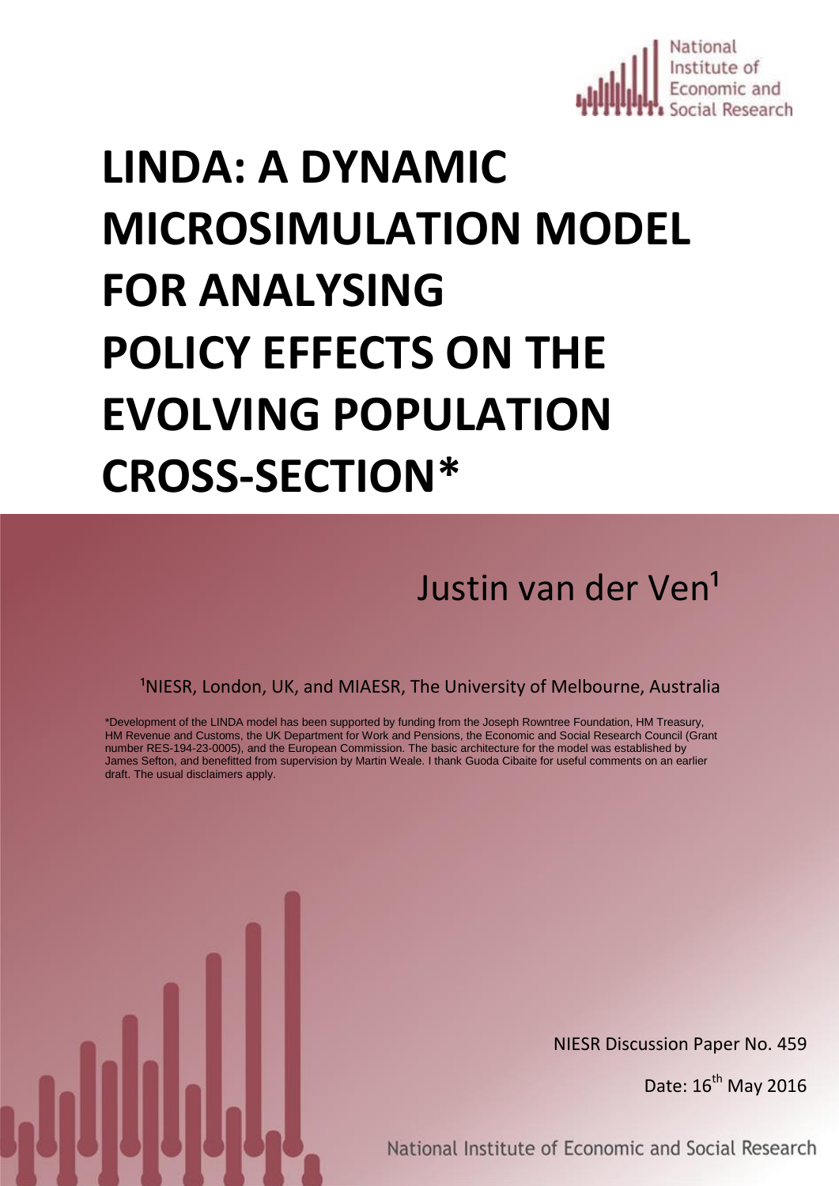National Institute of Economic and Social Research

# LINDA: A DYNAMIC MICROSIMULATION MODEL FOR ANALYSING POLICY EFFECTS ON THE EVOLVING POPULATION CROSS-SECTION*

## Justin van der Ven[1]

[1]NIESR, London, UK, and MIAESR, The University of Melbourne, Australia

*Development of the LINDA model has been supported by funding from the Joseph Rowntree Foundation, HM Treasury, HM Revenue and Customs, the UK Department for Work and Pensions, the Economic and Social Research Council (Grant number RES-194-23-0005), and the European Commission. The basic architecture for the model was established by James Sefton, and benefitted from supervision by Martin Weale. I thank Guoda Cibaite for useful comments on an earlier draft. The usual disclaimers apply.

NIESR Discussion Paper No. 459

Date: 16th May 2016

National Institute of Economic and Social Research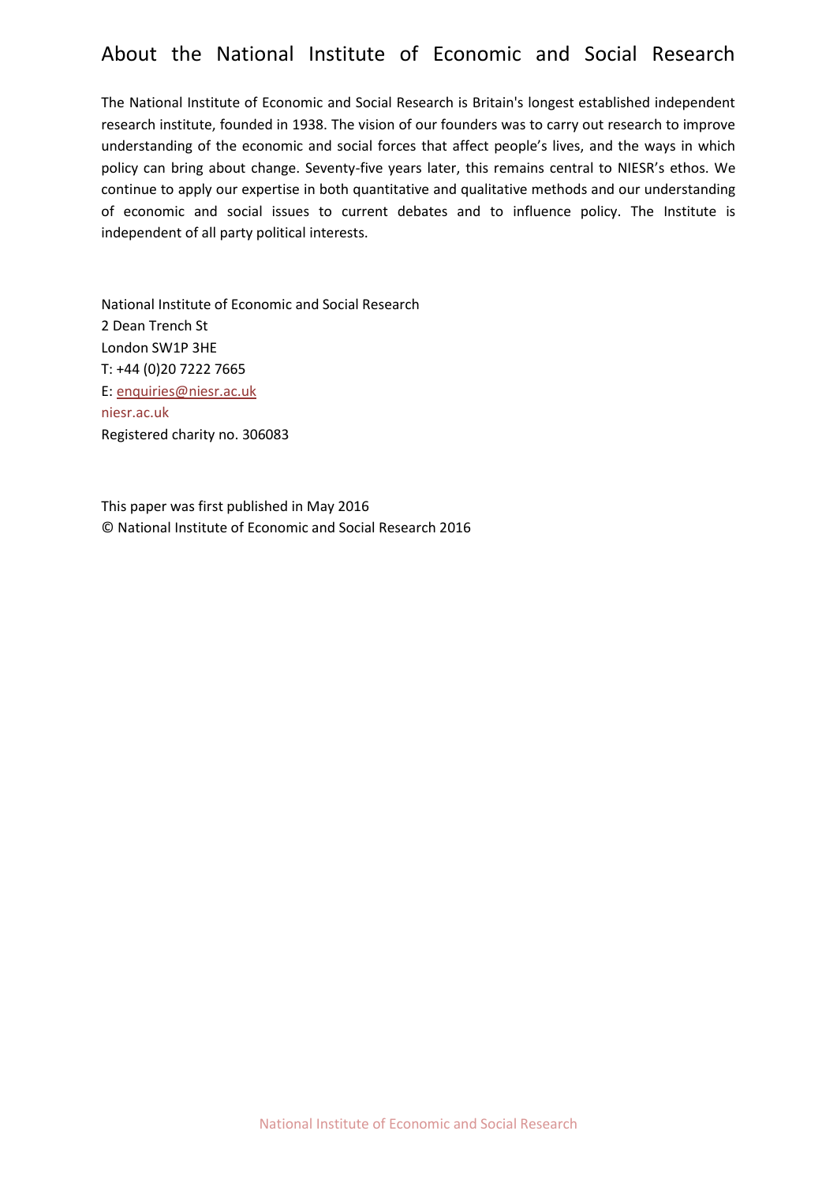# About the National Institute of Economic and Social Research

The National Institute of Economic and Social Research is Britain's longest established independent research institute, founded in 1938. The vision of our founders was to carry out research to improve understanding of the economic and social forces that affect people's lives, and the ways in which policy can bring about change. Seventy-five years later, this remains central to NIESR's ethos. We continue to apply our expertise in both quantitative and qualitative methods and our understanding of economic and social issues to current debates and to influence policy. The Institute is independent of all party political interests.

National Institute of Economic and Social Research
2 Dean Trench St
London SW1P 3HE
T: +44 (0)20 7222 7665
E: enquiries@niesr.ac.uk
niesr.ac.uk
Registered charity no. 306083

This paper was first published in May 2016
© National Institute of Economic and Social Research 2016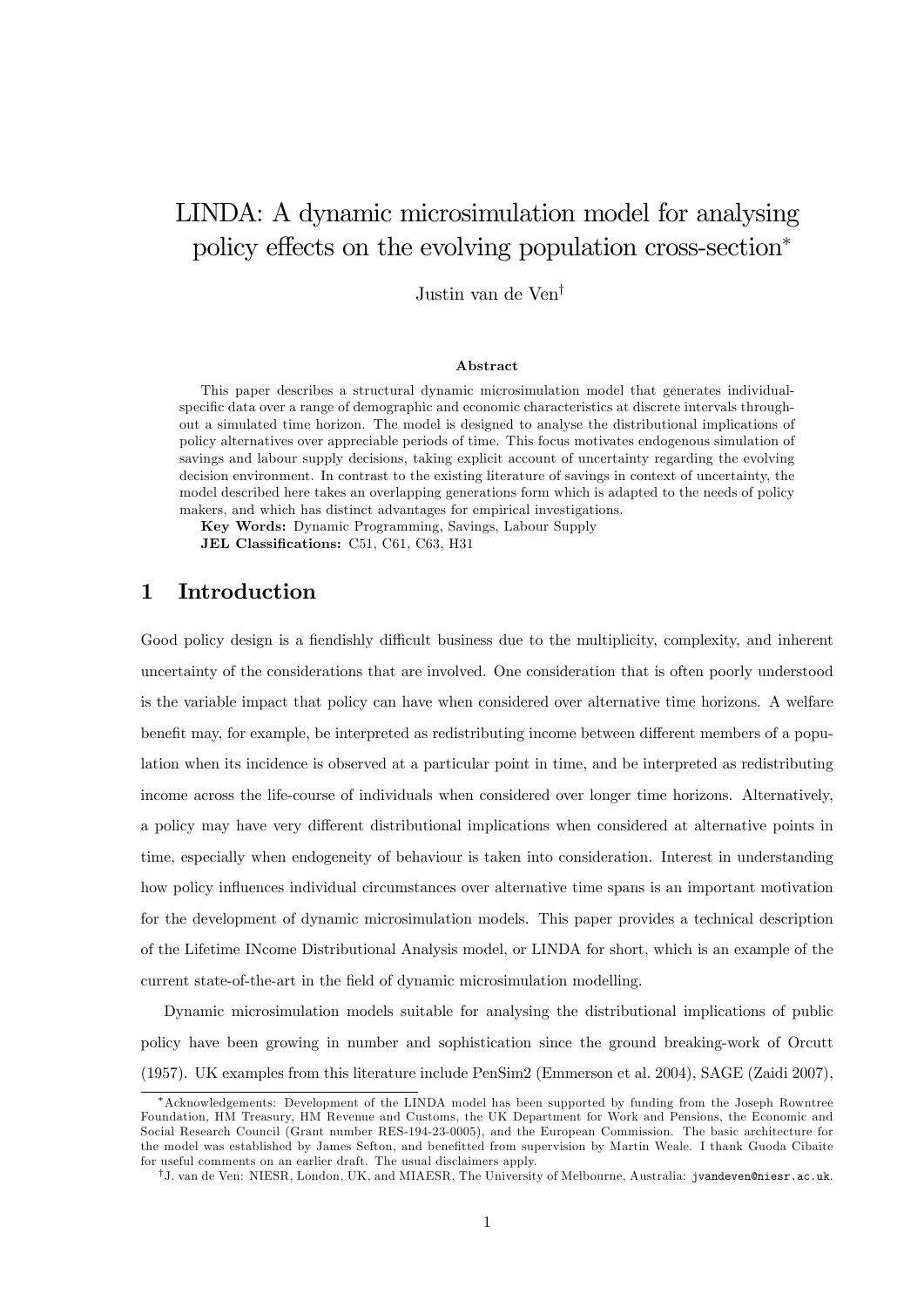# LINDA: A dynamic microsimulation model for analysing policy effects on the evolving population cross-section*

Justin van de Ven†

**Abstract**

This paper describes a structural dynamic microsimulation model that generates individual-specific data over a range of demographic and economic characteristics at discrete intervals throughout a simulated time horizon. The model is designed to analyse the distributional implications of policy alternatives over appreciable periods of time. This focus motivates endogenous simulation of savings and labour supply decisions, taking explicit account of uncertainty regarding the evolving decision environment. In contrast to the existing literature of savings in context of uncertainty, the model described here takes an overlapping generations form which is adapted to the needs of policy makers, and which has distinct advantages for empirical investigations.

**Key Words:** Dynamic Programming, Savings, Labour Supply

**JEL Classifications:** C51, C61, C63, H31

## 1 Introduction

Good policy design is a fiendishly difficult business due to the multiplicity, complexity, and inherent uncertainty of the considerations that are involved. One consideration that is often poorly understood is the variable impact that policy can have when considered over alternative time horizons. A welfare benefit may, for example, be interpreted as redistributing income between different members of a population when its incidence is observed at a particular point in time, and be interpreted as redistributing income across the life-course of individuals when considered over longer time horizons. Alternatively, a policy may have very different distributional implications when considered at alternative points in time, especially when endogeneity of behaviour is taken into consideration. Interest in understanding how policy influences individual circumstances over alternative time spans is an important motivation for the development of dynamic microsimulation models. This paper provides a technical description of the Lifetime INcome Distributional Analysis model, or LINDA for short, which is an example of the current state-of-the-art in the field of dynamic microsimulation modelling.

Dynamic microsimulation models suitable for analysing the distributional implications of public policy have been growing in number and sophistication since the ground breaking-work of Orcutt (1957). UK examples from this literature include PenSim2 (Emmerson et al. 2004), SAGE (Zaidi 2007),

*Acknowledgements: Development of the LINDA model has been supported by funding from the Joseph Rowntree Foundation, HM Treasury, HM Revenue and Customs, the UK Department for Work and Pensions, the Economic and Social Research Council (Grant number RES-194-23-0005), and the European Commission. The basic architecture for the model was established by James Sefton, and benefitted from supervision by Martin Weale. I thank Guoda Cibaite for useful comments on an earlier draft. The usual disclaimers apply.

†J. van de Ven: NIESR, London, UK, and MIAESR, The University of Melbourne, Australia: jvandeven@niesr.ac.uk.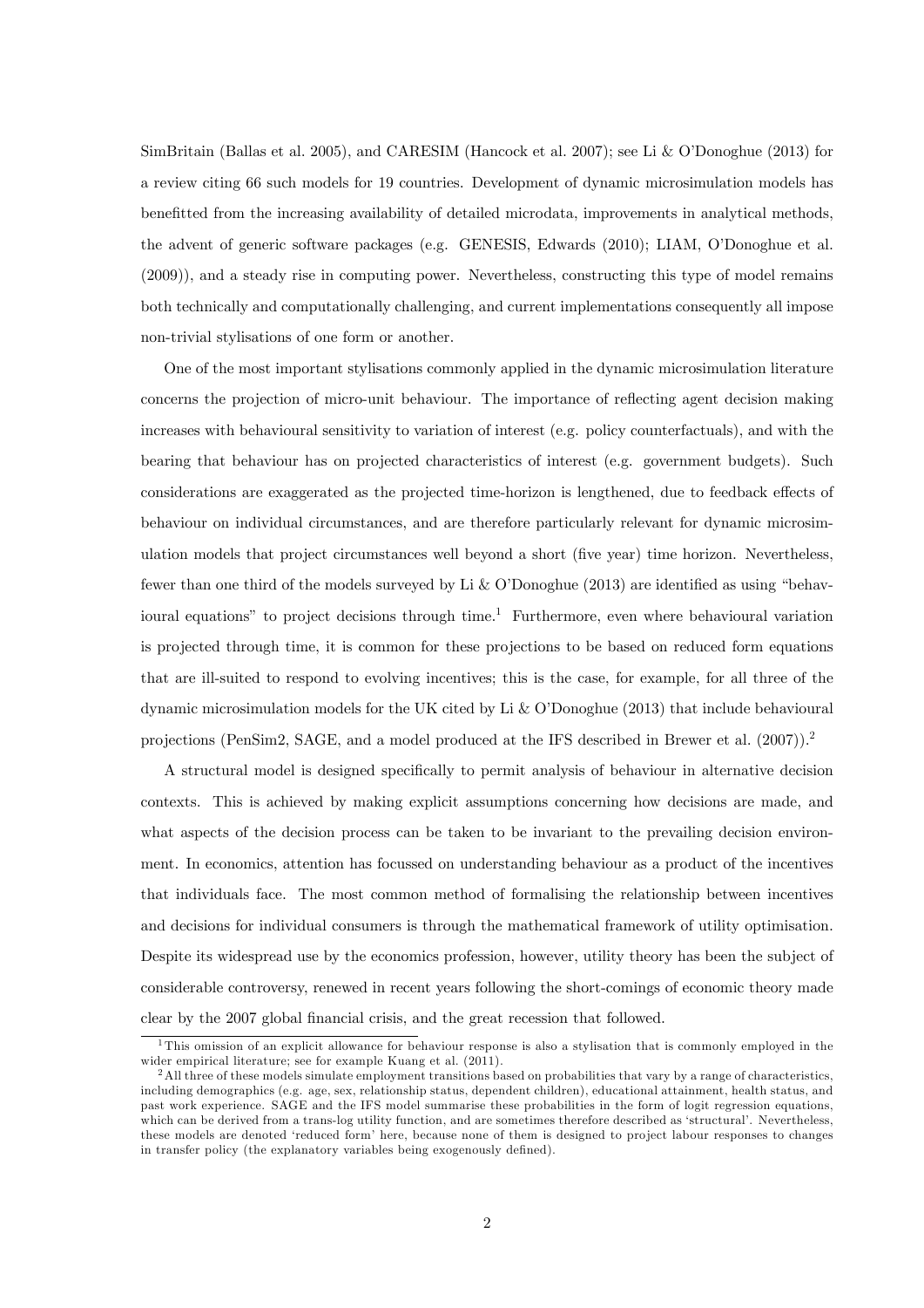SimBritain (Ballas et al. 2005), and CARESIM (Hancock et al. 2007); see Li & O'Donoghue (2013) for a review citing 66 such models for 19 countries. Development of dynamic microsimulation models has benefitted from the increasing availability of detailed microdata, improvements in analytical methods, the advent of generic software packages (e.g. GENESIS, Edwards (2010); LIAM, O'Donoghue et al. (2009)), and a steady rise in computing power. Nevertheless, constructing this type of model remains both technically and computationally challenging, and current implementations consequently all impose non-trivial stylisations of one form or another.

One of the most important stylisations commonly applied in the dynamic microsimulation literature concerns the projection of micro-unit behaviour. The importance of reflecting agent decision making increases with behavioural sensitivity to variation of interest (e.g. policy counterfactuals), and with the bearing that behaviour has on projected characteristics of interest (e.g. government budgets). Such considerations are exaggerated as the projected time-horizon is lengthened, due to feedback effects of behaviour on individual circumstances, and are therefore particularly relevant for dynamic microsimulation models that project circumstances well beyond a short (five year) time horizon. Nevertheless, fewer than one third of the models surveyed by Li & O'Donoghue (2013) are identified as using "behavioural equations" to project decisions through time.[1] Furthermore, even where behavioural variation is projected through time, it is common for these projections to be based on reduced form equations that are ill-suited to respond to evolving incentives; this is the case, for example, for all three of the dynamic microsimulation models for the UK cited by Li & O'Donoghue (2013) that include behavioural projections (PenSim2, SAGE, and a model produced at the IFS described in Brewer et al. (2007)).[2]

A structural model is designed specifically to permit analysis of behaviour in alternative decision contexts. This is achieved by making explicit assumptions concerning how decisions are made, and what aspects of the decision process can be taken to be invariant to the prevailing decision environment. In economics, attention has focussed on understanding behaviour as a product of the incentives that individuals face. The most common method of formalising the relationship between incentives and decisions for individual consumers is through the mathematical framework of utility optimisation. Despite its widespread use by the economics profession, however, utility theory has been the subject of considerable controversy, renewed in recent years following the short-comings of economic theory made clear by the 2007 global financial crisis, and the great recession that followed.

[1] This omission of an explicit allowance for behaviour response is also a stylisation that is commonly employed in the wider empirical literature; see for example Kuang et al. (2011).

[2] All three of these models simulate employment transitions based on probabilities that vary by a range of characteristics, including demographics (e.g. age, sex, relationship status, dependent children), educational attainment, health status, and past work experience. SAGE and the IFS model summarise these probabilities in the form of logit regression equations, which can be derived from a trans-log utility function, and are sometimes therefore described as 'structural'. Nevertheless, these models are denoted 'reduced form' here, because none of them is designed to project labour responses to changes in transfer policy (the explanatory variables being exogenously defined).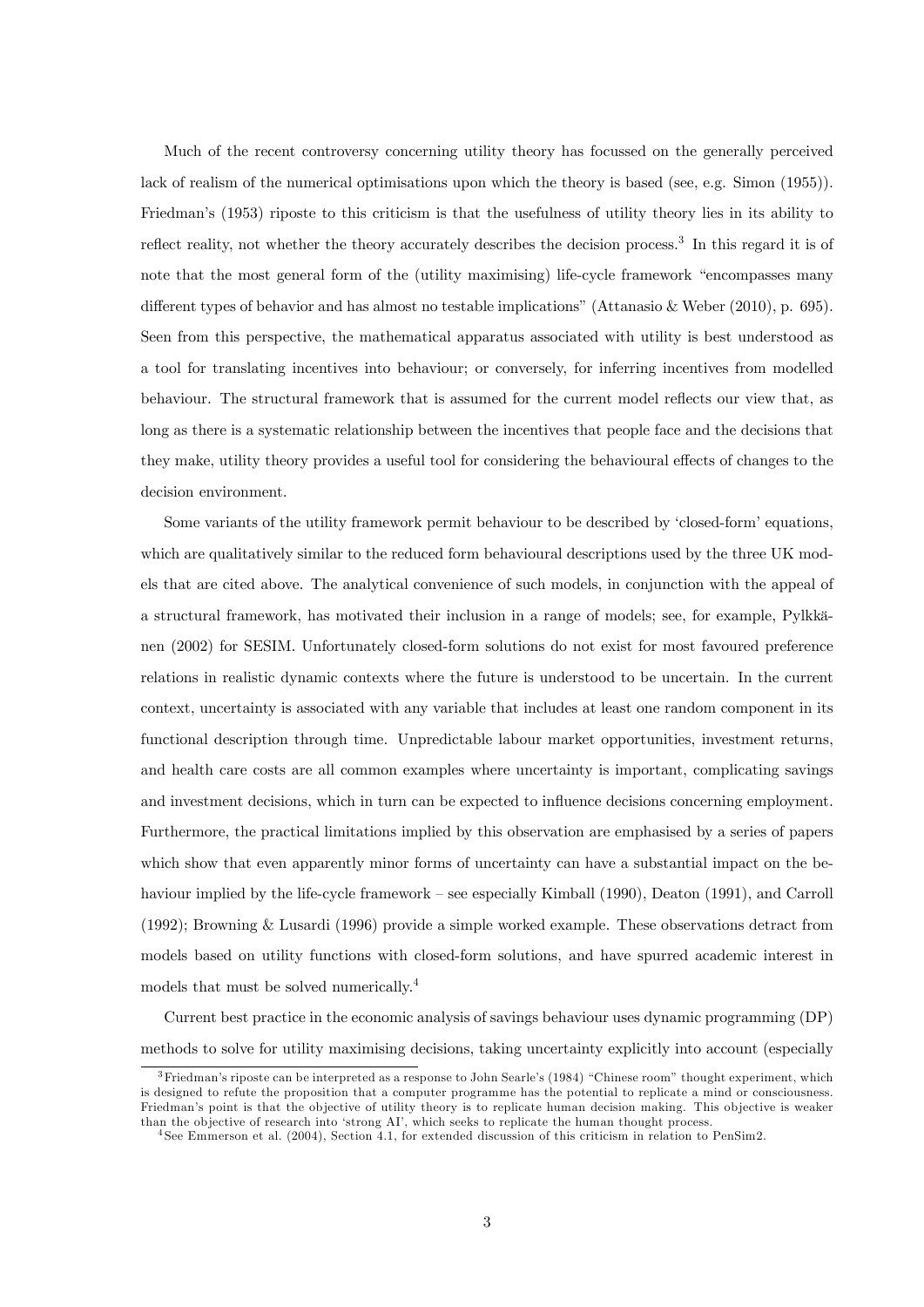Much of the recent controversy concerning utility theory has focussed on the generally perceived lack of realism of the numerical optimisations upon which the theory is based (see, e.g. Simon (1955)). Friedman's (1953) riposte to this criticism is that the usefulness of utility theory lies in its ability to reflect reality, not whether the theory accurately describes the decision process.[3] In this regard it is of note that the most general form of the (utility maximising) life-cycle framework "encompasses many different types of behavior and has almost no testable implications" (Attanasio & Weber (2010), p. 695). Seen from this perspective, the mathematical apparatus associated with utility is best understood as a tool for translating incentives into behaviour; or conversely, for inferring incentives from modelled behaviour. The structural framework that is assumed for the current model reflects our view that, as long as there is a systematic relationship between the incentives that people face and the decisions that they make, utility theory provides a useful tool for considering the behavioural effects of changes to the decision environment.

Some variants of the utility framework permit behaviour to be described by 'closed-form' equations, which are qualitatively similar to the reduced form behavioural descriptions used by the three UK models that are cited above. The analytical convenience of such models, in conjunction with the appeal of a structural framework, has motivated their inclusion in a range of models; see, for example, Pylkkänen (2002) for SESIM. Unfortunately closed-form solutions do not exist for most favoured preference relations in realistic dynamic contexts where the future is understood to be uncertain. In the current context, uncertainty is associated with any variable that includes at least one random component in its functional description through time. Unpredictable labour market opportunities, investment returns, and health care costs are all common examples where uncertainty is important, complicating savings and investment decisions, which in turn can be expected to influence decisions concerning employment. Furthermore, the practical limitations implied by this observation are emphasised by a series of papers which show that even apparently minor forms of uncertainty can have a substantial impact on the behaviour implied by the life-cycle framework – see especially Kimball (1990), Deaton (1991), and Carroll (1992); Browning & Lusardi (1996) provide a simple worked example. These observations detract from models based on utility functions with closed-form solutions, and have spurred academic interest in models that must be solved numerically.[4]

Current best practice in the economic analysis of savings behaviour uses dynamic programming (DP) methods to solve for utility maximising decisions, taking uncertainty explicitly into account (especially

[3] Friedman's riposte can be interpreted as a response to John Searle's (1984) "Chinese room" thought experiment, which is designed to refute the proposition that a computer programme has the potential to replicate a mind or consciousness. Friedman's point is that the objective of utility theory is to replicate human decision making. This objective is weaker than the objective of research into 'strong AI', which seeks to replicate the human thought process.

[4] See Emmerson et al. (2004), Section 4.1, for extended discussion of this criticism in relation to PenSim2.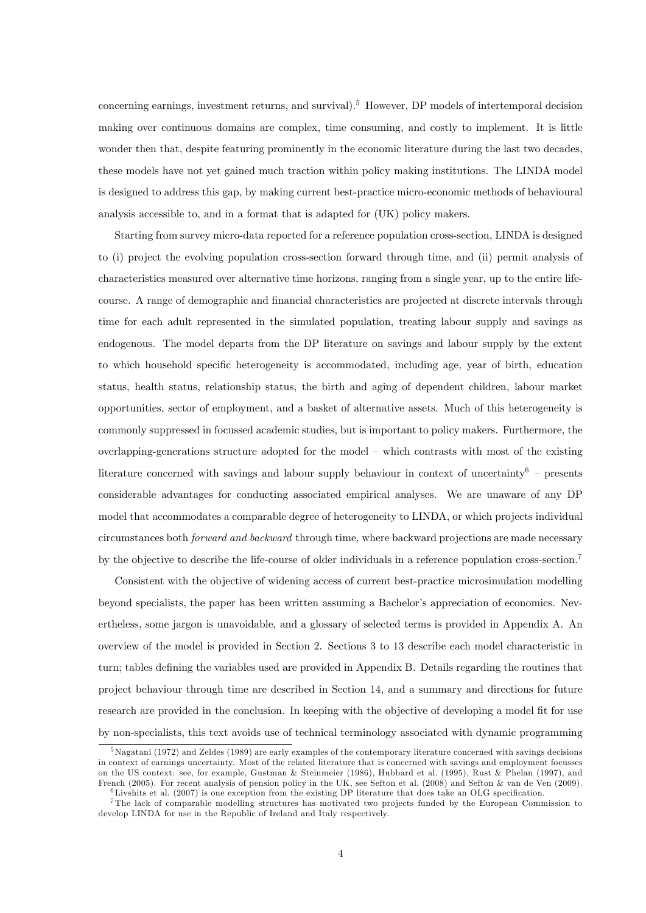concerning earnings, investment returns, and survival).[5] However, DP models of intertemporal decision making over continuous domains are complex, time consuming, and costly to implement. It is little wonder then that, despite featuring prominently in the economic literature during the last two decades, these models have not yet gained much traction within policy making institutions. The LINDA model is designed to address this gap, by making current best-practice micro-economic methods of behavioural analysis accessible to, and in a format that is adapted for (UK) policy makers.

Starting from survey micro-data reported for a reference population cross-section, LINDA is designed to (i) project the evolving population cross-section forward through time, and (ii) permit analysis of characteristics measured over alternative time horizons, ranging from a single year, up to the entire life-course. A range of demographic and financial characteristics are projected at discrete intervals through time for each adult represented in the simulated population, treating labour supply and savings as endogenous. The model departs from the DP literature on savings and labour supply by the extent to which household specific heterogeneity is accommodated, including age, year of birth, education status, health status, relationship status, the birth and aging of dependent children, labour market opportunities, sector of employment, and a basket of alternative assets. Much of this heterogeneity is commonly suppressed in focussed academic studies, but is important to policy makers. Furthermore, the overlapping-generations structure adopted for the model – which contrasts with most of the existing literature concerned with savings and labour supply behaviour in context of uncertainty[6] – presents considerable advantages for conducting associated empirical analyses. We are unaware of any DP model that accommodates a comparable degree of heterogeneity to LINDA, or which projects individual circumstances both *forward and backward* through time, where backward projections are made necessary by the objective to describe the life-course of older individuals in a reference population cross-section.[7]

Consistent with the objective of widening access of current best-practice microsimulation modelling beyond specialists, the paper has been written assuming a Bachelor's appreciation of economics. Nevertheless, some jargon is unavoidable, and a glossary of selected terms is provided in Appendix A. An overview of the model is provided in Section 2. Sections 3 to 13 describe each model characteristic in turn; tables defining the variables used are provided in Appendix B. Details regarding the routines that project behaviour through time are described in Section 14, and a summary and directions for future research are provided in the conclusion. In keeping with the objective of developing a model fit for use by non-specialists, this text avoids use of technical terminology associated with dynamic programming

---

[5] Nagatani (1972) and Zeldes (1989) are early examples of the contemporary literature concerned with savings decisions in context of earnings uncertainty. Most of the related literature that is concerned with savings and employment focusses on the US context: see, for example, Gustman & Steinmeier (1986), Hubbard et al. (1995), Rust & Phelan (1997), and French (2005). For recent analysis of pension policy in the UK, see Sefton et al. (2008) and Sefton & van de Ven (2009).

[6] Livshits et al. (2007) is one exception from the existing DP literature that does take an OLG specification.

[7] The lack of comparable modelling structures has motivated two projects funded by the European Commission to develop LINDA for use in the Republic of Ireland and Italy respectively.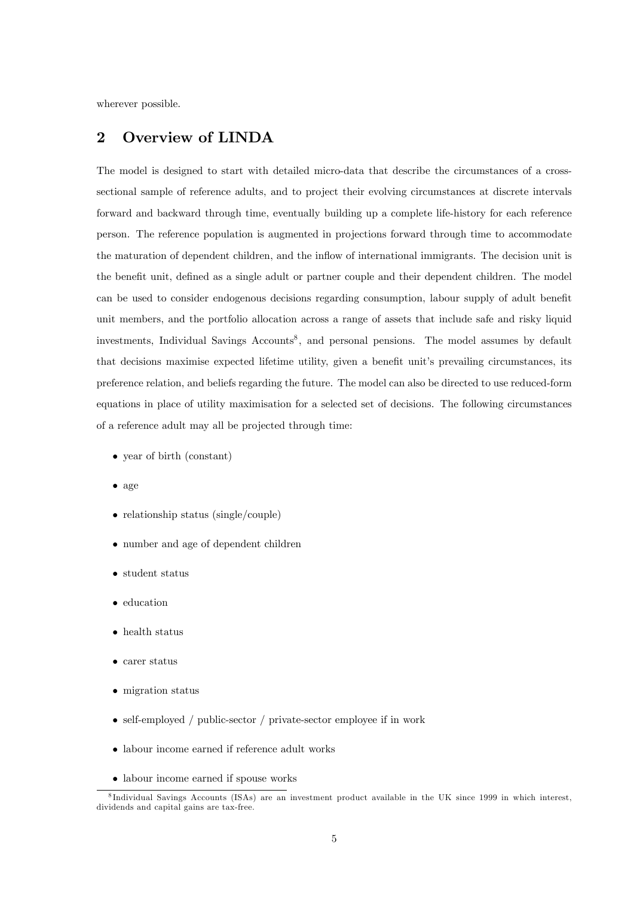wherever possible.

## 2 Overview of LINDA

The model is designed to start with detailed micro-data that describe the circumstances of a cross-sectional sample of reference adults, and to project their evolving circumstances at discrete intervals forward and backward through time, eventually building up a complete life-history for each reference person. The reference population is augmented in projections forward through time to accommodate the maturation of dependent children, and the inflow of international immigrants. The decision unit is the benefit unit, defined as a single adult or partner couple and their dependent children. The model can be used to consider endogenous decisions regarding consumption, labour supply of adult benefit unit members, and the portfolio allocation across a range of assets that include safe and risky liquid investments, Individual Savings Accounts[8], and personal pensions. The model assumes by default that decisions maximise expected lifetime utility, given a benefit unit's prevailing circumstances, its preference relation, and beliefs regarding the future. The model can also be directed to use reduced-form equations in place of utility maximisation for a selected set of decisions. The following circumstances of a reference adult may all be projected through time:

- year of birth (constant)
- age
- relationship status (single/couple)
- number and age of dependent children
- student status
- education
- health status
- carer status
- migration status
- self-employed / public-sector / private-sector employee if in work
- labour income earned if reference adult works
- labour income earned if spouse works

[8] Individual Savings Accounts (ISAs) are an investment product available in the UK since 1999 in which interest, dividends and capital gains are tax-free.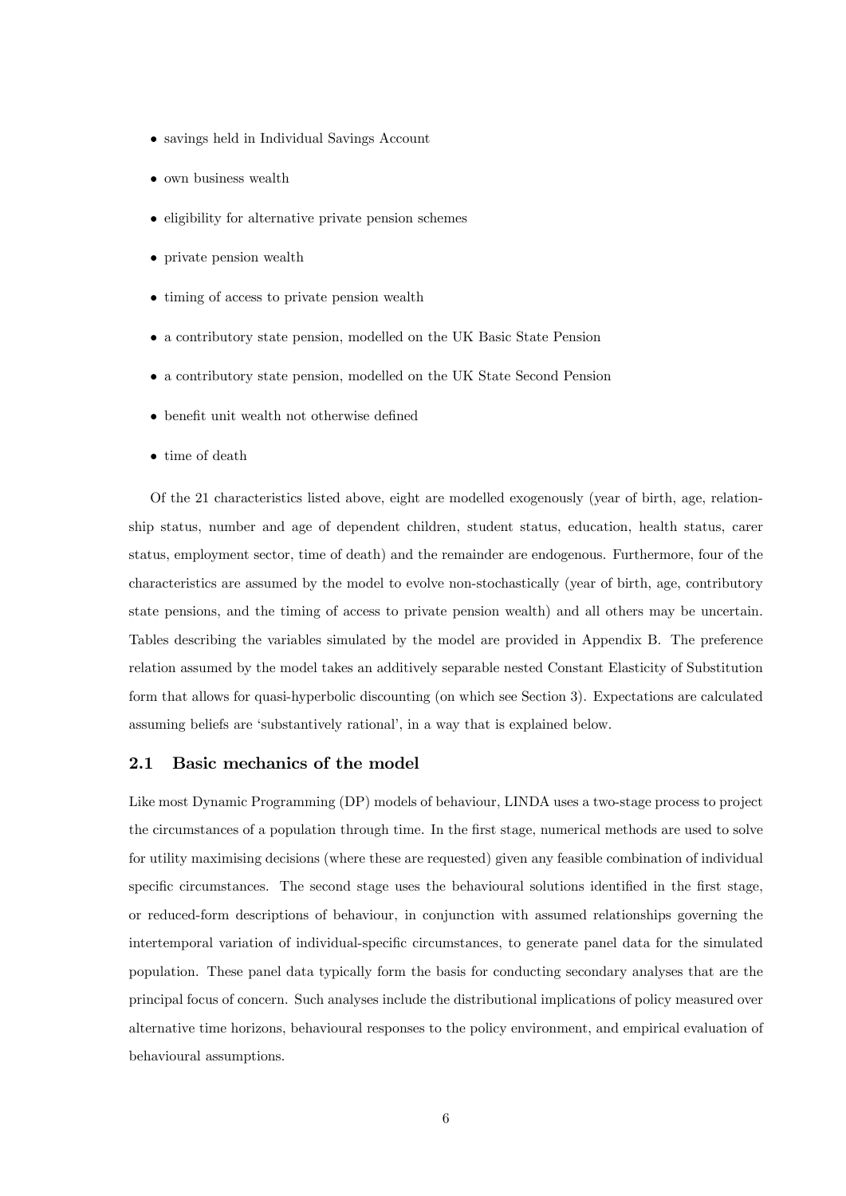- savings held in Individual Savings Account
- own business wealth
- eligibility for alternative private pension schemes
- private pension wealth
- timing of access to private pension wealth
- a contributory state pension, modelled on the UK Basic State Pension
- a contributory state pension, modelled on the UK State Second Pension
- benefit unit wealth not otherwise defined
- time of death

Of the 21 characteristics listed above, eight are modelled exogenously (year of birth, age, relationship status, number and age of dependent children, student status, education, health status, carer status, employment sector, time of death) and the remainder are endogenous. Furthermore, four of the characteristics are assumed by the model to evolve non-stochastically (year of birth, age, contributory state pensions, and the timing of access to private pension wealth) and all others may be uncertain. Tables describing the variables simulated by the model are provided in Appendix B. The preference relation assumed by the model takes an additively separable nested Constant Elasticity of Substitution form that allows for quasi-hyperbolic discounting (on which see Section 3). Expectations are calculated assuming beliefs are 'substantively rational', in a way that is explained below.

## 2.1 Basic mechanics of the model

Like most Dynamic Programming (DP) models of behaviour, LINDA uses a two-stage process to project the circumstances of a population through time. In the first stage, numerical methods are used to solve for utility maximising decisions (where these are requested) given any feasible combination of individual specific circumstances. The second stage uses the behavioural solutions identified in the first stage, or reduced-form descriptions of behaviour, in conjunction with assumed relationships governing the intertemporal variation of individual-specific circumstances, to generate panel data for the simulated population. These panel data typically form the basis for conducting secondary analyses that are the principal focus of concern. Such analyses include the distributional implications of policy measured over alternative time horizons, behavioural responses to the policy environment, and empirical evaluation of behavioural assumptions.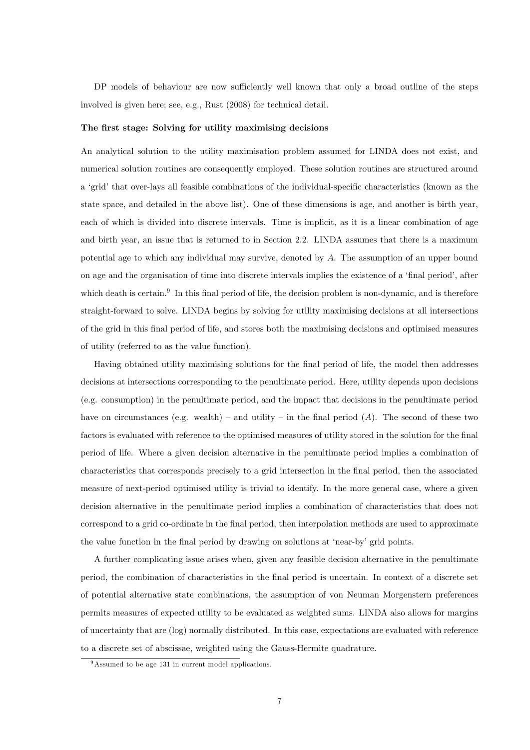DP models of behaviour are now sufficiently well known that only a broad outline of the steps involved is given here; see, e.g., Rust (2008) for technical detail.

**The first stage: Solving for utility maximising decisions**

An analytical solution to the utility maximisation problem assumed for LINDA does not exist, and numerical solution routines are consequently employed. These solution routines are structured around a 'grid' that over-lays all feasible combinations of the individual-specific characteristics (known as the state space, and detailed in the above list). One of these dimensions is age, and another is birth year, each of which is divided into discrete intervals. Time is implicit, as it is a linear combination of age and birth year, an issue that is returned to in Section 2.2. LINDA assumes that there is a maximum potential age to which any individual may survive, denoted by $A$. The assumption of an upper bound on age and the organisation of time into discrete intervals implies the existence of a 'final period', after which death is certain.[9] In this final period of life, the decision problem is non-dynamic, and is therefore straight-forward to solve. LINDA begins by solving for utility maximising decisions at all intersections of the grid in this final period of life, and stores both the maximising decisions and optimised measures of utility (referred to as the value function).

Having obtained utility maximising solutions for the final period of life, the model then addresses decisions at intersections corresponding to the penultimate period. Here, utility depends upon decisions (e.g. consumption) in the penultimate period, and the impact that decisions in the penultimate period have on circumstances (e.g. wealth) – and utility – in the final period ($A$). The second of these two factors is evaluated with reference to the optimised measures of utility stored in the solution for the final period of life. Where a given decision alternative in the penultimate period implies a combination of characteristics that corresponds precisely to a grid intersection in the final period, then the associated measure of next-period optimised utility is trivial to identify. In the more general case, where a given decision alternative in the penultimate period implies a combination of characteristics that does not correspond to a grid co-ordinate in the final period, then interpolation methods are used to approximate the value function in the final period by drawing on solutions at 'near-by' grid points.

A further complicating issue arises when, given any feasible decision alternative in the penultimate period, the combination of characteristics in the final period is uncertain. In context of a discrete set of potential alternative state combinations, the assumption of von Neuman Morgenstern preferences permits measures of expected utility to be evaluated as weighted sums. LINDA also allows for margins of uncertainty that are (log) normally distributed. In this case, expectations are evaluated with reference to a discrete set of abscissae, weighted using the Gauss-Hermite quadrature.

[9] Assumed to be age 131 in current model applications.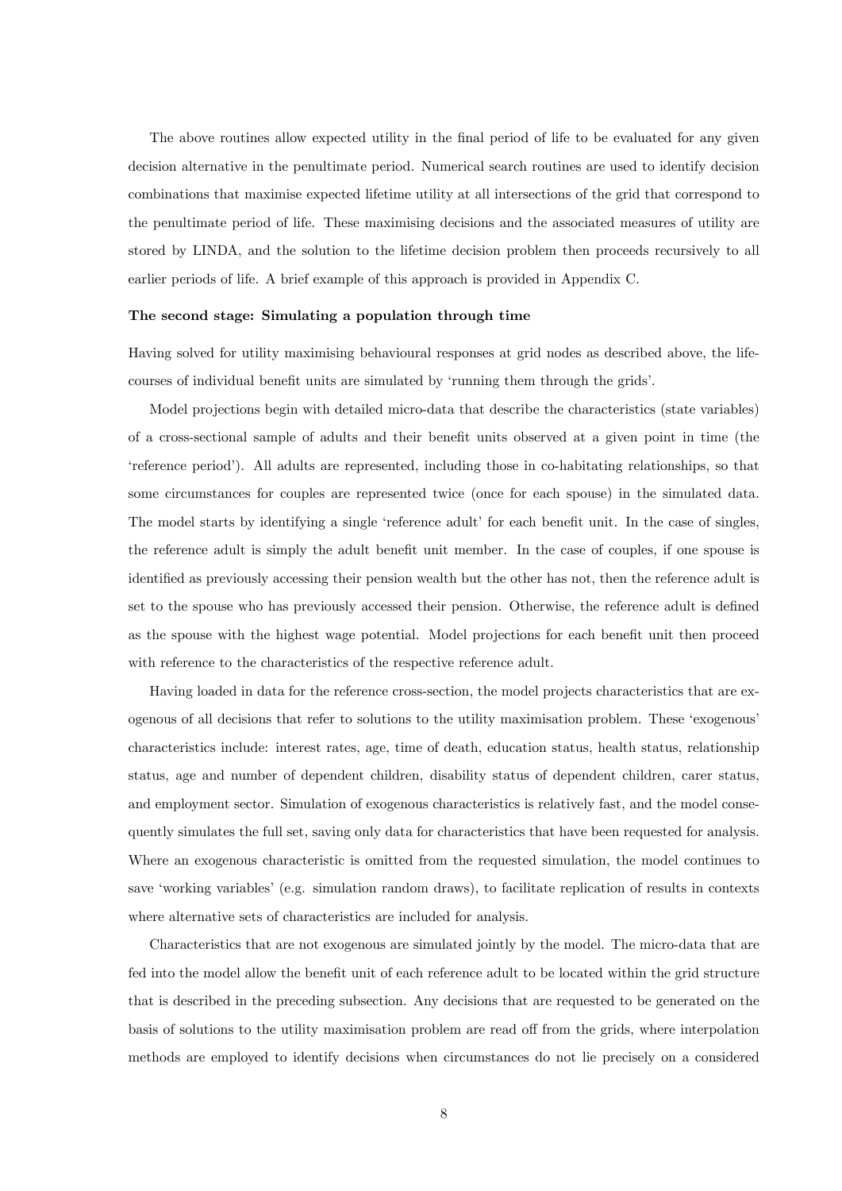The above routines allow expected utility in the final period of life to be evaluated for any given decision alternative in the penultimate period. Numerical search routines are used to identify decision combinations that maximise expected lifetime utility at all intersections of the grid that correspond to the penultimate period of life. These maximising decisions and the associated measures of utility are stored by LINDA, and the solution to the lifetime decision problem then proceeds recursively to all earlier periods of life. A brief example of this approach is provided in Appendix C.

**The second stage: Simulating a population through time**

Having solved for utility maximising behavioural responses at grid nodes as described above, the life-courses of individual benefit units are simulated by 'running them through the grids'.

Model projections begin with detailed micro-data that describe the characteristics (state variables) of a cross-sectional sample of adults and their benefit units observed at a given point in time (the 'reference period'). All adults are represented, including those in co-habitating relationships, so that some circumstances for couples are represented twice (once for each spouse) in the simulated data. The model starts by identifying a single 'reference adult' for each benefit unit. In the case of singles, the reference adult is simply the adult benefit unit member. In the case of couples, if one spouse is identified as previously accessing their pension wealth but the other has not, then the reference adult is set to the spouse who has previously accessed their pension. Otherwise, the reference adult is defined as the spouse with the highest wage potential. Model projections for each benefit unit then proceed with reference to the characteristics of the respective reference adult.

Having loaded in data for the reference cross-section, the model projects characteristics that are exogenous of all decisions that refer to solutions to the utility maximisation problem. These 'exogenous' characteristics include: interest rates, age, time of death, education status, health status, relationship status, age and number of dependent children, disability status of dependent children, carer status, and employment sector. Simulation of exogenous characteristics is relatively fast, and the model consequently simulates the full set, saving only data for characteristics that have been requested for analysis. Where an exogenous characteristic is omitted from the requested simulation, the model continues to save 'working variables' (e.g. simulation random draws), to facilitate replication of results in contexts where alternative sets of characteristics are included for analysis.

Characteristics that are not exogenous are simulated jointly by the model. The micro-data that are fed into the model allow the benefit unit of each reference adult to be located within the grid structure that is described in the preceding subsection. Any decisions that are requested to be generated on the basis of solutions to the utility maximisation problem are read off from the grids, where interpolation methods are employed to identify decisions when circumstances do not lie precisely on a considered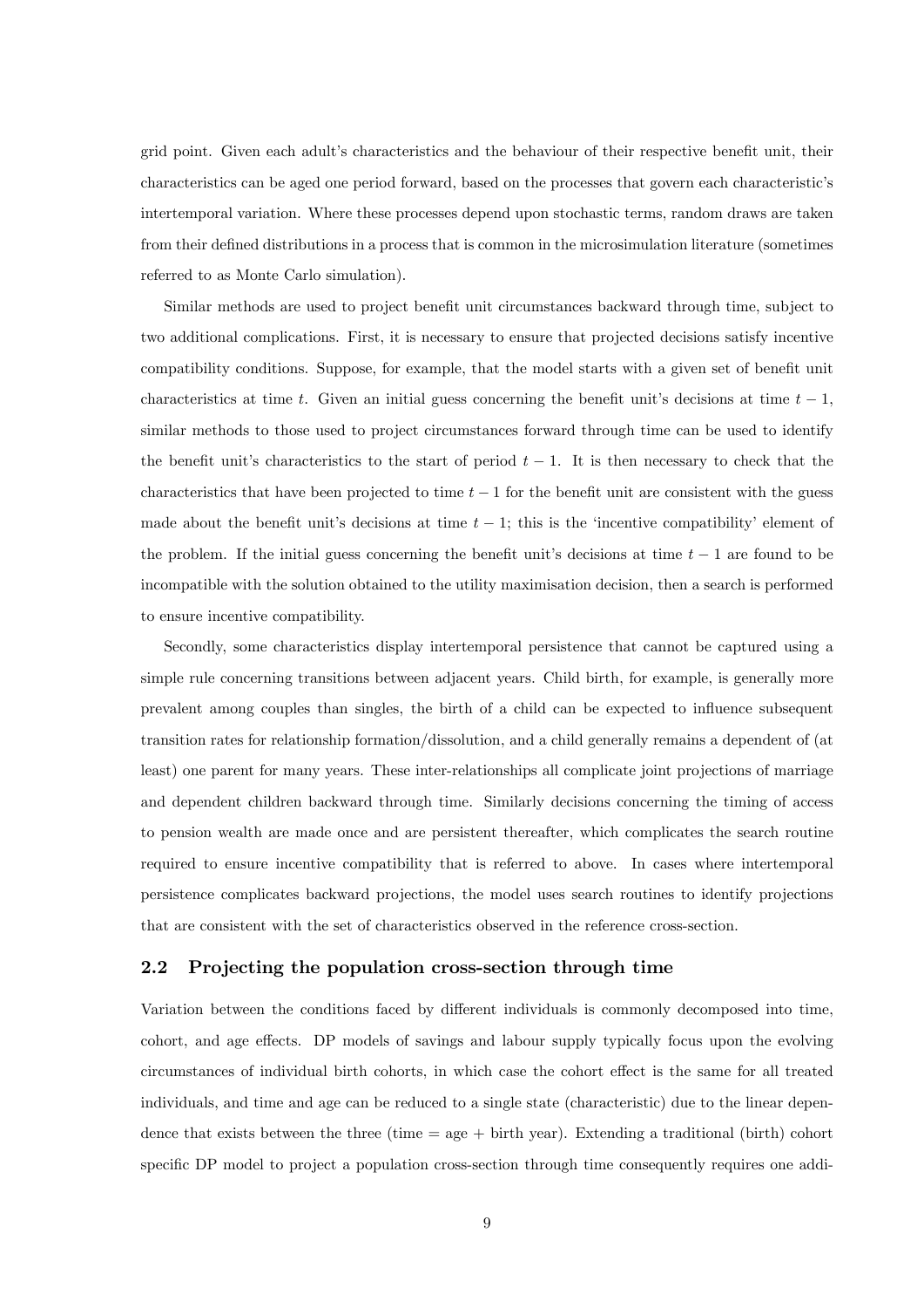grid point. Given each adult's characteristics and the behaviour of their respective benefit unit, their characteristics can be aged one period forward, based on the processes that govern each characteristic's intertemporal variation. Where these processes depend upon stochastic terms, random draws are taken from their defined distributions in a process that is common in the microsimulation literature (sometimes referred to as Monte Carlo simulation).

Similar methods are used to project benefit unit circumstances backward through time, subject to two additional complications. First, it is necessary to ensure that projected decisions satisfy incentive compatibility conditions. Suppose, for example, that the model starts with a given set of benefit unit characteristics at time $t$. Given an initial guess concerning the benefit unit's decisions at time $t-1$, similar methods to those used to project circumstances forward through time can be used to identify the benefit unit's characteristics to the start of period $t-1$. It is then necessary to check that the characteristics that have been projected to time $t-1$ for the benefit unit are consistent with the guess made about the benefit unit's decisions at time $t-1$; this is the 'incentive compatibility' element of the problem. If the initial guess concerning the benefit unit's decisions at time $t-1$ are found to be incompatible with the solution obtained to the utility maximisation decision, then a search is performed to ensure incentive compatibility.

Secondly, some characteristics display intertemporal persistence that cannot be captured using a simple rule concerning transitions between adjacent years. Child birth, for example, is generally more prevalent among couples than singles, the birth of a child can be expected to influence subsequent transition rates for relationship formation/dissolution, and a child generally remains a dependent of (at least) one parent for many years. These inter-relationships all complicate joint projections of marriage and dependent children backward through time. Similarly decisions concerning the timing of access to pension wealth are made once and are persistent thereafter, which complicates the search routine required to ensure incentive compatibility that is referred to above. In cases where intertemporal persistence complicates backward projections, the model uses search routines to identify projections that are consistent with the set of characteristics observed in the reference cross-section.

## 2.2 Projecting the population cross-section through time

Variation between the conditions faced by different individuals is commonly decomposed into time, cohort, and age effects. DP models of savings and labour supply typically focus upon the evolving circumstances of individual birth cohorts, in which case the cohort effect is the same for all treated individuals, and time and age can be reduced to a single state (characteristic) due to the linear dependence that exists between the three (time = age + birth year). Extending a traditional (birth) cohort specific DP model to project a population cross-section through time consequently requires one addi-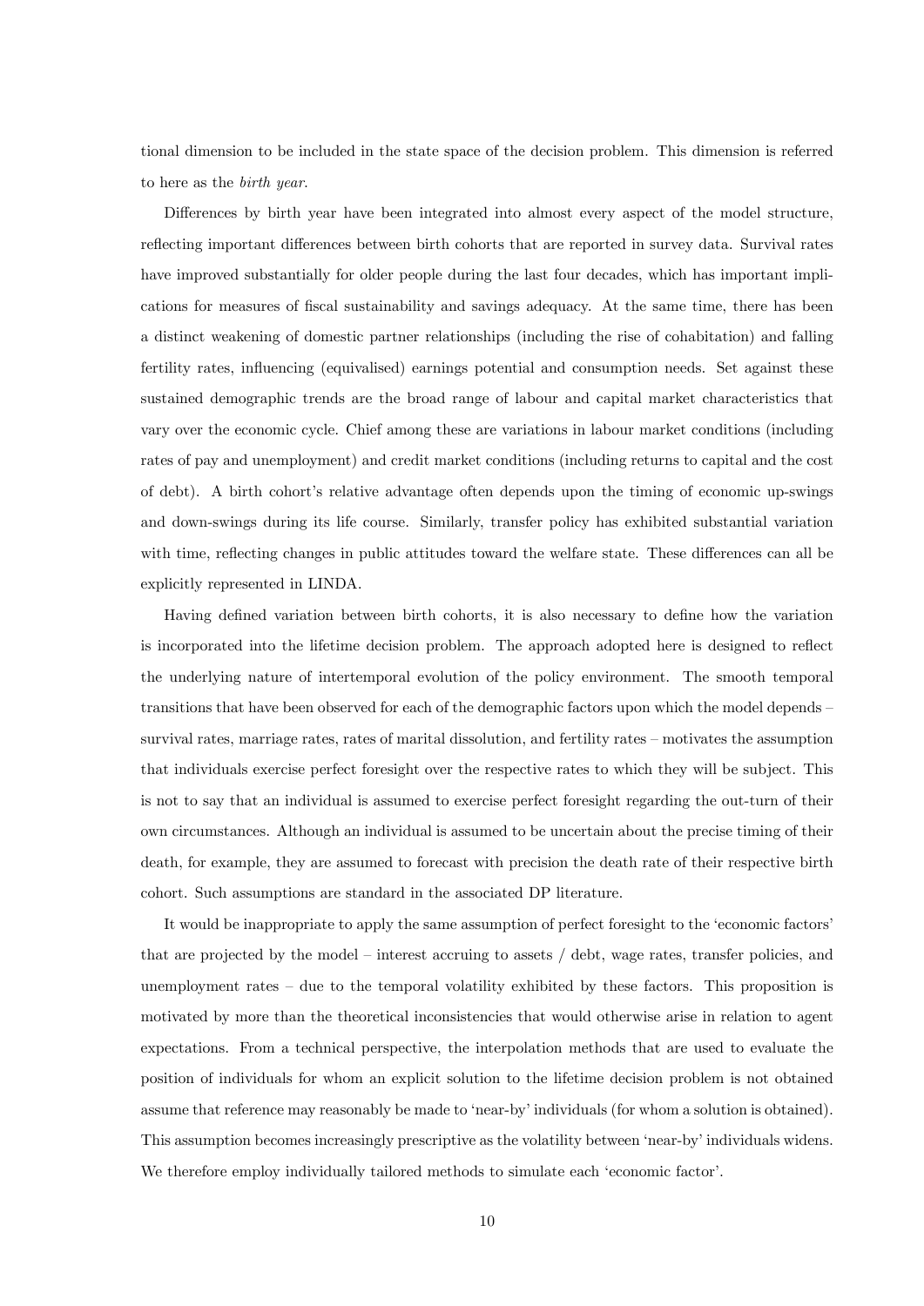tional dimension to be included in the state space of the decision problem. This dimension is referred to here as the *birth year*.

Differences by birth year have been integrated into almost every aspect of the model structure, reflecting important differences between birth cohorts that are reported in survey data. Survival rates have improved substantially for older people during the last four decades, which has important implications for measures of fiscal sustainability and savings adequacy. At the same time, there has been a distinct weakening of domestic partner relationships (including the rise of cohabitation) and falling fertility rates, influencing (equivalised) earnings potential and consumption needs. Set against these sustained demographic trends are the broad range of labour and capital market characteristics that vary over the economic cycle. Chief among these are variations in labour market conditions (including rates of pay and unemployment) and credit market conditions (including returns to capital and the cost of debt). A birth cohort's relative advantage often depends upon the timing of economic up-swings and down-swings during its life course. Similarly, transfer policy has exhibited substantial variation with time, reflecting changes in public attitudes toward the welfare state. These differences can all be explicitly represented in LINDA.

Having defined variation between birth cohorts, it is also necessary to define how the variation is incorporated into the lifetime decision problem. The approach adopted here is designed to reflect the underlying nature of intertemporal evolution of the policy environment. The smooth temporal transitions that have been observed for each of the demographic factors upon which the model depends – survival rates, marriage rates, rates of marital dissolution, and fertility rates – motivates the assumption that individuals exercise perfect foresight over the respective rates to which they will be subject. This is not to say that an individual is assumed to exercise perfect foresight regarding the out-turn of their own circumstances. Although an individual is assumed to be uncertain about the precise timing of their death, for example, they are assumed to forecast with precision the death rate of their respective birth cohort. Such assumptions are standard in the associated DP literature.

It would be inappropriate to apply the same assumption of perfect foresight to the 'economic factors' that are projected by the model – interest accruing to assets / debt, wage rates, transfer policies, and unemployment rates – due to the temporal volatility exhibited by these factors. This proposition is motivated by more than the theoretical inconsistencies that would otherwise arise in relation to agent expectations. From a technical perspective, the interpolation methods that are used to evaluate the position of individuals for whom an explicit solution to the lifetime decision problem is not obtained assume that reference may reasonably be made to 'near-by' individuals (for whom a solution is obtained). This assumption becomes increasingly prescriptive as the volatility between 'near-by' individuals widens. We therefore employ individually tailored methods to simulate each 'economic factor'.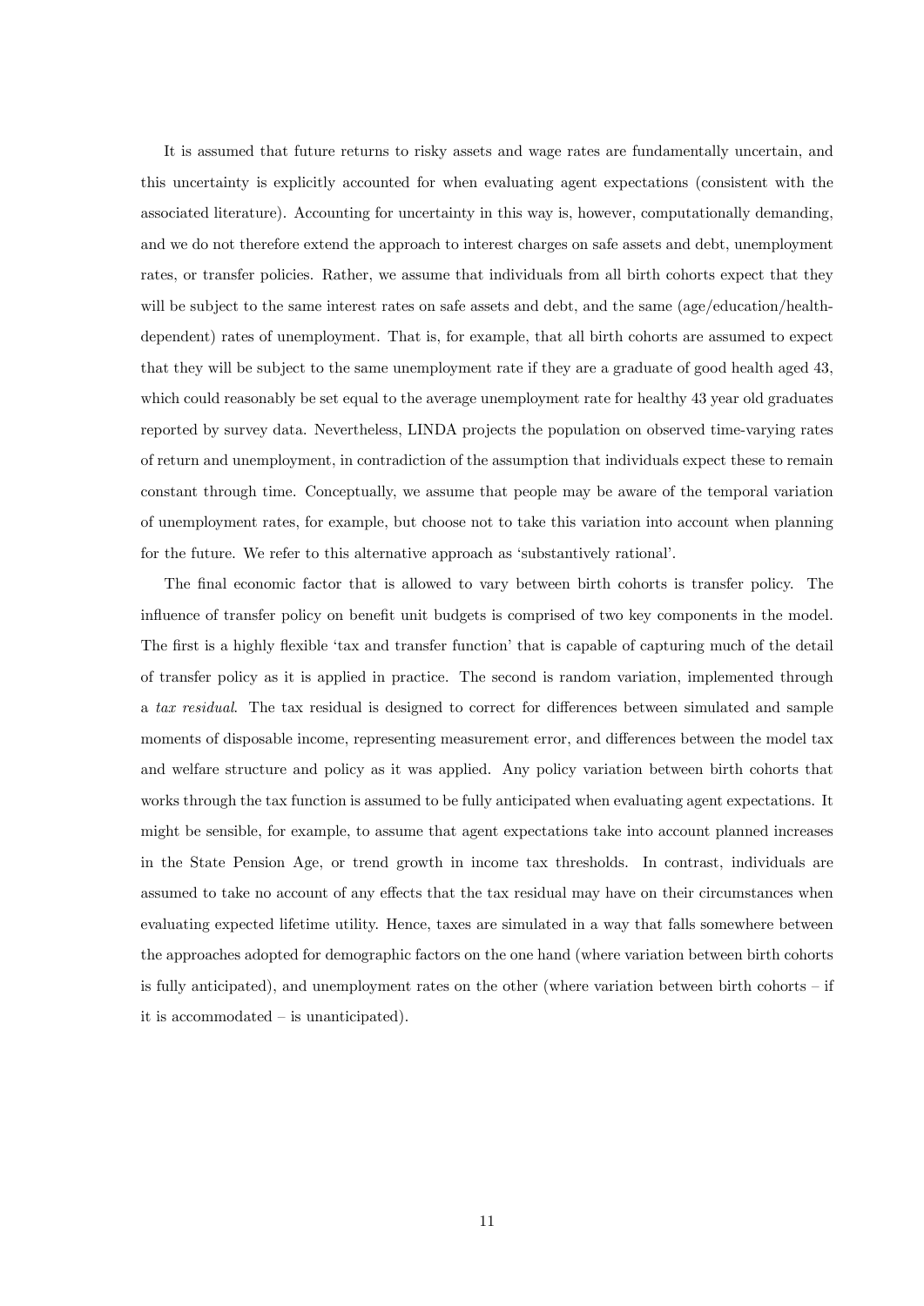It is assumed that future returns to risky assets and wage rates are fundamentally uncertain, and this uncertainty is explicitly accounted for when evaluating agent expectations (consistent with the associated literature). Accounting for uncertainty in this way is, however, computationally demanding, and we do not therefore extend the approach to interest charges on safe assets and debt, unemployment rates, or transfer policies. Rather, we assume that individuals from all birth cohorts expect that they will be subject to the same interest rates on safe assets and debt, and the same (age/education/health-dependent) rates of unemployment. That is, for example, that all birth cohorts are assumed to expect that they will be subject to the same unemployment rate if they are a graduate of good health aged 43, which could reasonably be set equal to the average unemployment rate for healthy 43 year old graduates reported by survey data. Nevertheless, LINDA projects the population on observed time-varying rates of return and unemployment, in contradiction of the assumption that individuals expect these to remain constant through time. Conceptually, we assume that people may be aware of the temporal variation of unemployment rates, for example, but choose not to take this variation into account when planning for the future. We refer to this alternative approach as 'substantively rational'.

The final economic factor that is allowed to vary between birth cohorts is transfer policy. The influence of transfer policy on benefit unit budgets is comprised of two key components in the model. The first is a highly flexible 'tax and transfer function' that is capable of capturing much of the detail of transfer policy as it is applied in practice. The second is random variation, implemented through a *tax residual*. The tax residual is designed to correct for differences between simulated and sample moments of disposable income, representing measurement error, and differences between the model tax and welfare structure and policy as it was applied. Any policy variation between birth cohorts that works through the tax function is assumed to be fully anticipated when evaluating agent expectations. It might be sensible, for example, to assume that agent expectations take into account planned increases in the State Pension Age, or trend growth in income tax thresholds. In contrast, individuals are assumed to take no account of any effects that the tax residual may have on their circumstances when evaluating expected lifetime utility. Hence, taxes are simulated in a way that falls somewhere between the approaches adopted for demographic factors on the one hand (where variation between birth cohorts is fully anticipated), and unemployment rates on the other (where variation between birth cohorts – if it is accommodated – is unanticipated).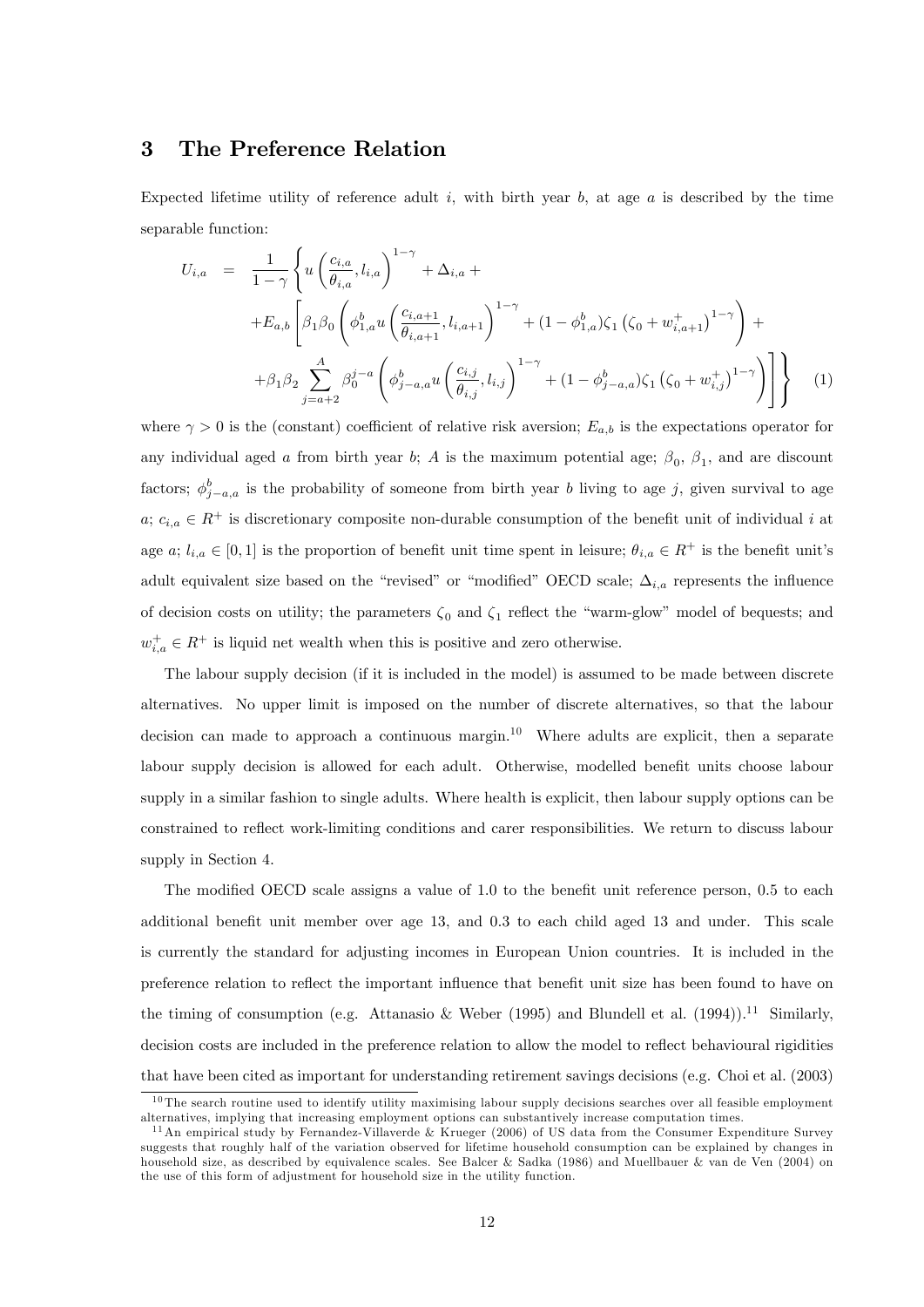## 3 The Preference Relation

Expected lifetime utility of reference adult $i$, with birth year $b$, at age $a$ is described by the time separable function:

$$
\begin{aligned}
U_{i,a} &= \frac{1}{1-\gamma}\left\{ u\left(\frac{c_{i,a}}{\theta_{i,a}}, l_{i,a}\right)^{1-\gamma} + \Delta_{i,a} + \right. \\
&\quad + E_{a,b}\left[\beta_1 \beta_0 \left( \phi_{1,a}^{b} u\left(\frac{c_{i,a+1}}{\theta_{i,a+1}}, l_{i,a+1}\right)^{1-\gamma} + (1-\phi_{1,a}^{b})\zeta_1 \left(\zeta_0 + w_{i,a+1}^{+}\right)^{1-\gamma} \right) + \right. \\
&\quad \left.\left. + \beta_1 \beta_2 \sum_{j=a+2}^{A} \beta_0^{j-a} \left( \phi_{j-a,a}^{b} u\left(\frac{c_{i,j}}{\theta_{i,j}}, l_{i,j}\right)^{1-\gamma} + (1-\phi_{j-a,a}^{b})\zeta_1 \left(\zeta_0 + w_{i,j}^{+}\right)^{1-\gamma} \right) \right] \right\} \qquad (1)
\end{aligned}
$$

where $\gamma > 0$ is the (constant) coefficient of relative risk aversion; $E_{a,b}$ is the expectations operator for any individual aged $a$ from birth year $b$; $A$ is the maximum potential age; $\beta_0$, $\beta_1$, and are discount factors; $\phi_{j-a,a}^{b}$ is the probability of someone from birth year $b$ living to age $j$, given survival to age $a$; $c_{i,a} \in R^{+}$ is discretionary composite non-durable consumption of the benefit unit of individual $i$ at age $a$; $l_{i,a} \in [0,1]$ is the proportion of benefit unit time spent in leisure; $\theta_{i,a} \in R^{+}$ is the benefit unit's adult equivalent size based on the "revised" or "modified" OECD scale; $\Delta_{i,a}$ represents the influence of decision costs on utility; the parameters $\zeta_0$ and $\zeta_1$ reflect the "warm-glow" model of bequests; and $w_{i,a}^{+} \in R^{+}$ is liquid net wealth when this is positive and zero otherwise.

The labour supply decision (if it is included in the model) is assumed to be made between discrete alternatives. No upper limit is imposed on the number of discrete alternatives, so that the labour decision can made to approach a continuous margin.[10] Where adults are explicit, then a separate labour supply decision is allowed for each adult. Otherwise, modelled benefit units choose labour supply in a similar fashion to single adults. Where health is explicit, then labour supply options can be constrained to reflect work-limiting conditions and carer responsibilities. We return to discuss labour supply in Section 4.

The modified OECD scale assigns a value of 1.0 to the benefit unit reference person, 0.5 to each additional benefit unit member over age 13, and 0.3 to each child aged 13 and under. This scale is currently the standard for adjusting incomes in European Union countries. It is included in the preference relation to reflect the important influence that benefit unit size has been found to have on the timing of consumption (e.g. Attanasio & Weber (1995) and Blundell et al. (1994)).[11] Similarly, decision costs are included in the preference relation to allow the model to reflect behavioural rigidities that have been cited as important for understanding retirement savings decisions (e.g. Choi et al. (2003)

[10] The search routine used to identify utility maximising labour supply decisions searches over all feasible employment alternatives, implying that increasing employment options can substantively increase computation times.

[11] An empirical study by Fernandez-Villaverde & Krueger (2006) of US data from the Consumer Expenditure Survey suggests that roughly half of the variation observed for lifetime household consumption can be explained by changes in household size, as described by equivalence scales. See Balcer & Sadka (1986) and Muellbauer & van de Ven (2004) on the use of this form of adjustment for household size in the utility function.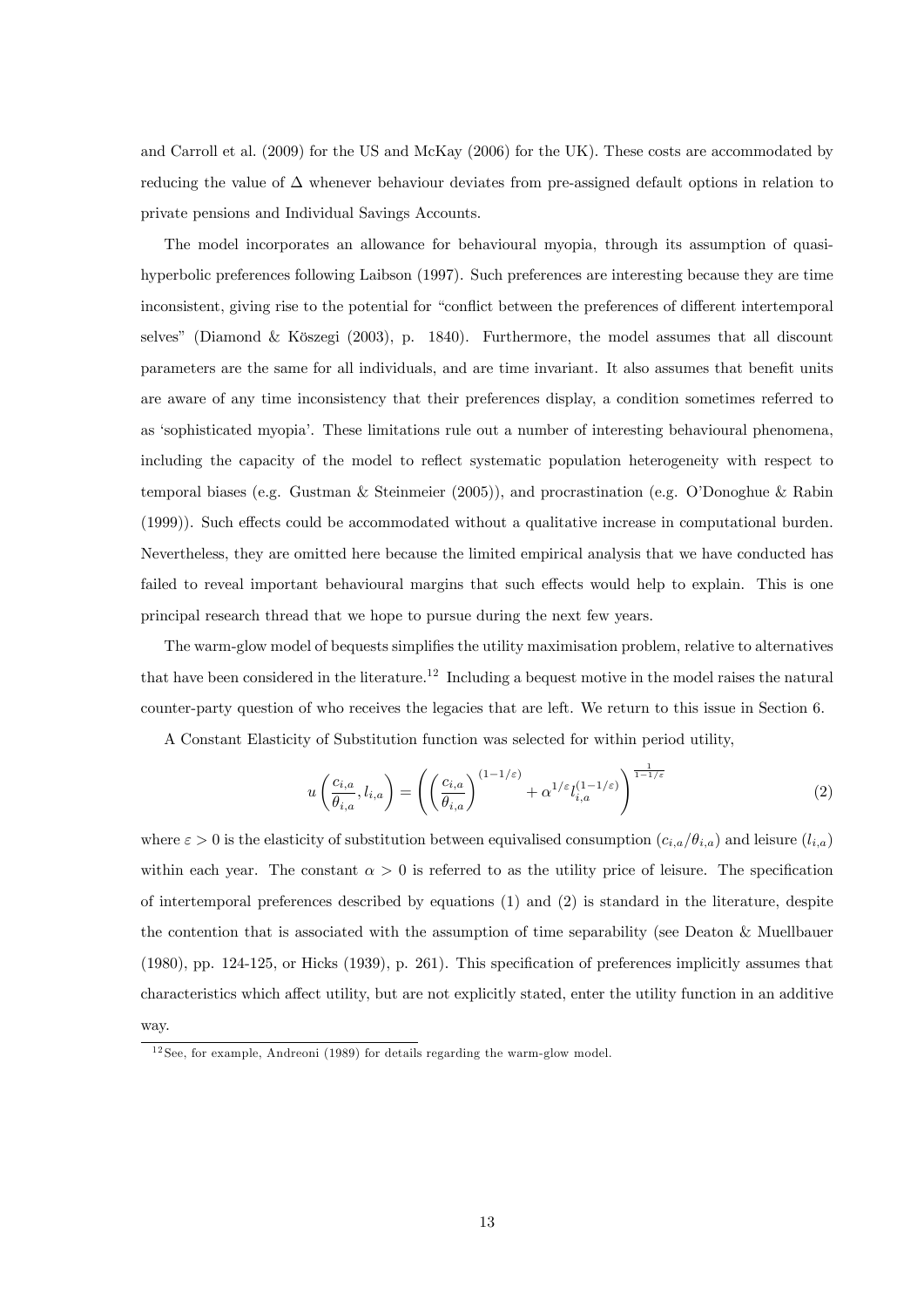and Carroll et al. (2009) for the US and McKay (2006) for the UK). These costs are accommodated by reducing the value of $\Delta$ whenever behaviour deviates from pre-assigned default options in relation to private pensions and Individual Savings Accounts.

The model incorporates an allowance for behavioural myopia, through its assumption of quasi-hyperbolic preferences following Laibson (1997). Such preferences are interesting because they are time inconsistent, giving rise to the potential for "conflict between the preferences of different intertemporal selves" (Diamond & Köszegi (2003), p. 1840). Furthermore, the model assumes that all discount parameters are the same for all individuals, and are time invariant. It also assumes that benefit units are aware of any time inconsistency that their preferences display, a condition sometimes referred to as 'sophisticated myopia'. These limitations rule out a number of interesting behavioural phenomena, including the capacity of the model to reflect systematic population heterogeneity with respect to temporal biases (e.g. Gustman & Steinmeier (2005)), and procrastination (e.g. O'Donoghue & Rabin (1999)). Such effects could be accommodated without a qualitative increase in computational burden. Nevertheless, they are omitted here because the limited empirical analysis that we have conducted has failed to reveal important behavioural margins that such effects would help to explain. This is one principal research thread that we hope to pursue during the next few years.

The warm-glow model of bequests simplifies the utility maximisation problem, relative to alternatives that have been considered in the literature.[12] Including a bequest motive in the model raises the natural counter-party question of who receives the legacies that are left. We return to this issue in Section 6.

A Constant Elasticity of Substitution function was selected for within period utility,

$$u\left(\frac{c_{i,a}}{\theta_{i,a}}, l_{i,a}\right) = \left(\left(\frac{c_{i,a}}{\theta_{i,a}}\right)^{(1-1/\varepsilon)} + \alpha^{1/\varepsilon} l_{i,a}^{(1-1/\varepsilon)}\right)^{\frac{1}{1-1/\varepsilon}} \tag{2}$$

where $\varepsilon > 0$ is the elasticity of substitution between equivalised consumption $(c_{i,a}/\theta_{i,a})$ and leisure $(l_{i,a})$ within each year. The constant $\alpha > 0$ is referred to as the utility price of leisure. The specification of intertemporal preferences described by equations (1) and (2) is standard in the literature, despite the contention that is associated with the assumption of time separability (see Deaton & Muellbauer (1980), pp. 124-125, or Hicks (1939), p. 261). This specification of preferences implicitly assumes that characteristics which affect utility, but are not explicitly stated, enter the utility function in an additive way.

[12] See, for example, Andreoni (1989) for details regarding the warm-glow model.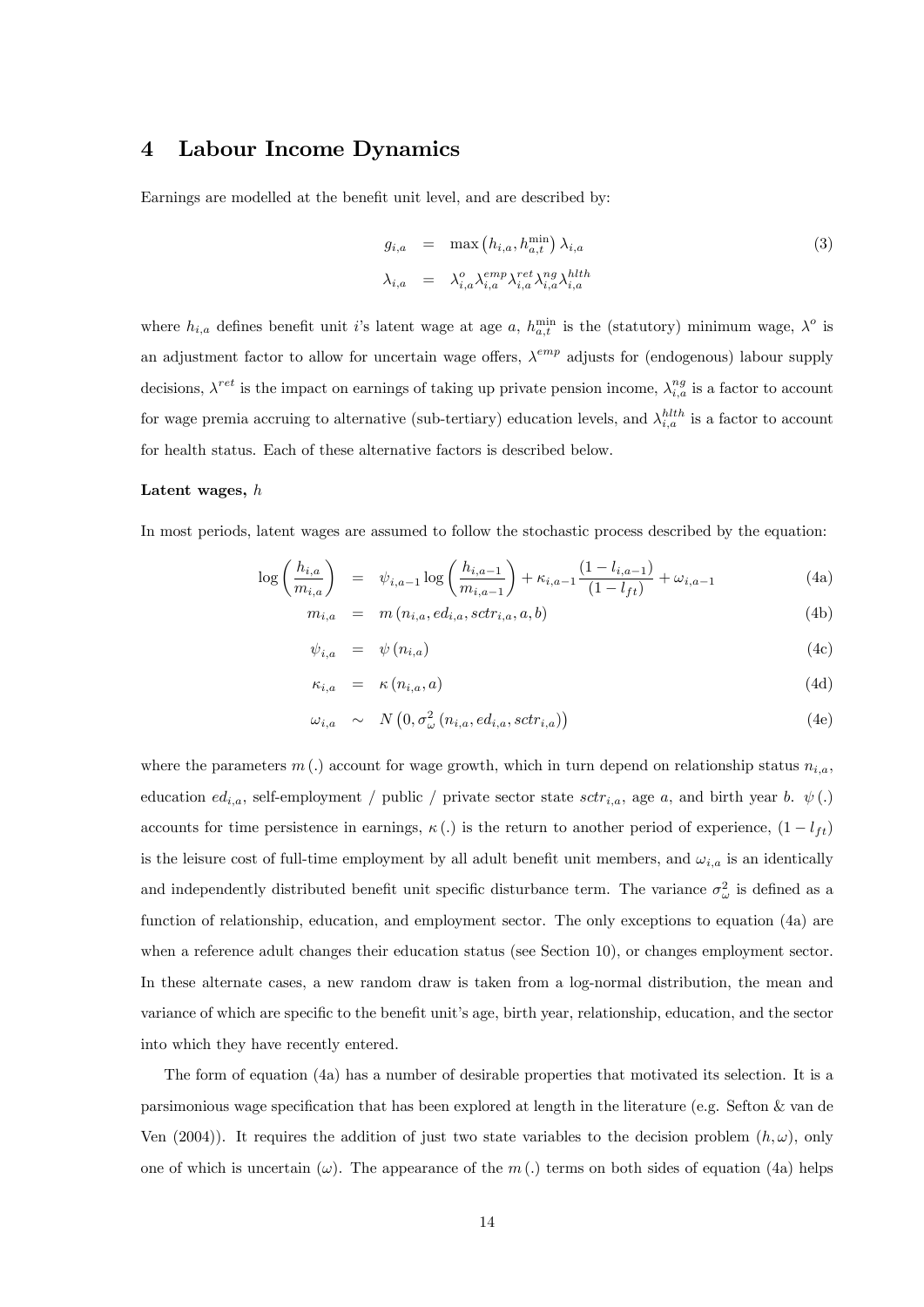# 4 Labour Income Dynamics

Earnings are modelled at the benefit unit level, and are described by:

$$\begin{aligned} g_{i,a} &= \max\left(h_{i,a}, h_{a,t}^{\min}\right)\lambda_{i,a} \\ \lambda_{i,a} &= \lambda_{i,a}^{o}\lambda_{i,a}^{emp}\lambda_{i,a}^{ret}\lambda_{i,a}^{ng}\lambda_{i,a}^{hlth} \end{aligned} \tag{3}$$

where $h_{i,a}$ defines benefit unit $i$'s latent wage at age $a$, $h_{a,t}^{\min}$ is the (statutory) minimum wage, $\lambda^{o}$ is an adjustment factor to allow for uncertain wage offers, $\lambda^{emp}$ adjusts for (endogenous) labour supply decisions, $\lambda^{ret}$ is the impact on earnings of taking up private pension income, $\lambda_{i,a}^{ng}$ is a factor to account for wage premia accruing to alternative (sub-tertiary) education levels, and $\lambda_{i,a}^{hlth}$ is a factor to account for health status. Each of these alternative factors is described below.

**Latent wages, $h$**

In most periods, latent wages are assumed to follow the stochastic process described by the equation:

$$\log\left(\frac{h_{i,a}}{m_{i,a}}\right) = \psi_{i,a-1}\log\left(\frac{h_{i,a-1}}{m_{i,a-1}}\right) + \kappa_{i,a-1}\frac{(1-l_{i,a-1})}{(1-l_{ft})} + \omega_{i,a-1} \tag{4a}$$

$$m_{i,a} = m\left(n_{i,a}, ed_{i,a}, sctr_{i,a}, a, b\right) \tag{4b}$$

$$\psi_{i,a} = \psi\left(n_{i,a}\right) \tag{4c}$$

$$\kappa_{i,a} = \kappa\left(n_{i,a}, a\right) \tag{4d}$$

$$\omega_{i,a} \sim N\left(0, \sigma_{\omega}^{2}\left(n_{i,a}, ed_{i,a}, sctr_{i,a}\right)\right) \tag{4e}$$

where the parameters $m(.)$ account for wage growth, which in turn depend on relationship status $n_{i,a}$, education $ed_{i,a}$, self-employment / public / private sector state $sctr_{i,a}$, age $a$, and birth year $b$. $\psi(.)$ accounts for time persistence in earnings, $\kappa(.)$ is the return to another period of experience, $(1-l_{ft})$ is the leisure cost of full-time employment by all adult benefit unit members, and $\omega_{i,a}$ is an identically and independently distributed benefit unit specific disturbance term. The variance $\sigma_{\omega}^{2}$ is defined as a function of relationship, education, and employment sector. The only exceptions to equation (4a) are when a reference adult changes their education status (see Section 10), or changes employment sector. In these alternate cases, a new random draw is taken from a log-normal distribution, the mean and variance of which are specific to the benefit unit's age, birth year, relationship, education, and the sector into which they have recently entered.

The form of equation (4a) has a number of desirable properties that motivated its selection. It is a parsimonious wage specification that has been explored at length in the literature (e.g. Sefton & van de Ven (2004)). It requires the addition of just two state variables to the decision problem $(h, \omega)$, only one of which is uncertain $(\omega)$. The appearance of the $m(.)$ terms on both sides of equation (4a) helps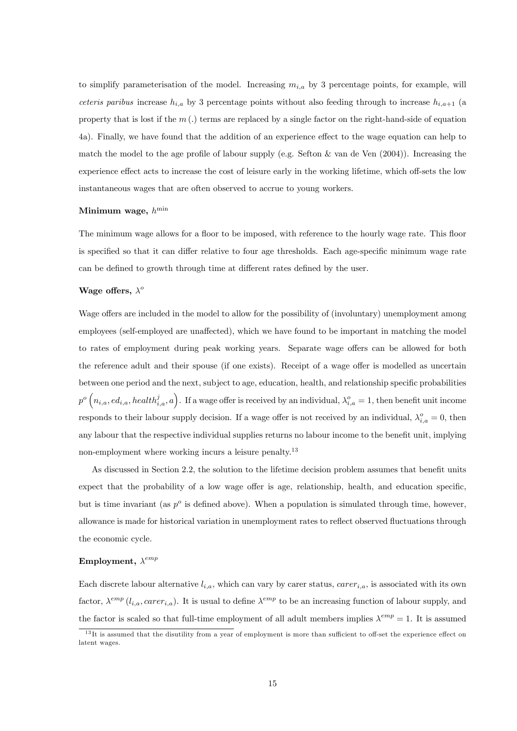to simplify parameterisation of the model. Increasing $m_{i,a}$ by 3 percentage points, for example, will *ceteris paribus* increase $h_{i,a}$ by 3 percentage points without also feeding through to increase $h_{i,a+1}$ (a property that is lost if the $m(.)$ terms are replaced by a single factor on the right-hand-side of equation 4a). Finally, we have found that the addition of an experience effect to the wage equation can help to match the model to the age profile of labour supply (e.g. Sefton & van de Ven (2004)). Increasing the experience effect acts to increase the cost of leisure early in the working lifetime, which off-sets the low instantaneous wages that are often observed to accrue to young workers.

#### Minimum wage, $h^{\min}$

The minimum wage allows for a floor to be imposed, with reference to the hourly wage rate. This floor is specified so that it can differ relative to four age thresholds. Each age-specific minimum wage rate can be defined to growth through time at different rates defined by the user.

#### Wage offers, $\lambda^{o}$

Wage offers are included in the model to allow for the possibility of (involuntary) unemployment among employees (self-employed are unaffected), which we have found to be important in matching the model to rates of employment during peak working years. Separate wage offers can be allowed for both the reference adult and their spouse (if one exists). Receipt of a wage offer is modelled as uncertain between one period and the next, subject to age, education, health, and relationship specific probabilities $p^{o}\left(n_{i,a}, ed_{i,a}, health^{j}_{i,a}, a\right)$. If a wage offer is received by an individual, $\lambda^{o}_{i,a} = 1$, then benefit unit income responds to their labour supply decision. If a wage offer is not received by an individual, $\lambda^{o}_{i,a} = 0$, then any labour that the respective individual supplies returns no labour income to the benefit unit, implying non-employment where working incurs a leisure penalty.[13]

As discussed in Section 2.2, the solution to the lifetime decision problem assumes that benefit units expect that the probability of a low wage offer is age, relationship, health, and education specific, but is time invariant (as $p^{o}$ is defined above). When a population is simulated through time, however, allowance is made for historical variation in unemployment rates to reflect observed fluctuations through the economic cycle.

#### Employment, $\lambda^{emp}$

Each discrete labour alternative $l_{i,a}$, which can vary by carer status, $carer_{i,a}$, is associated with its own factor, $\lambda^{emp}\left(l_{i,a}, carer_{i,a}\right)$. It is usual to define $\lambda^{emp}$ to be an increasing function of labour supply, and the factor is scaled so that full-time employment of all adult members implies $\lambda^{emp} = 1$. It is assumed

[13] It is assumed that the disutility from a year of employment is more than sufficient to off-set the experience effect on latent wages.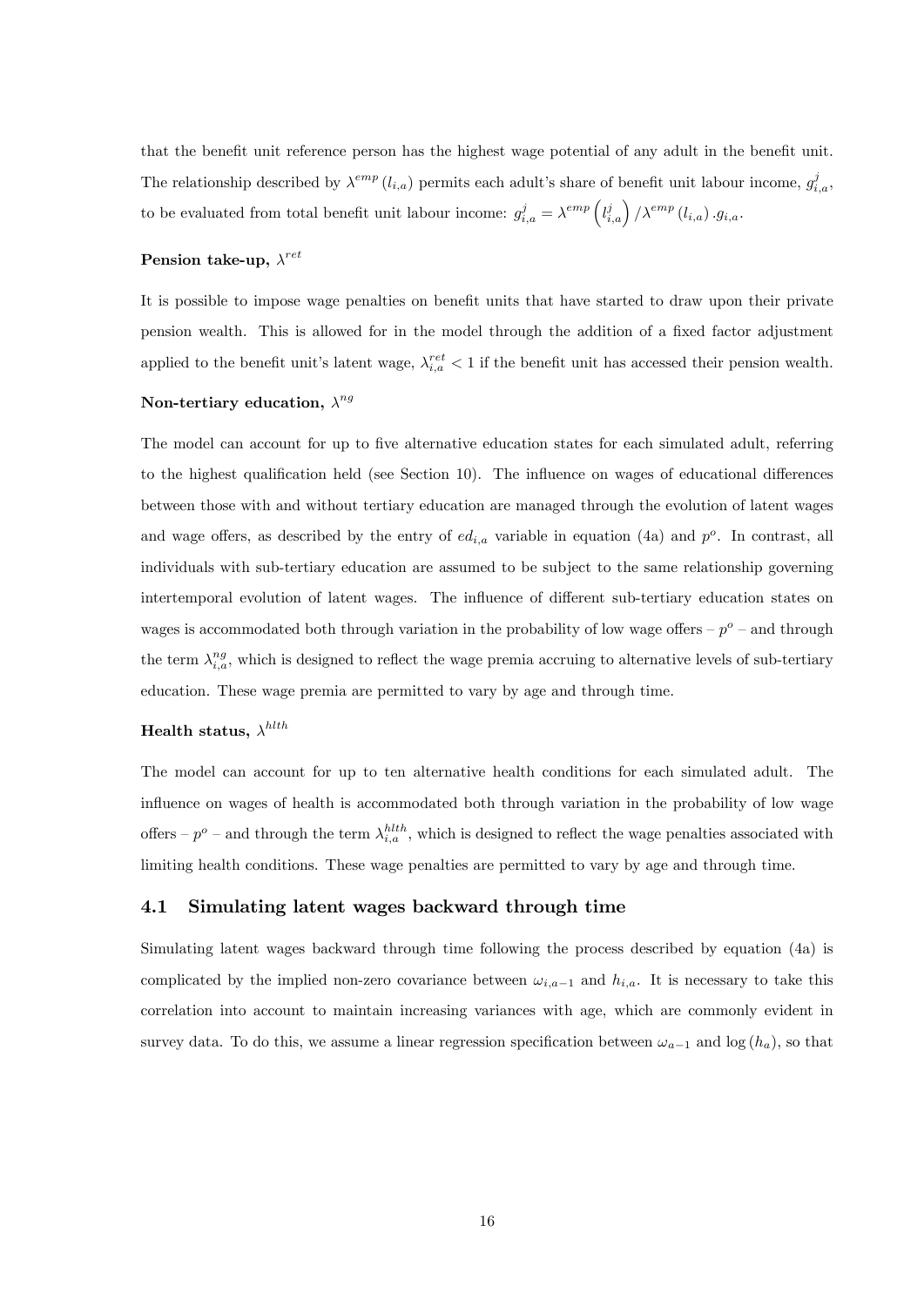that the benefit unit reference person has the highest wage potential of any adult in the benefit unit. The relationship described by $\lambda^{emp}(l_{i,a})$ permits each adult's share of benefit unit labour income, $g^j_{i,a}$, to be evaluated from total benefit unit labour income: $g^j_{i,a} = \lambda^{emp}\left(l^j_{i,a}\right)/\lambda^{emp}(l_{i,a}).g_{i,a}$.

#### Pension take-up, $\lambda^{ret}$

It is possible to impose wage penalties on benefit units that have started to draw upon their private pension wealth. This is allowed for in the model through the addition of a fixed factor adjustment applied to the benefit unit's latent wage, $\lambda^{ret}_{i,a} < 1$ if the benefit unit has accessed their pension wealth.

#### Non-tertiary education, $\lambda^{ng}$

The model can account for up to five alternative education states for each simulated adult, referring to the highest qualification held (see Section 10). The influence on wages of educational differences between those with and without tertiary education are managed through the evolution of latent wages and wage offers, as described by the entry of $ed_{i,a}$ variable in equation (4a) and $p^o$. In contrast, all individuals with sub-tertiary education are assumed to be subject to the same relationship governing intertemporal evolution of latent wages. The influence of different sub-tertiary education states on wages is accommodated both through variation in the probability of low wage offers – $p^o$ – and through the term $\lambda^{ng}_{i,a}$, which is designed to reflect the wage premia accruing to alternative levels of sub-tertiary education. These wage premia are permitted to vary by age and through time.

#### Health status, $\lambda^{hlth}$

The model can account for up to ten alternative health conditions for each simulated adult. The influence on wages of health is accommodated both through variation in the probability of low wage offers – $p^o$ – and through the term $\lambda^{hlth}_{i,a}$, which is designed to reflect the wage penalties associated with limiting health conditions. These wage penalties are permitted to vary by age and through time.

## 4.1 Simulating latent wages backward through time

Simulating latent wages backward through time following the process described by equation (4a) is complicated by the implied non-zero covariance between $\omega_{i,a-1}$ and $h_{i,a}$. It is necessary to take this correlation into account to maintain increasing variances with age, which are commonly evident in survey data. To do this, we assume a linear regression specification between $\omega_{a-1}$ and $\log(h_a)$, so that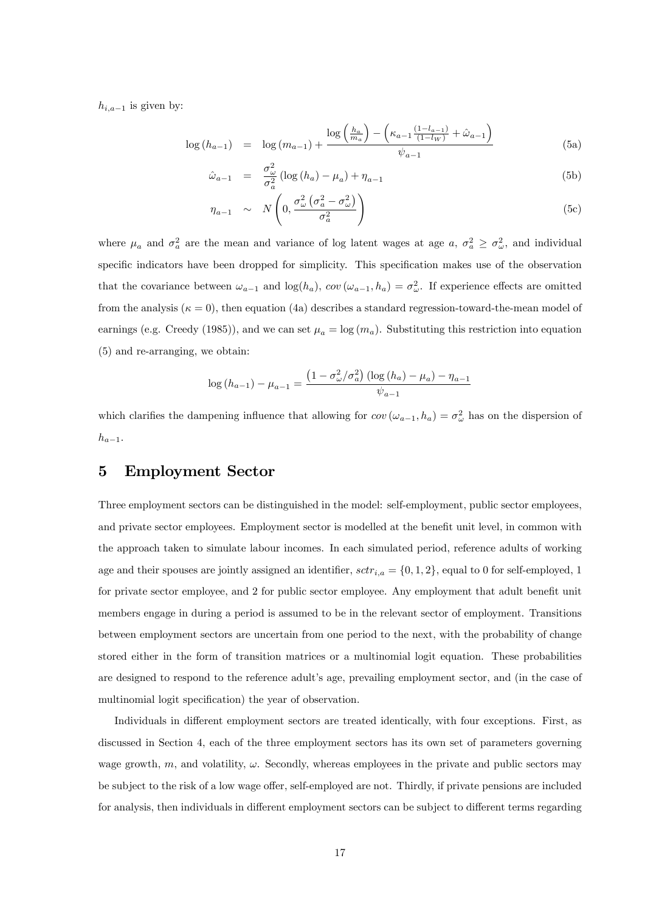$h_{i,a-1}$ is given by:

$$
\begin{aligned}
\log\left(h_{a-1}\right) &= \log\left(m_{a-1}\right) + \frac{\log\left(\frac{h_a}{m_a}\right) - \left(\kappa_{a-1}\frac{(1-l_{a-1})}{(1-l_W)} + \hat{\omega}_{a-1}\right)}{\psi_{a-1}} && \text{(5a)}\\
\hat{\omega}_{a-1} &= \frac{\sigma_\omega^2}{\sigma_a^2}\left(\log\left(h_a\right) - \mu_a\right) + \eta_{a-1} && \text{(5b)}\\
\eta_{a-1} &\sim N\left(0, \frac{\sigma_\omega^2\left(\sigma_a^2 - \sigma_\omega^2\right)}{\sigma_a^2}\right) && \text{(5c)}
\end{aligned}
$$

where $\mu_a$ and $\sigma_a^2$ are the mean and variance of log latent wages at age $a$, $\sigma_a^2 \geq \sigma_\omega^2$, and individual specific indicators have been dropped for simplicity. This specification makes use of the observation that the covariance between $\omega_{a-1}$ and $\log(h_a)$, $cov\left(\omega_{a-1}, h_a\right) = \sigma_\omega^2$. If experience effects are omitted from the analysis ($\kappa = 0$), then equation (4a) describes a standard regression-toward-the-mean model of earnings (e.g. Creedy (1985)), and we can set $\mu_a = \log\left(m_a\right)$. Substituting this restriction into equation (5) and re-arranging, we obtain:

$$
\log\left(h_{a-1}\right) - \mu_{a-1} = \frac{\left(1 - \sigma_\omega^2/\sigma_a^2\right)\left(\log\left(h_a\right) - \mu_a\right) - \eta_{a-1}}{\psi_{a-1}}
$$

which clarifies the dampening influence that allowing for $cov\left(\omega_{a-1}, h_a\right) = \sigma_\omega^2$ has on the dispersion of $h_{a-1}$.

# 5 Employment Sector

Three employment sectors can be distinguished in the model: self-employment, public sector employees, and private sector employees. Employment sector is modelled at the benefit unit level, in common with the approach taken to simulate labour incomes. In each simulated period, reference adults of working age and their spouses are jointly assigned an identifier, $sctr_{i,a} = \{0, 1, 2\}$, equal to 0 for self-employed, 1 for private sector employee, and 2 for public sector employee. Any employment that adult benefit unit members engage in during a period is assumed to be in the relevant sector of employment. Transitions between employment sectors are uncertain from one period to the next, with the probability of change stored either in the form of transition matrices or a multinomial logit equation. These probabilities are designed to respond to the reference adult's age, prevailing employment sector, and (in the case of multinomial logit specification) the year of observation.

Individuals in different employment sectors are treated identically, with four exceptions. First, as discussed in Section 4, each of the three employment sectors has its own set of parameters governing wage growth, $m$, and volatility, $\omega$. Secondly, whereas employees in the private and public sectors may be subject to the risk of a low wage offer, self-employed are not. Thirdly, if private pensions are included for analysis, then individuals in different employment sectors can be subject to different terms regarding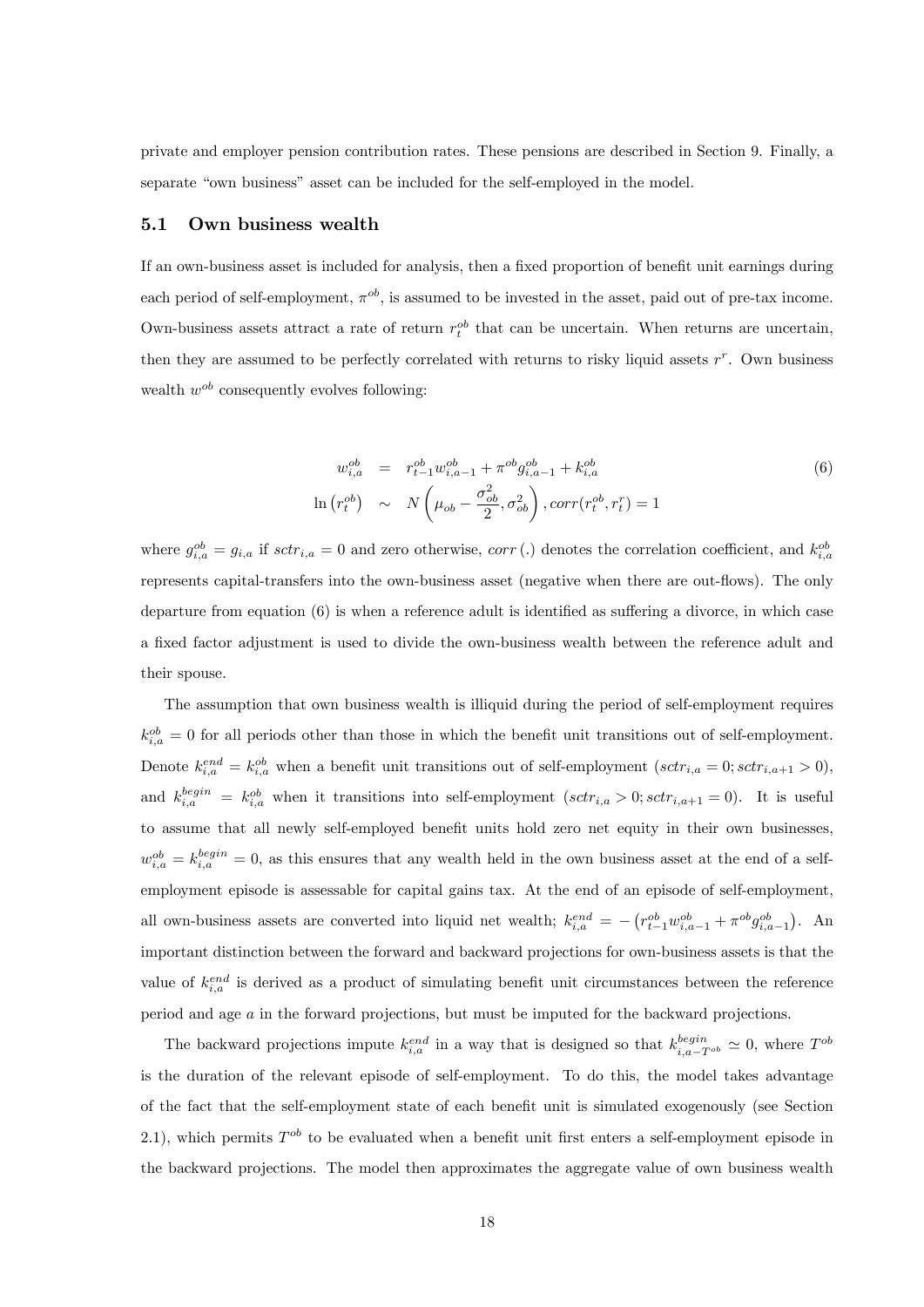private and employer pension contribution rates. These pensions are described in Section 9. Finally, a separate "own business" asset can be included for the self-employed in the model.

## 5.1 Own business wealth

If an own-business asset is included for analysis, then a fixed proportion of benefit unit earnings during each period of self-employment, $\pi^{ob}$, is assumed to be invested in the asset, paid out of pre-tax income. Own-business assets attract a rate of return $r_t^{ob}$ that can be uncertain. When returns are uncertain, then they are assumed to be perfectly correlated with returns to risky liquid assets $r^r$. Own business wealth $w^{ob}$ consequently evolves following:

$$
\begin{aligned}
w_{i,a}^{ob} &= r_{t-1}^{ob} w_{i,a-1}^{ob} + \pi^{ob} g_{i,a-1}^{ob} + k_{i,a}^{ob} \\
\ln\left(r_t^{ob}\right) &\sim N\left(\mu_{ob} - \frac{\sigma_{ob}^2}{2}, \sigma_{ob}^2\right), corr(r_t^{ob}, r_t^r) = 1
\end{aligned} \tag{6}
$$

where $g_{i,a}^{ob} = g_{i,a}$ if $sctr_{i,a} = 0$ and zero otherwise, $corr\,(.)$ denotes the correlation coefficient, and $k_{i,a}^{ob}$ represents capital-transfers into the own-business asset (negative when there are out-flows). The only departure from equation (6) is when a reference adult is identified as suffering a divorce, in which case a fixed factor adjustment is used to divide the own-business wealth between the reference adult and their spouse.

The assumption that own business wealth is illiquid during the period of self-employment requires $k_{i,a}^{ob} = 0$ for all periods other than those in which the benefit unit transitions out of self-employment. Denote $k_{i,a}^{end} = k_{i,a}^{ob}$ when a benefit unit transitions out of self-employment ($sctr_{i,a} = 0; sctr_{i,a+1} > 0$), and $k_{i,a}^{begin} = k_{i,a}^{ob}$ when it transitions into self-employment ($sctr_{i,a} > 0; sctr_{i,a+1} = 0$). It is useful to assume that all newly self-employed benefit units hold zero net equity in their own businesses, $w_{i,a}^{ob} = k_{i,a}^{begin} = 0$, as this ensures that any wealth held in the own business asset at the end of a self-employment episode is assessable for capital gains tax. At the end of an episode of self-employment, all own-business assets are converted into liquid net wealth; $k_{i,a}^{end} = -\left(r_{t-1}^{ob} w_{i,a-1}^{ob} + \pi^{ob} g_{i,a-1}^{ob}\right)$. An important distinction between the forward and backward projections for own-business assets is that the value of $k_{i,a}^{end}$ is derived as a product of simulating benefit unit circumstances between the reference period and age $a$ in the forward projections, but must be imputed for the backward projections.

The backward projections impute $k_{i,a}^{end}$ in a way that is designed so that $k_{i,a-T^{ob}}^{begin} \simeq 0$, where $T^{ob}$ is the duration of the relevant episode of self-employment. To do this, the model takes advantage of the fact that the self-employment state of each benefit unit is simulated exogenously (see Section 2.1), which permits $T^{ob}$ to be evaluated when a benefit unit first enters a self-employment episode in the backward projections. The model then approximates the aggregate value of own business wealth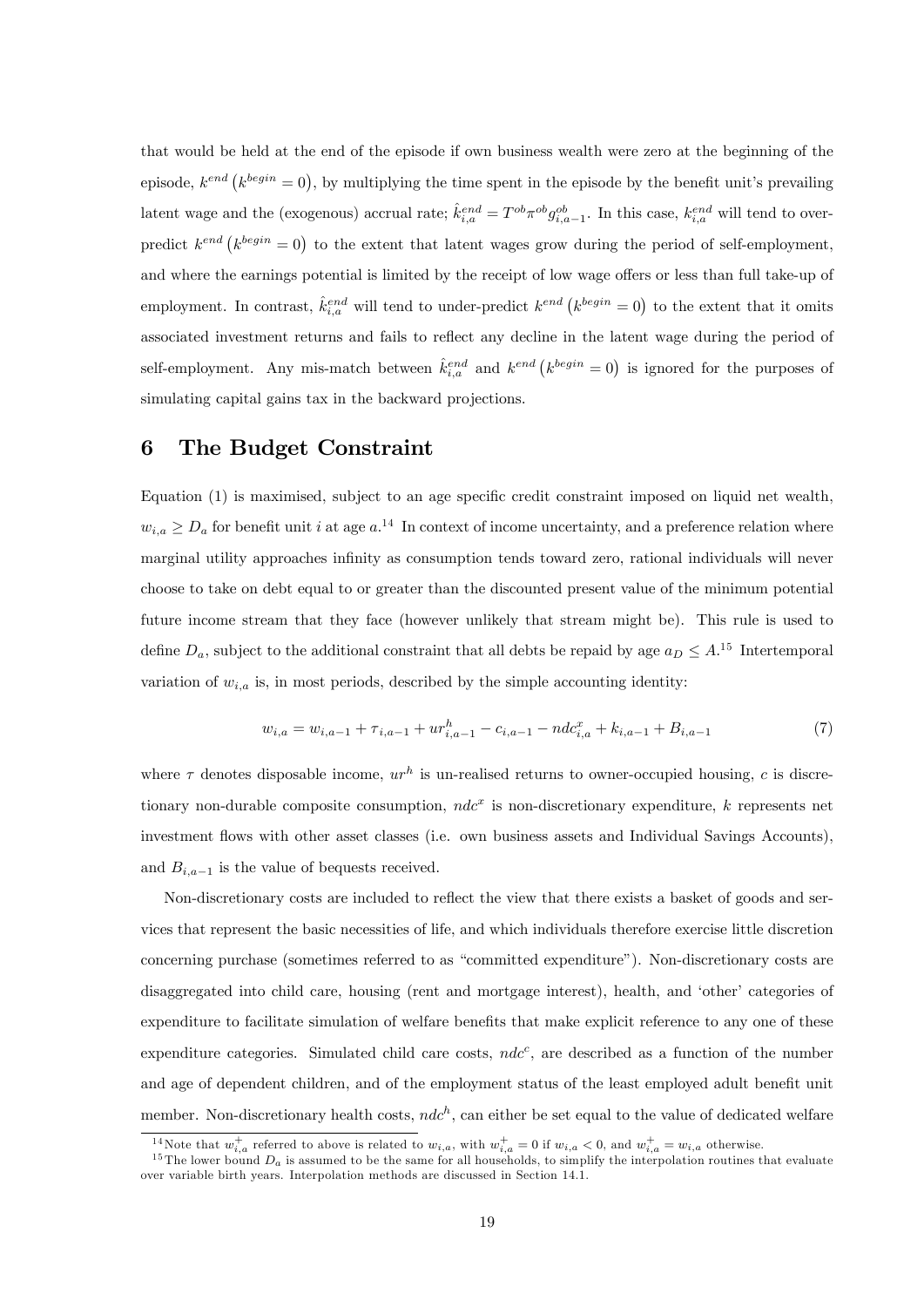that would be held at the end of the episode if own business wealth were zero at the beginning of the episode, $k^{end}\left(k^{begin}=0\right)$, by multiplying the time spent in the episode by the benefit unit's prevailing latent wage and the (exogenous) accrual rate; $\hat{k}^{end}_{i,a} = T^{ob}\pi^{ob}g^{ob}_{i,a-1}$. In this case, $k^{end}_{i,a}$ will tend to over-predict $k^{end}\left(k^{begin}=0\right)$ to the extent that latent wages grow during the period of self-employment, and where the earnings potential is limited by the receipt of low wage offers or less than full take-up of employment. In contrast, $\hat{k}^{end}_{i,a}$ will tend to under-predict $k^{end}\left(k^{begin}=0\right)$ to the extent that it omits associated investment returns and fails to reflect any decline in the latent wage during the period of self-employment. Any mis-match between $\hat{k}^{end}_{i,a}$ and $k^{end}\left(k^{begin}=0\right)$ is ignored for the purposes of simulating capital gains tax in the backward projections.

# 6 The Budget Constraint

Equation (1) is maximised, subject to an age specific credit constraint imposed on liquid net wealth, $w_{i,a} \geq D_a$ for benefit unit $i$ at age $a$.[14] In context of income uncertainty, and a preference relation where marginal utility approaches infinity as consumption tends toward zero, rational individuals will never choose to take on debt equal to or greater than the discounted present value of the minimum potential future income stream that they face (however unlikely that stream might be). This rule is used to define $D_a$, subject to the additional constraint that all debts be repaid by age $a_D \leq A$.[15] Intertemporal variation of $w_{i,a}$ is, in most periods, described by the simple accounting identity:

$$w_{i,a} = w_{i,a-1} + \tau_{i,a-1} + ur^h_{i,a-1} - c_{i,a-1} - ndc^x_{i,a} + k_{i,a-1} + B_{i,a-1} \tag{7}$$

where $\tau$ denotes disposable income, $ur^h$ is un-realised returns to owner-occupied housing, $c$ is discretionary non-durable composite consumption, $ndc^x$ is non-discretionary expenditure, $k$ represents net investment flows with other asset classes (i.e. own business assets and Individual Savings Accounts), and $B_{i,a-1}$ is the value of bequests received.

Non-discretionary costs are included to reflect the view that there exists a basket of goods and services that represent the basic necessities of life, and which individuals therefore exercise little discretion concerning purchase (sometimes referred to as "committed expenditure"). Non-discretionary costs are disaggregated into child care, housing (rent and mortgage interest), health, and 'other' categories of expenditure to facilitate simulation of welfare benefits that make explicit reference to any one of these expenditure categories. Simulated child care costs, $ndc^c$, are described as a function of the number and age of dependent children, and of the employment status of the least employed adult benefit unit member. Non-discretionary health costs, $ndc^h$, can either be set equal to the value of dedicated welfare

[14] Note that $w^+_{i,a}$ referred to above is related to $w_{i,a}$, with $w^+_{i,a} = 0$ if $w_{i,a} < 0$, and $w^+_{i,a} = w_{i,a}$ otherwise.

[15] The lower bound $D_a$ is assumed to be the same for all households, to simplify the interpolation routines that evaluate over variable birth years. Interpolation methods are discussed in Section 14.1.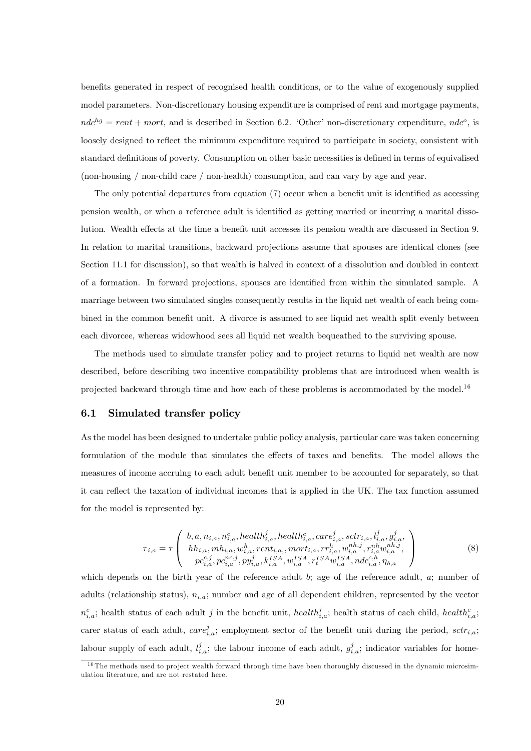benefits generated in respect of recognised health conditions, or to the value of exogenously supplied model parameters. Non-discretionary housing expenditure is comprised of rent and mortgage payments, $ndc^{hg} = rent + mort$, and is described in Section 6.2. 'Other' non-discretionary expenditure, $ndc^{o}$, is loosely designed to reflect the minimum expenditure required to participate in society, consistent with standard definitions of poverty. Consumption on other basic necessities is defined in terms of equivalised (non-housing / non-child care / non-health) consumption, and can vary by age and year.

The only potential departures from equation (7) occur when a benefit unit is identified as accessing pension wealth, or when a reference adult is identified as getting married or incurring a marital dissolution. Wealth effects at the time a benefit unit accesses its pension wealth are discussed in Section 9. In relation to marital transitions, backward projections assume that spouses are identical clones (see Section 11.1 for discussion), so that wealth is halved in context of a dissolution and doubled in context of a formation. In forward projections, spouses are identified from within the simulated sample. A marriage between two simulated singles consequently results in the liquid net wealth of each being combined in the common benefit unit. A divorce is assumed to see liquid net wealth split evenly between each divorcee, whereas widowhood sees all liquid net wealth bequeathed to the surviving spouse.

The methods used to simulate transfer policy and to project returns to liquid net wealth are now described, before describing two incentive compatibility problems that are introduced when wealth is projected backward through time and how each of these problems is accommodated by the model.[16]

## 6.1 Simulated transfer policy

As the model has been designed to undertake public policy analysis, particular care was taken concerning formulation of the module that simulates the effects of taxes and benefits. The model allows the measures of income accruing to each adult benefit unit member to be accounted for separately, so that it can reflect the taxation of individual incomes that is applied in the UK. The tax function assumed for the model is represented by:

$$\tau_{i,a} = \tau \left( \begin{array}{c} b, a, n_{i,a}, n^{c}_{i,a}, health^{j}_{i,a}, health^{c}_{i,a}, care^{j}_{i,a}, sctr_{i,a}, l^{j}_{i,a}, g^{j}_{i,a}, \\ hh_{i,a}, mh_{i,a}, w^{h}_{i,a}, rent_{i,a}, mort_{i,a}, rr^{h}_{i,a}, w^{nh,j}_{i,a}, r^{nh}_{i,a} w^{nh,j}_{i,a}, \\ pc^{c,j}_{i,a}, pc^{nc,j}_{i,a}, py^{j}_{i,a}, k^{ISA}_{i,a}, w^{ISA}_{i,a}, r^{ISA}_{t} w^{ISA}_{i,a}, ndc^{c,h}_{i,a}, \eta_{b,a} \end{array} \right) \tag{8}$$

which depends on the birth year of the reference adult $b$; age of the reference adult, $a$; number of adults (relationship status), $n_{i,a}$; number and age of all dependent children, represented by the vector $n^{c}_{i,a}$; health status of each adult $j$ in the benefit unit, $health^{j}_{i,a}$; health status of each child, $health^{c}_{i,a}$; carer status of each adult, $care^{j}_{i,a}$; employment sector of the benefit unit during the period, $sctr_{i,a}$; labour supply of each adult, $l^{j}_{i,a}$; the labour income of each adult, $g^{j}_{i,a}$; indicator variables for home-

[16] The methods used to project wealth forward through time have been thoroughly discussed in the dynamic microsimulation literature, and are not restated here.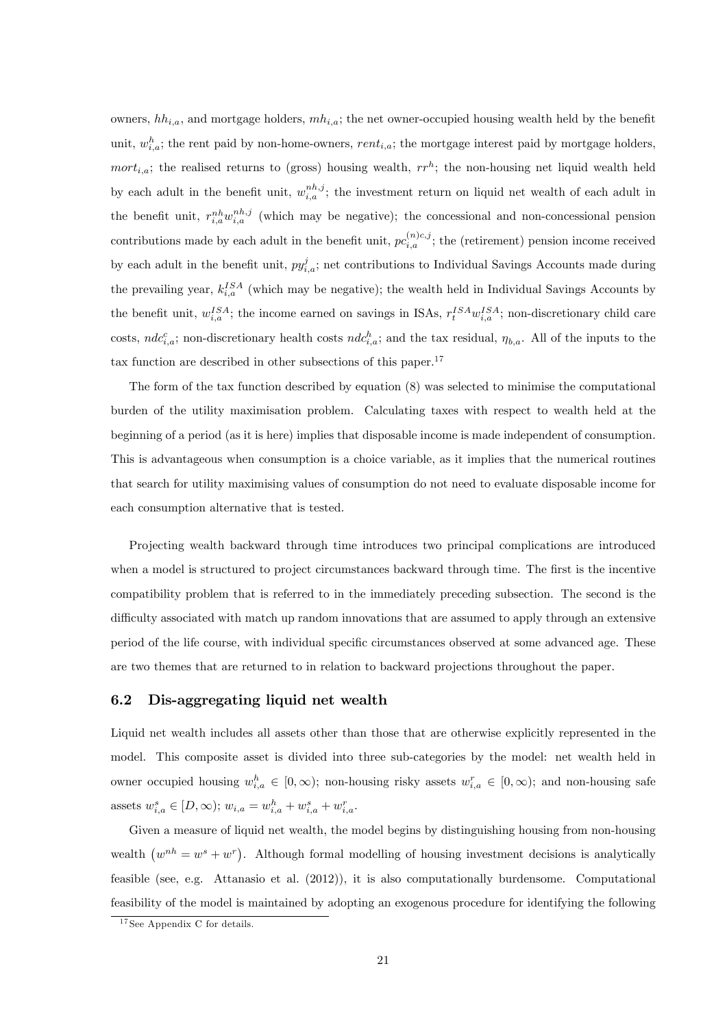owners, $hh_{i,a}$, and mortgage holders, $mh_{i,a}$; the net owner-occupied housing wealth held by the benefit unit, $w^h_{i,a}$; the rent paid by non-home-owners, $rent_{i,a}$; the mortgage interest paid by mortgage holders, $mort_{i,a}$; the realised returns to (gross) housing wealth, $rr^h$; the non-housing net liquid wealth held by each adult in the benefit unit, $w^{nh,j}_{i,a}$; the investment return on liquid net wealth of each adult in the benefit unit, $r^{nh}_{i,a} w^{nh,j}_{i,a}$ (which may be negative); the concessional and non-concessional pension contributions made by each adult in the benefit unit, $pc^{(n)c,j}_{i,a}$; the (retirement) pension income received by each adult in the benefit unit, $py^j_{i,a}$; net contributions to Individual Savings Accounts made during the prevailing year, $k^{ISA}_{i,a}$ (which may be negative); the wealth held in Individual Savings Accounts by the benefit unit, $w^{ISA}_{i,a}$; the income earned on savings in ISAs, $r^{ISA}_t w^{ISA}_{i,a}$; non-discretionary child care costs, $ndc^c_{i,a}$; non-discretionary health costs $ndc^h_{i,a}$; and the tax residual, $\eta_{b,a}$. All of the inputs to the tax function are described in other subsections of this paper.[17]

The form of the tax function described by equation (8) was selected to minimise the computational burden of the utility maximisation problem. Calculating taxes with respect to wealth held at the beginning of a period (as it is here) implies that disposable income is made independent of consumption. This is advantageous when consumption is a choice variable, as it implies that the numerical routines that search for utility maximising values of consumption do not need to evaluate disposable income for each consumption alternative that is tested.

Projecting wealth backward through time introduces two principal complications are introduced when a model is structured to project circumstances backward through time. The first is the incentive compatibility problem that is referred to in the immediately preceding subsection. The second is the difficulty associated with match up random innovations that are assumed to apply through an extensive period of the life course, with individual specific circumstances observed at some advanced age. These are two themes that are returned to in relation to backward projections throughout the paper.

## 6.2 Dis-aggregating liquid net wealth

Liquid net wealth includes all assets other than those that are otherwise explicitly represented in the model. This composite asset is divided into three sub-categories by the model: net wealth held in owner occupied housing $w^h_{i,a} \in [0, \infty)$; non-housing risky assets $w^r_{i,a} \in [0, \infty)$; and non-housing safe assets $w^s_{i,a} \in [D, \infty)$; $w_{i,a} = w^h_{i,a} + w^s_{i,a} + w^r_{i,a}$.

Given a measure of liquid net wealth, the model begins by distinguishing housing from non-housing wealth $\left(w^{nh} = w^s + w^r\right)$. Although formal modelling of housing investment decisions is analytically feasible (see, e.g. Attanasio et al. (2012)), it is also computationally burdensome. Computational feasibility of the model is maintained by adopting an exogenous procedure for identifying the following

[17] See Appendix C for details.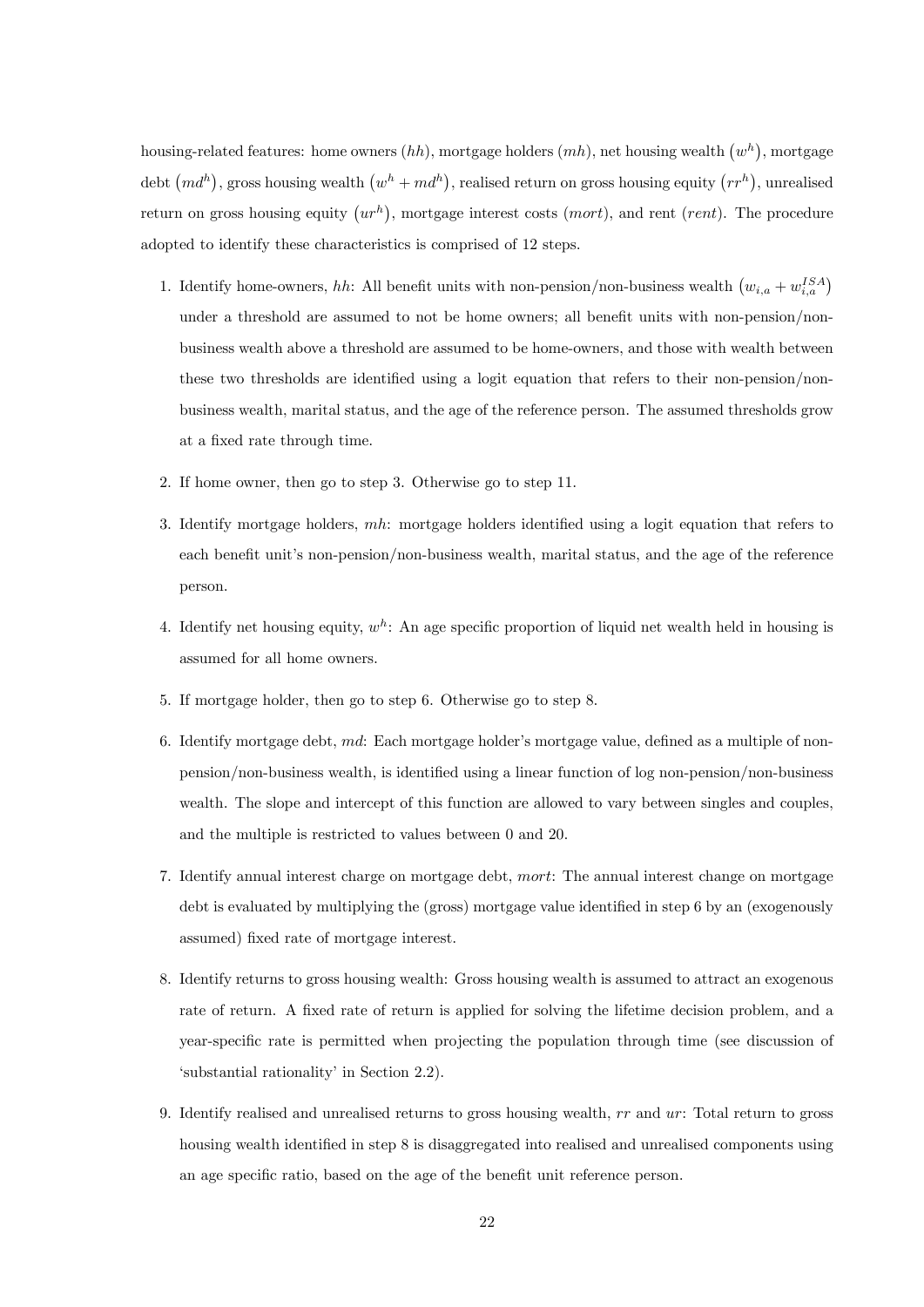housing-related features: home owners ($hh$), mortgage holders ($mh$), net housing wealth $\left(w^h\right)$, mortgage debt $\left(md^h\right)$, gross housing wealth $\left(w^h + md^h\right)$, realised return on gross housing equity $\left(rr^h\right)$, unrealised return on gross housing equity $\left(ur^h\right)$, mortgage interest costs ($mort$), and rent ($rent$). The procedure adopted to identify these characteristics is comprised of 12 steps.

1. Identify home-owners, $hh$: All benefit units with non-pension/non-business wealth $\left(w_{i,a} + w_{i,a}^{ISA}\right)$ under a threshold are assumed to not be home owners; all benefit units with non-pension/non-business wealth above a threshold are assumed to be home-owners, and those with wealth between these two thresholds are identified using a logit equation that refers to their non-pension/non-business wealth, marital status, and the age of the reference person. The assumed thresholds grow at a fixed rate through time.

2. If home owner, then go to step 3. Otherwise go to step 11.

3. Identify mortgage holders, $mh$: mortgage holders identified using a logit equation that refers to each benefit unit's non-pension/non-business wealth, marital status, and the age of the reference person.

4. Identify net housing equity, $w^h$: An age specific proportion of liquid net wealth held in housing is assumed for all home owners.

5. If mortgage holder, then go to step 6. Otherwise go to step 8.

6. Identify mortgage debt, $md$: Each mortgage holder's mortgage value, defined as a multiple of non-pension/non-business wealth, is identified using a linear function of log non-pension/non-business wealth. The slope and intercept of this function are allowed to vary between singles and couples, and the multiple is restricted to values between 0 and 20.

7. Identify annual interest charge on mortgage debt, $mort$: The annual interest change on mortgage debt is evaluated by multiplying the (gross) mortgage value identified in step 6 by an (exogenously assumed) fixed rate of mortgage interest.

8. Identify returns to gross housing wealth: Gross housing wealth is assumed to attract an exogenous rate of return. A fixed rate of return is applied for solving the lifetime decision problem, and a year-specific rate is permitted when projecting the population through time (see discussion of 'substantial rationality' in Section 2.2).

9. Identify realised and unrealised returns to gross housing wealth, $rr$ and $ur$: Total return to gross housing wealth identified in step 8 is disaggregated into realised and unrealised components using an age specific ratio, based on the age of the benefit unit reference person.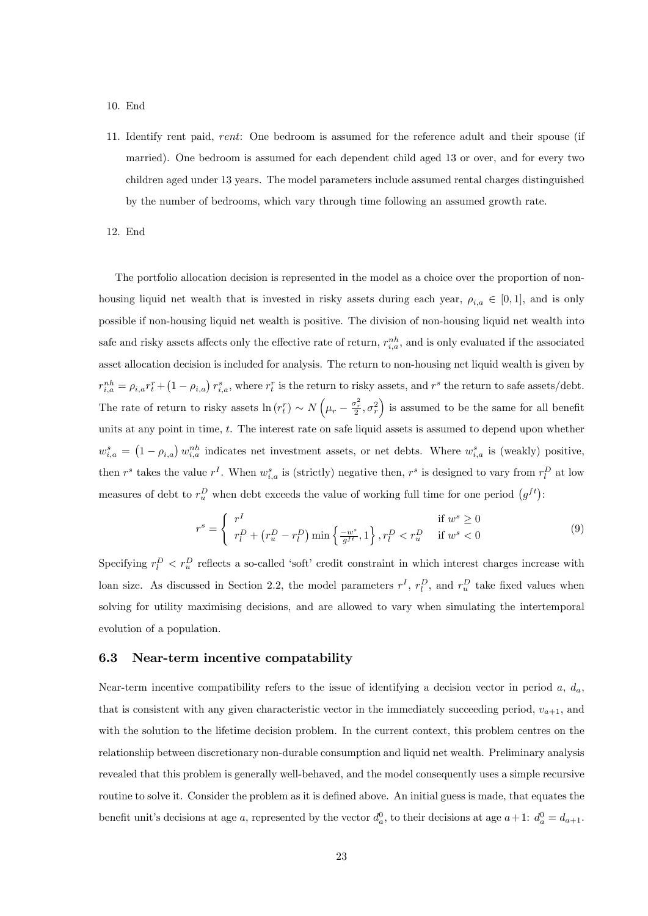10. End

11. Identify rent paid, *rent*: One bedroom is assumed for the reference adult and their spouse (if married). One bedroom is assumed for each dependent child aged 13 or over, and for every two children aged under 13 years. The model parameters include assumed rental charges distinguished by the number of bedrooms, which vary through time following an assumed growth rate.

12. End

The portfolio allocation decision is represented in the model as a choice over the proportion of non-housing liquid net wealth that is invested in risky assets during each year, $\rho_{i,a} \in [0,1]$, and is only possible if non-housing liquid net wealth is positive. The division of non-housing liquid net wealth into safe and risky assets affects only the effective rate of return, $r^{nh}_{i,a}$, and is only evaluated if the associated asset allocation decision is included for analysis. The return to non-housing net liquid wealth is given by $r^{nh}_{i,a} = \rho_{i,a} r^r_t + (1 - \rho_{i,a}) r^s_{i,a}$, where $r^r_t$ is the return to risky assets, and $r^s$ the return to safe assets/debt. The rate of return to risky assets $\ln(r^r_t) \sim N\left(\mu_r - \frac{\sigma_r^2}{2}, \sigma_r^2\right)$ is assumed to be the same for all benefit units at any point in time, $t$. The interest rate on safe liquid assets is assumed to depend upon whether $w^s_{i,a} = (1 - \rho_{i,a}) w^{nh}_{i,a}$ indicates net investment assets, or net debts. Where $w^s_{i,a}$ is (weakly) positive, then $r^s$ takes the value $r^I$. When $w^s_{i,a}$ is (strictly) negative then, $r^s$ is designed to vary from $r^D_l$ at low measures of debt to $r^D_u$ when debt exceeds the value of working full time for one period $(g^{ft})$:

$$r^s = \begin{cases} r^I & \text{if } w^s \geq 0 \\ r^D_l + \left(r^D_u - r^D_l\right) \min\left\{\frac{-w^s}{g^{ft}}, 1\right\}, r^D_l < r^D_u & \text{if } w^s < 0 \end{cases} \tag{9}$$

Specifying $r^D_l < r^D_u$ reflects a so-called 'soft' credit constraint in which interest charges increase with loan size. As discussed in Section 2.2, the model parameters $r^I$, $r^D_l$, and $r^D_u$ take fixed values when solving for utility maximising decisions, and are allowed to vary when simulating the intertemporal evolution of a population.

### 6.3 Near-term incentive compatability

Near-term incentive compatibility refers to the issue of identifying a decision vector in period $a$, $d_a$, that is consistent with any given characteristic vector in the immediately succeeding period, $v_{a+1}$, and with the solution to the lifetime decision problem. In the current context, this problem centres on the relationship between discretionary non-durable consumption and liquid net wealth. Preliminary analysis revealed that this problem is generally well-behaved, and the model consequently uses a simple recursive routine to solve it. Consider the problem as it is defined above. An initial guess is made, that equates the benefit unit's decisions at age $a$, represented by the vector $d^0_a$, to their decisions at age $a+1$: $d^0_a = d_{a+1}$.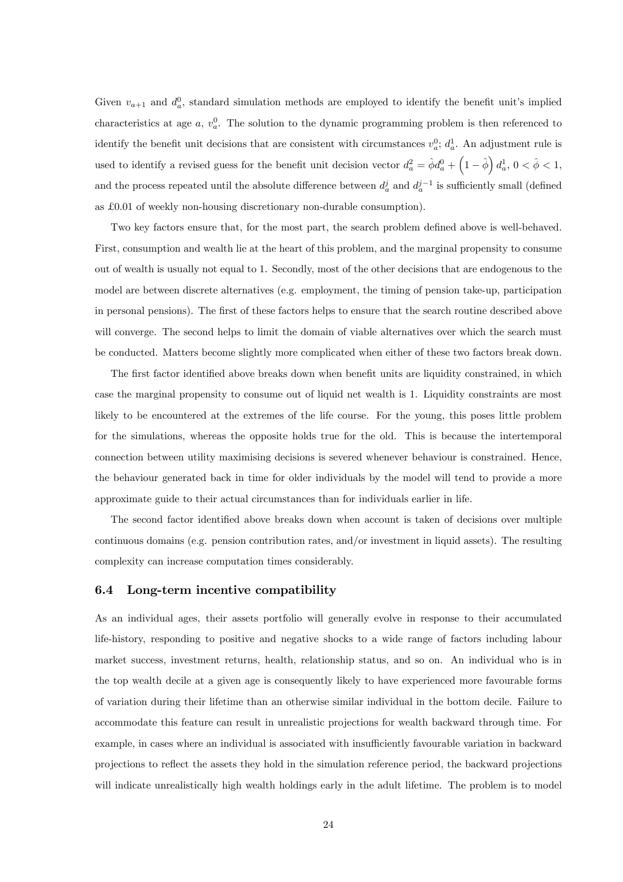Given $v_{a+1}$ and $d_a^0$, standard simulation methods are employed to identify the benefit unit's implied characteristics at age $a$, $v_a^0$. The solution to the dynamic programming problem is then referenced to identify the benefit unit decisions that are consistent with circumstances $v_a^0$; $d_a^1$. An adjustment rule is used to identify a revised guess for the benefit unit decision vector $d_a^2 = \hat{\phi} d_a^0 + \left(1 - \hat{\phi}\right) d_a^1$, $0 < \hat{\phi} < 1$, and the process repeated until the absolute difference between $d_a^j$ and $d_a^{j-1}$ is sufficiently small (defined as £0.01 of weekly non-housing discretionary non-durable consumption).

Two key factors ensure that, for the most part, the search problem defined above is well-behaved. First, consumption and wealth lie at the heart of this problem, and the marginal propensity to consume out of wealth is usually not equal to 1. Secondly, most of the other decisions that are endogenous to the model are between discrete alternatives (e.g. employment, the timing of pension take-up, participation in personal pensions). The first of these factors helps to ensure that the search routine described above will converge. The second helps to limit the domain of viable alternatives over which the search must be conducted. Matters become slightly more complicated when either of these two factors break down.

The first factor identified above breaks down when benefit units are liquidity constrained, in which case the marginal propensity to consume out of liquid net wealth is 1. Liquidity constraints are most likely to be encountered at the extremes of the life course. For the young, this poses little problem for the simulations, whereas the opposite holds true for the old. This is because the intertemporal connection between utility maximising decisions is severed whenever behaviour is constrained. Hence, the behaviour generated back in time for older individuals by the model will tend to provide a more approximate guide to their actual circumstances than for individuals earlier in life.

The second factor identified above breaks down when account is taken of decisions over multiple continuous domains (e.g. pension contribution rates, and/or investment in liquid assets). The resulting complexity can increase computation times considerably.

### 6.4 Long-term incentive compatibility

As an individual ages, their assets portfolio will generally evolve in response to their accumulated life-history, responding to positive and negative shocks to a wide range of factors including labour market success, investment returns, health, relationship status, and so on. An individual who is in the top wealth decile at a given age is consequently likely to have experienced more favourable forms of variation during their lifetime than an otherwise similar individual in the bottom decile. Failure to accommodate this feature can result in unrealistic projections for wealth backward through time. For example, in cases where an individual is associated with insufficiently favourable variation in backward projections to reflect the assets they hold in the simulation reference period, the backward projections will indicate unrealistically high wealth holdings early in the adult lifetime. The problem is to model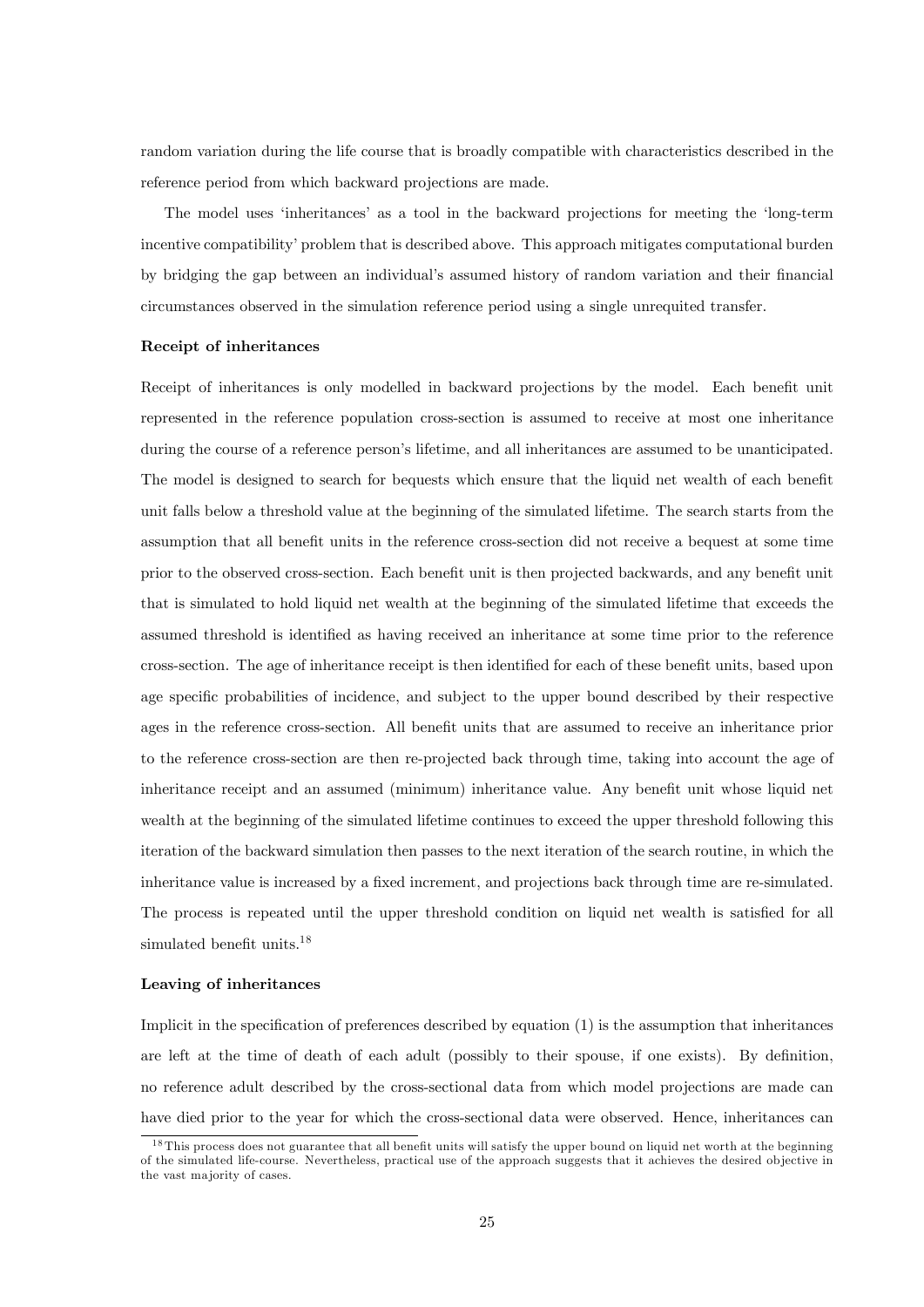random variation during the life course that is broadly compatible with characteristics described in the reference period from which backward projections are made.

The model uses 'inheritances' as a tool in the backward projections for meeting the 'long-term incentive compatibility' problem that is described above. This approach mitigates computational burden by bridging the gap between an individual's assumed history of random variation and their financial circumstances observed in the simulation reference period using a single unrequited transfer.

**Receipt of inheritances**

Receipt of inheritances is only modelled in backward projections by the model. Each benefit unit represented in the reference population cross-section is assumed to receive at most one inheritance during the course of a reference person's lifetime, and all inheritances are assumed to be unanticipated. The model is designed to search for bequests which ensure that the liquid net wealth of each benefit unit falls below a threshold value at the beginning of the simulated lifetime. The search starts from the assumption that all benefit units in the reference cross-section did not receive a bequest at some time prior to the observed cross-section. Each benefit unit is then projected backwards, and any benefit unit that is simulated to hold liquid net wealth at the beginning of the simulated lifetime that exceeds the assumed threshold is identified as having received an inheritance at some time prior to the reference cross-section. The age of inheritance receipt is then identified for each of these benefit units, based upon age specific probabilities of incidence, and subject to the upper bound described by their respective ages in the reference cross-section. All benefit units that are assumed to receive an inheritance prior to the reference cross-section are then re-projected back through time, taking into account the age of inheritance receipt and an assumed (minimum) inheritance value. Any benefit unit whose liquid net wealth at the beginning of the simulated lifetime continues to exceed the upper threshold following this iteration of the backward simulation then passes to the next iteration of the search routine, in which the inheritance value is increased by a fixed increment, and projections back through time are re-simulated. The process is repeated until the upper threshold condition on liquid net wealth is satisfied for all simulated benefit units.[18]

**Leaving of inheritances**

Implicit in the specification of preferences described by equation (1) is the assumption that inheritances are left at the time of death of each adult (possibly to their spouse, if one exists). By definition, no reference adult described by the cross-sectional data from which model projections are made can have died prior to the year for which the cross-sectional data were observed. Hence, inheritances can

[18] This process does not guarantee that all benefit units will satisfy the upper bound on liquid net worth at the beginning of the simulated life-course. Nevertheless, practical use of the approach suggests that it achieves the desired objective in the vast majority of cases.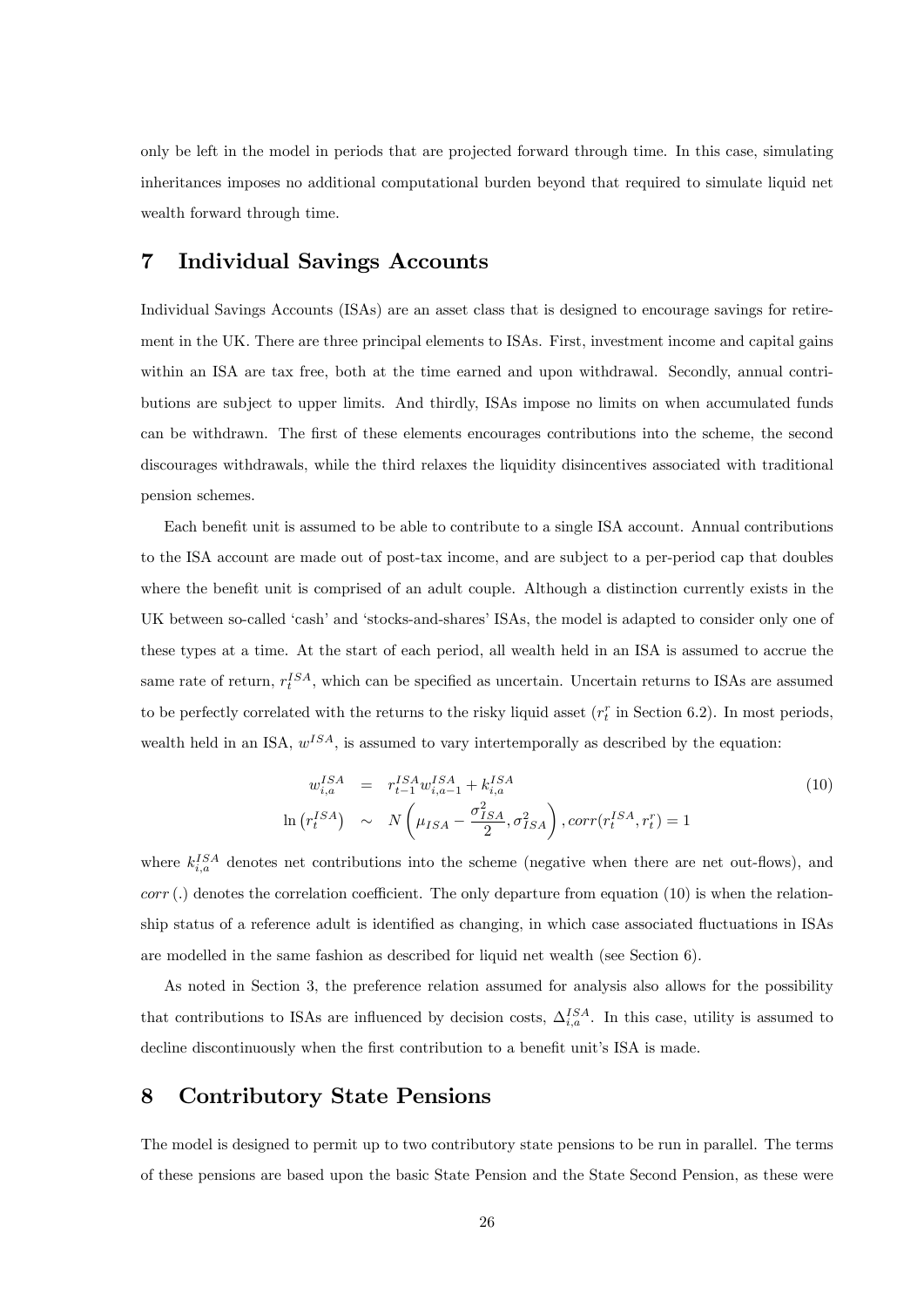only be left in the model in periods that are projected forward through time. In this case, simulating inheritances imposes no additional computational burden beyond that required to simulate liquid net wealth forward through time.

# 7 Individual Savings Accounts

Individual Savings Accounts (ISAs) are an asset class that is designed to encourage savings for retirement in the UK. There are three principal elements to ISAs. First, investment income and capital gains within an ISA are tax free, both at the time earned and upon withdrawal. Secondly, annual contributions are subject to upper limits. And thirdly, ISAs impose no limits on when accumulated funds can be withdrawn. The first of these elements encourages contributions into the scheme, the second discourages withdrawals, while the third relaxes the liquidity disincentives associated with traditional pension schemes.

Each benefit unit is assumed to be able to contribute to a single ISA account. Annual contributions to the ISA account are made out of post-tax income, and are subject to a per-period cap that doubles where the benefit unit is comprised of an adult couple. Although a distinction currently exists in the UK between so-called 'cash' and 'stocks-and-shares' ISAs, the model is adapted to consider only one of these types at a time. At the start of each period, all wealth held in an ISA is assumed to accrue the same rate of return, $r_t^{ISA}$, which can be specified as uncertain. Uncertain returns to ISAs are assumed to be perfectly correlated with the returns to the risky liquid asset ($r_t^r$ in Section 6.2). In most periods, wealth held in an ISA, $w^{ISA}$, is assumed to vary intertemporally as described by the equation:

$$
\begin{aligned}
w_{i,a}^{ISA} &= r_{t-1}^{ISA} w_{i,a-1}^{ISA} + k_{i,a}^{ISA} \\
\ln\left(r_t^{ISA}\right) &\sim N\left(\mu_{ISA} - \frac{\sigma_{ISA}^2}{2}, \sigma_{ISA}^2\right), corr(r_t^{ISA}, r_t^r) = 1
\end{aligned}
\tag{10}
$$

where $k_{i,a}^{ISA}$ denotes net contributions into the scheme (negative when there are net out-flows), and $corr\,(.)$ denotes the correlation coefficient. The only departure from equation (10) is when the relationship status of a reference adult is identified as changing, in which case associated fluctuations in ISAs are modelled in the same fashion as described for liquid net wealth (see Section 6).

As noted in Section 3, the preference relation assumed for analysis also allows for the possibility that contributions to ISAs are influenced by decision costs, $\Delta_{i,a}^{ISA}$. In this case, utility is assumed to decline discontinuously when the first contribution to a benefit unit's ISA is made.

# 8 Contributory State Pensions

The model is designed to permit up to two contributory state pensions to be run in parallel. The terms of these pensions are based upon the basic State Pension and the State Second Pension, as these were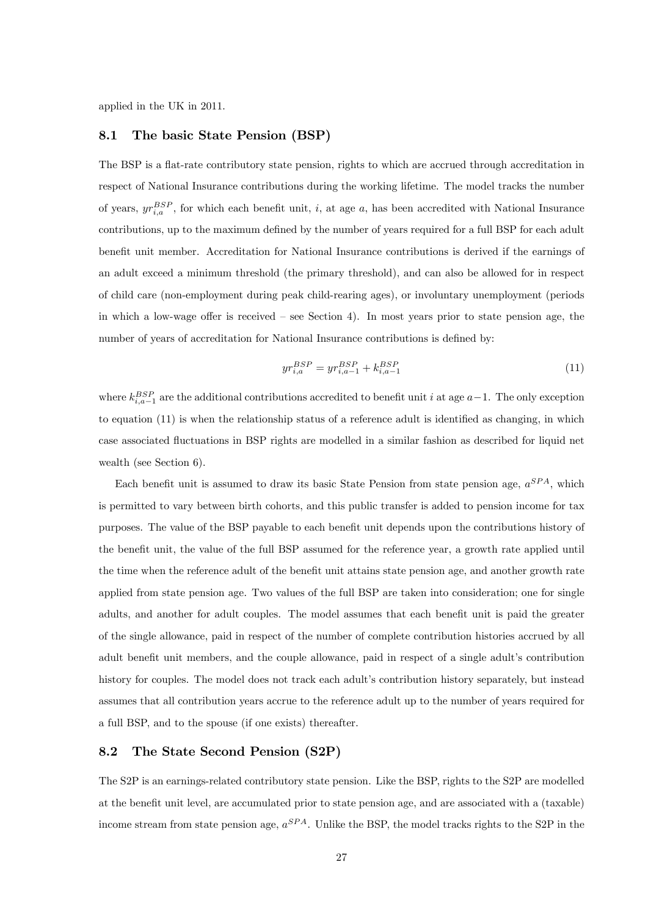applied in the UK in 2011.

## 8.1 The basic State Pension (BSP)

The BSP is a flat-rate contributory state pension, rights to which are accrued through accreditation in respect of National Insurance contributions during the working lifetime. The model tracks the number of years, $yr_{i,a}^{BSP}$, for which each benefit unit, $i$, at age $a$, has been accredited with National Insurance contributions, up to the maximum defined by the number of years required for a full BSP for each adult benefit unit member. Accreditation for National Insurance contributions is derived if the earnings of an adult exceed a minimum threshold (the primary threshold), and can also be allowed for in respect of child care (non-employment during peak child-rearing ages), or involuntary unemployment (periods in which a low-wage offer is received – see Section 4). In most years prior to state pension age, the number of years of accreditation for National Insurance contributions is defined by:

$$yr_{i,a}^{BSP} = yr_{i,a-1}^{BSP} + k_{i,a-1}^{BSP} \tag{11}$$

where $k_{i,a-1}^{BSP}$ are the additional contributions accredited to benefit unit $i$ at age $a-1$. The only exception to equation (11) is when the relationship status of a reference adult is identified as changing, in which case associated fluctuations in BSP rights are modelled in a similar fashion as described for liquid net wealth (see Section 6).

Each benefit unit is assumed to draw its basic State Pension from state pension age, $a^{SPA}$, which is permitted to vary between birth cohorts, and this public transfer is added to pension income for tax purposes. The value of the BSP payable to each benefit unit depends upon the contributions history of the benefit unit, the value of the full BSP assumed for the reference year, a growth rate applied until the time when the reference adult of the benefit unit attains state pension age, and another growth rate applied from state pension age. Two values of the full BSP are taken into consideration; one for single adults, and another for adult couples. The model assumes that each benefit unit is paid the greater of the single allowance, paid in respect of the number of complete contribution histories accrued by all adult benefit unit members, and the couple allowance, paid in respect of a single adult's contribution history for couples. The model does not track each adult's contribution history separately, but instead assumes that all contribution years accrue to the reference adult up to the number of years required for a full BSP, and to the spouse (if one exists) thereafter.

## 8.2 The State Second Pension (S2P)

The S2P is an earnings-related contributory state pension. Like the BSP, rights to the S2P are modelled at the benefit unit level, are accumulated prior to state pension age, and are associated with a (taxable) income stream from state pension age, $a^{SPA}$. Unlike the BSP, the model tracks rights to the S2P in the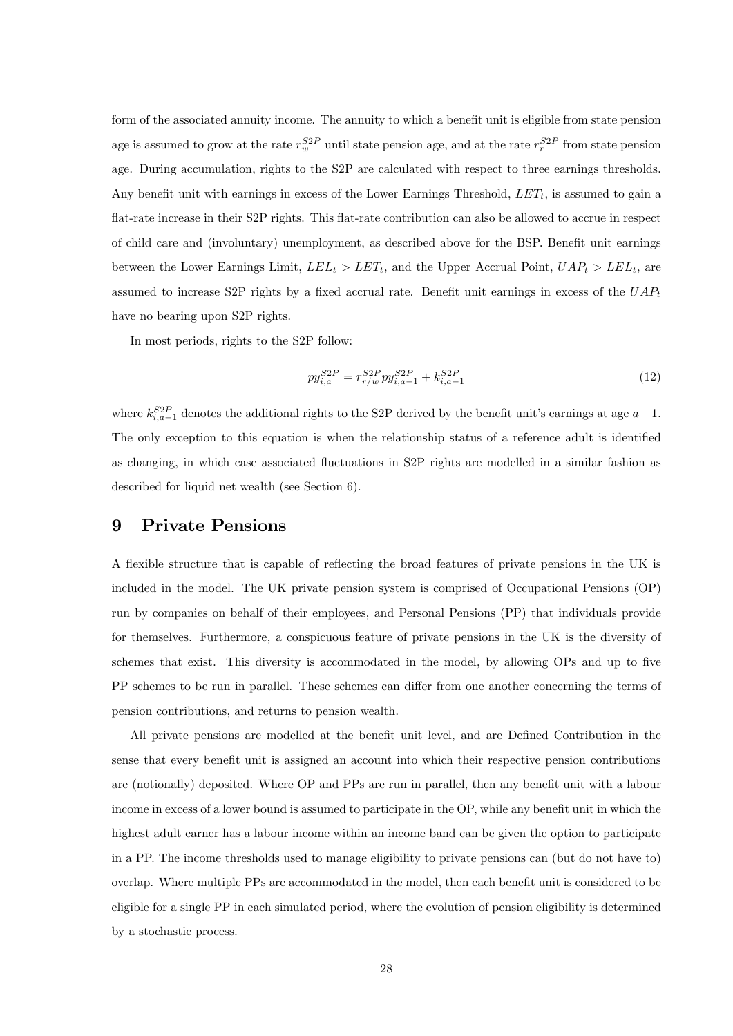form of the associated annuity income. The annuity to which a benefit unit is eligible from state pension age is assumed to grow at the rate $r_w^{S2P}$ until state pension age, and at the rate $r_r^{S2P}$ from state pension age. During accumulation, rights to the S2P are calculated with respect to three earnings thresholds. Any benefit unit with earnings in excess of the Lower Earnings Threshold, $LET_t$, is assumed to gain a flat-rate increase in their S2P rights. This flat-rate contribution can also be allowed to accrue in respect of child care and (involuntary) unemployment, as described above for the BSP. Benefit unit earnings between the Lower Earnings Limit, $LEL_t > LET_t$, and the Upper Accrual Point, $UAP_t > LEL_t$, are assumed to increase S2P rights by a fixed accrual rate. Benefit unit earnings in excess of the $UAP_t$ have no bearing upon S2P rights.

In most periods, rights to the S2P follow:

$$py_{i,a}^{S2P} = r_{r/w}^{S2P} py_{i,a-1}^{S2P} + k_{i,a-1}^{S2P} \tag{12}$$

where $k_{i,a-1}^{S2P}$ denotes the additional rights to the S2P derived by the benefit unit's earnings at age $a-1$. The only exception to this equation is when the relationship status of a reference adult is identified as changing, in which case associated fluctuations in S2P rights are modelled in a similar fashion as described for liquid net wealth (see Section 6).

# 9 Private Pensions

A flexible structure that is capable of reflecting the broad features of private pensions in the UK is included in the model. The UK private pension system is comprised of Occupational Pensions (OP) run by companies on behalf of their employees, and Personal Pensions (PP) that individuals provide for themselves. Furthermore, a conspicuous feature of private pensions in the UK is the diversity of schemes that exist. This diversity is accommodated in the model, by allowing OPs and up to five PP schemes to be run in parallel. These schemes can differ from one another concerning the terms of pension contributions, and returns to pension wealth.

All private pensions are modelled at the benefit unit level, and are Defined Contribution in the sense that every benefit unit is assigned an account into which their respective pension contributions are (notionally) deposited. Where OP and PPs are run in parallel, then any benefit unit with a labour income in excess of a lower bound is assumed to participate in the OP, while any benefit unit in which the highest adult earner has a labour income within an income band can be given the option to participate in a PP. The income thresholds used to manage eligibility to private pensions can (but do not have to) overlap. Where multiple PPs are accommodated in the model, then each benefit unit is considered to be eligible for a single PP in each simulated period, where the evolution of pension eligibility is determined by a stochastic process.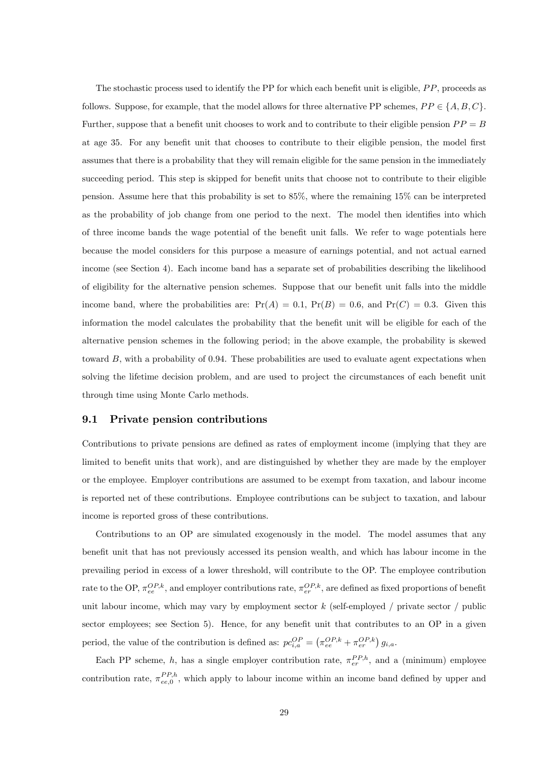The stochastic process used to identify the PP for which each benefit unit is eligible, $PP$, proceeds as follows. Suppose, for example, that the model allows for three alternative PP schemes, $PP \in \{A, B, C\}$. Further, suppose that a benefit unit chooses to work and to contribute to their eligible pension $PP = B$ at age 35. For any benefit unit that chooses to contribute to their eligible pension, the model first assumes that there is a probability that they will remain eligible for the same pension in the immediately succeeding period. This step is skipped for benefit units that choose not to contribute to their eligible pension. Assume here that this probability is set to 85%, where the remaining 15% can be interpreted as the probability of job change from one period to the next. The model then identifies into which of three income bands the wage potential of the benefit unit falls. We refer to wage potentials here because the model considers for this purpose a measure of earnings potential, and not actual earned income (see Section 4). Each income band has a separate set of probabilities describing the likelihood of eligibility for the alternative pension schemes. Suppose that our benefit unit falls into the middle income band, where the probabilities are: $\Pr(A) = 0.1$, $\Pr(B) = 0.6$, and $\Pr(C) = 0.3$. Given this information the model calculates the probability that the benefit unit will be eligible for each of the alternative pension schemes in the following period; in the above example, the probability is skewed toward $B$, with a probability of 0.94. These probabilities are used to evaluate agent expectations when solving the lifetime decision problem, and are used to project the circumstances of each benefit unit through time using Monte Carlo methods.

## 9.1 Private pension contributions

Contributions to private pensions are defined as rates of employment income (implying that they are limited to benefit units that work), and are distinguished by whether they are made by the employer or the employee. Employer contributions are assumed to be exempt from taxation, and labour income is reported net of these contributions. Employee contributions can be subject to taxation, and labour income is reported gross of these contributions.

Contributions to an OP are simulated exogenously in the model. The model assumes that any benefit unit that has not previously accessed its pension wealth, and which has labour income in the prevailing period in excess of a lower threshold, will contribute to the OP. The employee contribution rate to the OP, $\pi_{ee}^{OP,k}$, and employer contributions rate, $\pi_{er}^{OP,k}$, are defined as fixed proportions of benefit unit labour income, which may vary by employment sector $k$ (self-employed / private sector / public sector employees; see Section 5). Hence, for any benefit unit that contributes to an OP in a given period, the value of the contribution is defined as: $pc_{i,a}^{OP} = \left(\pi_{ee}^{OP,k} + \pi_{er}^{OP,k}\right) g_{i,a}$.

Each PP scheme, $h$, has a single employer contribution rate, $\pi_{er}^{PP,h}$, and a (minimum) employee contribution rate, $\pi_{ee,0}^{PP,h}$, which apply to labour income within an income band defined by upper and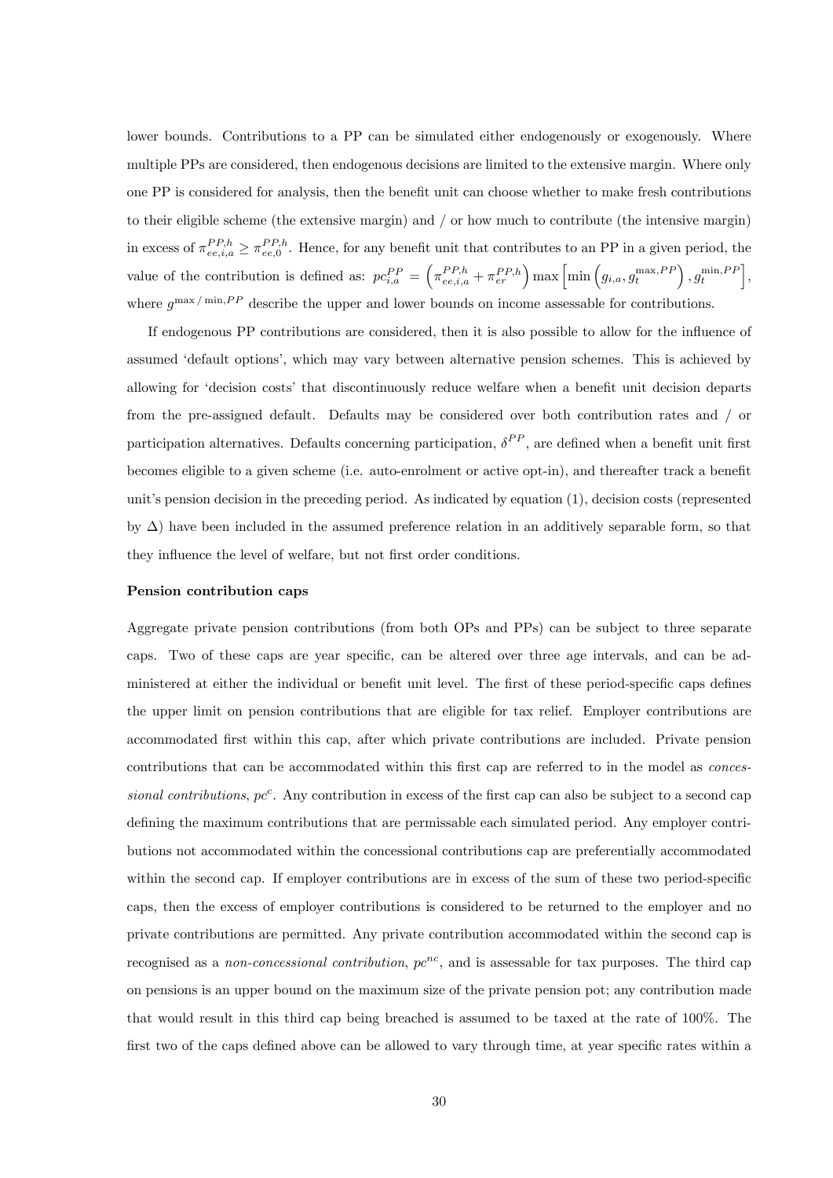lower bounds. Contributions to a PP can be simulated either endogenously or exogenously. Where multiple PPs are considered, then endogenous decisions are limited to the extensive margin. Where only one PP is considered for analysis, then the benefit unit can choose whether to make fresh contributions to their eligible scheme (the extensive margin) and / or how much to contribute (the intensive margin) in excess of $\pi^{PP,h}_{ee,i,a} \geq \pi^{PP,h}_{ee,0}$. Hence, for any benefit unit that contributes to an PP in a given period, the value of the contribution is defined as: $pc^{PP}_{i,a} = \left(\pi^{PP,h}_{ee,i,a} + \pi^{PP,h}_{er}\right) \max\left[\min\left(g_{i,a}, g^{\max,PP}_{t}\right), g^{\min,PP}_{t}\right]$, where $g^{\max/\min,PP}$ describe the upper and lower bounds on income assessable for contributions.

If endogenous PP contributions are considered, then it is also possible to allow for the influence of assumed 'default options', which may vary between alternative pension schemes. This is achieved by allowing for 'decision costs' that discontinuously reduce welfare when a benefit unit decision departs from the pre-assigned default. Defaults may be considered over both contribution rates and / or participation alternatives. Defaults concerning participation, $\delta^{PP}$, are defined when a benefit unit first becomes eligible to a given scheme (i.e. auto-enrolment or active opt-in), and thereafter track a benefit unit's pension decision in the preceding period. As indicated by equation (1), decision costs (represented by $\Delta$) have been included in the assumed preference relation in an additively separable form, so that they influence the level of welfare, but not first order conditions.

**Pension contribution caps**

Aggregate private pension contributions (from both OPs and PPs) can be subject to three separate caps. Two of these caps are year specific, can be altered over three age intervals, and can be administered at either the individual or benefit unit level. The first of these period-specific caps defines the upper limit on pension contributions that are eligible for tax relief. Employer contributions are accommodated first within this cap, after which private contributions are included. Private pension contributions that can be accommodated within this first cap are referred to in the model as *concessional contributions*, $pc^{c}$. Any contribution in excess of the first cap can also be subject to a second cap defining the maximum contributions that are permissable each simulated period. Any employer contributions not accommodated within the concessional contributions cap are preferentially accommodated within the second cap. If employer contributions are in excess of the sum of these two period-specific caps, then the excess of employer contributions is considered to be returned to the employer and no private contributions are permitted. Any private contribution accommodated within the second cap is recognised as a *non-concessional contribution*, $pc^{nc}$, and is assessable for tax purposes. The third cap on pensions is an upper bound on the maximum size of the private pension pot; any contribution made that would result in this third cap being breached is assumed to be taxed at the rate of 100%. The first two of the caps defined above can be allowed to vary through time, at year specific rates within a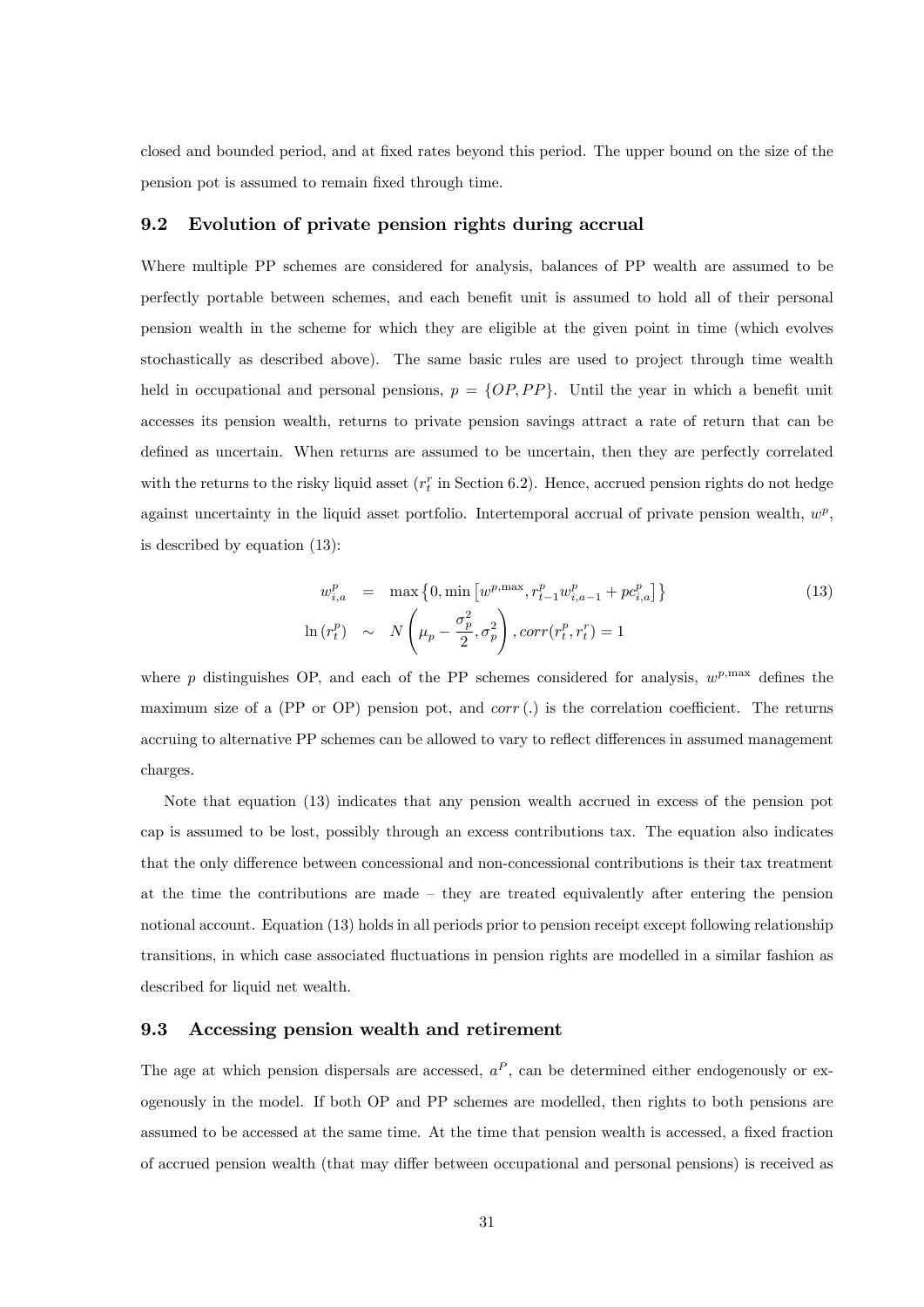closed and bounded period, and at fixed rates beyond this period. The upper bound on the size of the pension pot is assumed to remain fixed through time.

### 9.2 Evolution of private pension rights during accrual

Where multiple PP schemes are considered for analysis, balances of PP wealth are assumed to be perfectly portable between schemes, and each benefit unit is assumed to hold all of their personal pension wealth in the scheme for which they are eligible at the given point in time (which evolves stochastically as described above). The same basic rules are used to project through time wealth held in occupational and personal pensions, $p = \{OP, PP\}$. Until the year in which a benefit unit accesses its pension wealth, returns to private pension savings attract a rate of return that can be defined as uncertain. When returns are assumed to be uncertain, then they are perfectly correlated with the returns to the risky liquid asset ($r_t^r$ in Section 6.2). Hence, accrued pension rights do not hedge against uncertainty in the liquid asset portfolio. Intertemporal accrual of private pension wealth, $w^p$, is described by equation (13):

$$
\begin{aligned}
w_{i,a}^p &= \max\left\{0, \min\left[w^{p,\max}, r_{t-1}^p w_{i,a-1}^p + pc_{i,a}^p\right]\right\} \\
\ln\left(r_t^p\right) &\sim N\left(\mu_p - \frac{\sigma_p^2}{2}, \sigma_p^2\right), corr(r_t^p, r_t^r) = 1
\end{aligned}
\tag{13}
$$

where $p$ distinguishes OP, and each of the PP schemes considered for analysis, $w^{p,\max}$ defines the maximum size of a (PP or OP) pension pot, and $corr(.)$ is the correlation coefficient. The returns accruing to alternative PP schemes can be allowed to vary to reflect differences in assumed management charges.

Note that equation (13) indicates that any pension wealth accrued in excess of the pension pot cap is assumed to be lost, possibly through an excess contributions tax. The equation also indicates that the only difference between concessional and non-concessional contributions is their tax treatment at the time the contributions are made – they are treated equivalently after entering the pension notional account. Equation (13) holds in all periods prior to pension receipt except following relationship transitions, in which case associated fluctuations in pension rights are modelled in a similar fashion as described for liquid net wealth.

### 9.3 Accessing pension wealth and retirement

The age at which pension dispersals are accessed, $a^P$, can be determined either endogenously or exogenously in the model. If both OP and PP schemes are modelled, then rights to both pensions are assumed to be accessed at the same time. At the time that pension wealth is accessed, a fixed fraction of accrued pension wealth (that may differ between occupational and personal pensions) is received as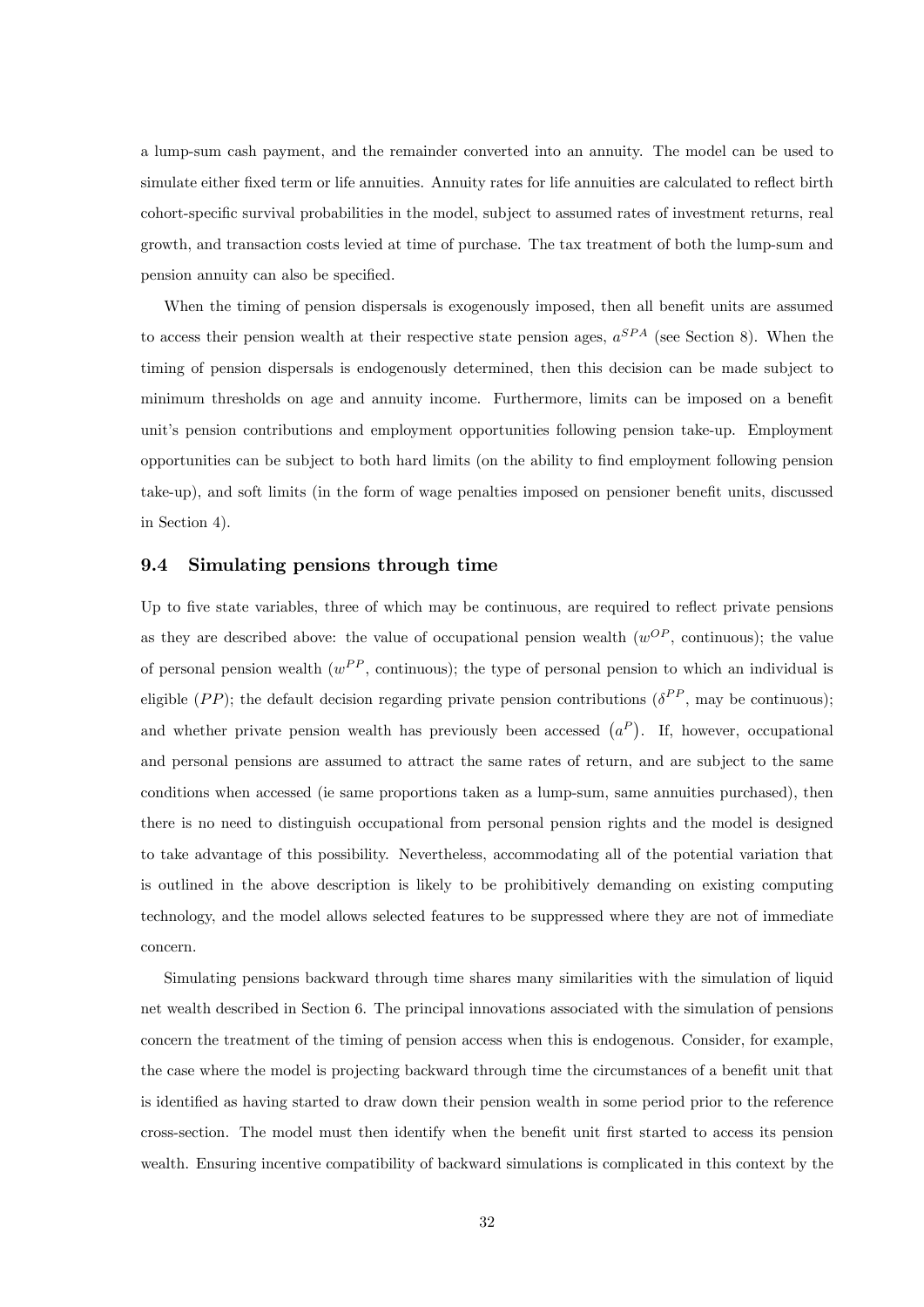a lump-sum cash payment, and the remainder converted into an annuity. The model can be used to simulate either fixed term or life annuities. Annuity rates for life annuities are calculated to reflect birth cohort-specific survival probabilities in the model, subject to assumed rates of investment returns, real growth, and transaction costs levied at time of purchase. The tax treatment of both the lump-sum and pension annuity can also be specified.

When the timing of pension dispersals is exogenously imposed, then all benefit units are assumed to access their pension wealth at their respective state pension ages, $a^{SPA}$ (see Section 8). When the timing of pension dispersals is endogenously determined, then this decision can be made subject to minimum thresholds on age and annuity income. Furthermore, limits can be imposed on a benefit unit's pension contributions and employment opportunities following pension take-up. Employment opportunities can be subject to both hard limits (on the ability to find employment following pension take-up), and soft limits (in the form of wage penalties imposed on pensioner benefit units, discussed in Section 4).

### 9.4 Simulating pensions through time

Up to five state variables, three of which may be continuous, are required to reflect private pensions as they are described above: the value of occupational pension wealth ($w^{OP}$, continuous); the value of personal pension wealth ($w^{PP}$, continuous); the type of personal pension to which an individual is eligible ($PP$); the default decision regarding private pension contributions ($\delta^{PP}$, may be continuous); and whether private pension wealth has previously been accessed $\left(a^{P}\right)$. If, however, occupational and personal pensions are assumed to attract the same rates of return, and are subject to the same conditions when accessed (ie same proportions taken as a lump-sum, same annuities purchased), then there is no need to distinguish occupational from personal pension rights and the model is designed to take advantage of this possibility. Nevertheless, accommodating all of the potential variation that is outlined in the above description is likely to be prohibitively demanding on existing computing technology, and the model allows selected features to be suppressed where they are not of immediate concern.

Simulating pensions backward through time shares many similarities with the simulation of liquid net wealth described in Section 6. The principal innovations associated with the simulation of pensions concern the treatment of the timing of pension access when this is endogenous. Consider, for example, the case where the model is projecting backward through time the circumstances of a benefit unit that is identified as having started to draw down their pension wealth in some period prior to the reference cross-section. The model must then identify when the benefit unit first started to access its pension wealth. Ensuring incentive compatibility of backward simulations is complicated in this context by the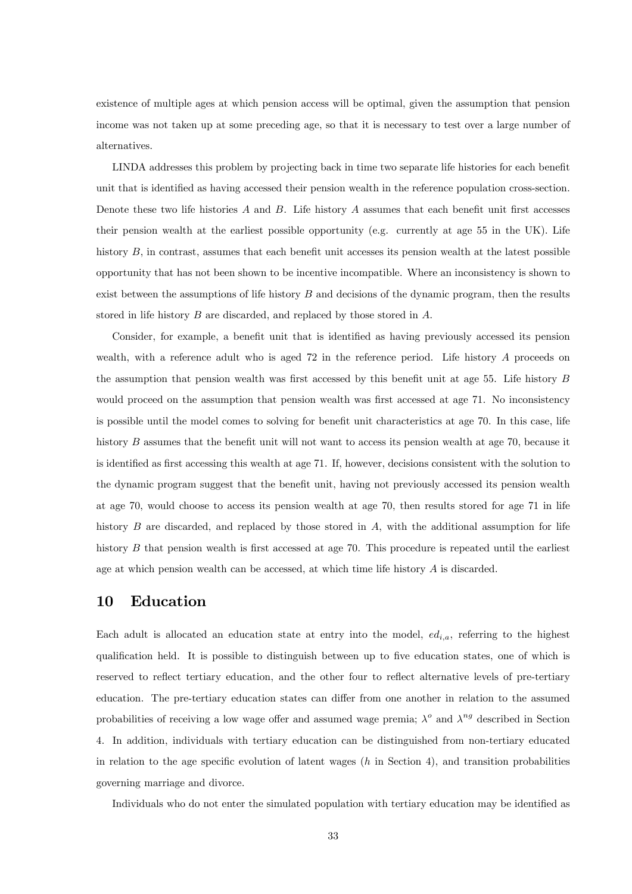existence of multiple ages at which pension access will be optimal, given the assumption that pension income was not taken up at some preceding age, so that it is necessary to test over a large number of alternatives.

LINDA addresses this problem by projecting back in time two separate life histories for each benefit unit that is identified as having accessed their pension wealth in the reference population cross-section. Denote these two life histories $A$ and $B$. Life history $A$ assumes that each benefit unit first accesses their pension wealth at the earliest possible opportunity (e.g. currently at age 55 in the UK). Life history $B$, in contrast, assumes that each benefit unit accesses its pension wealth at the latest possible opportunity that has not been shown to be incentive incompatible. Where an inconsistency is shown to exist between the assumptions of life history $B$ and decisions of the dynamic program, then the results stored in life history $B$ are discarded, and replaced by those stored in $A$.

Consider, for example, a benefit unit that is identified as having previously accessed its pension wealth, with a reference adult who is aged 72 in the reference period. Life history $A$ proceeds on the assumption that pension wealth was first accessed by this benefit unit at age 55. Life history $B$ would proceed on the assumption that pension wealth was first accessed at age 71. No inconsistency is possible until the model comes to solving for benefit unit characteristics at age 70. In this case, life history $B$ assumes that the benefit unit will not want to access its pension wealth at age 70, because it is identified as first accessing this wealth at age 71. If, however, decisions consistent with the solution to the dynamic program suggest that the benefit unit, having not previously accessed its pension wealth at age 70, would choose to access its pension wealth at age 70, then results stored for age 71 in life history $B$ are discarded, and replaced by those stored in $A$, with the additional assumption for life history $B$ that pension wealth is first accessed at age 70. This procedure is repeated until the earliest age at which pension wealth can be accessed, at which time life history $A$ is discarded.

## 10 Education

Each adult is allocated an education state at entry into the model, $ed_{i,a}$, referring to the highest qualification held. It is possible to distinguish between up to five education states, one of which is reserved to reflect tertiary education, and the other four to reflect alternative levels of pre-tertiary education. The pre-tertiary education states can differ from one another in relation to the assumed probabilities of receiving a low wage offer and assumed wage premia; $\lambda^{o}$ and $\lambda^{ng}$ described in Section 4. In addition, individuals with tertiary education can be distinguished from non-tertiary educated in relation to the age specific evolution of latent wages ($h$ in Section 4), and transition probabilities governing marriage and divorce.

Individuals who do not enter the simulated population with tertiary education may be identified as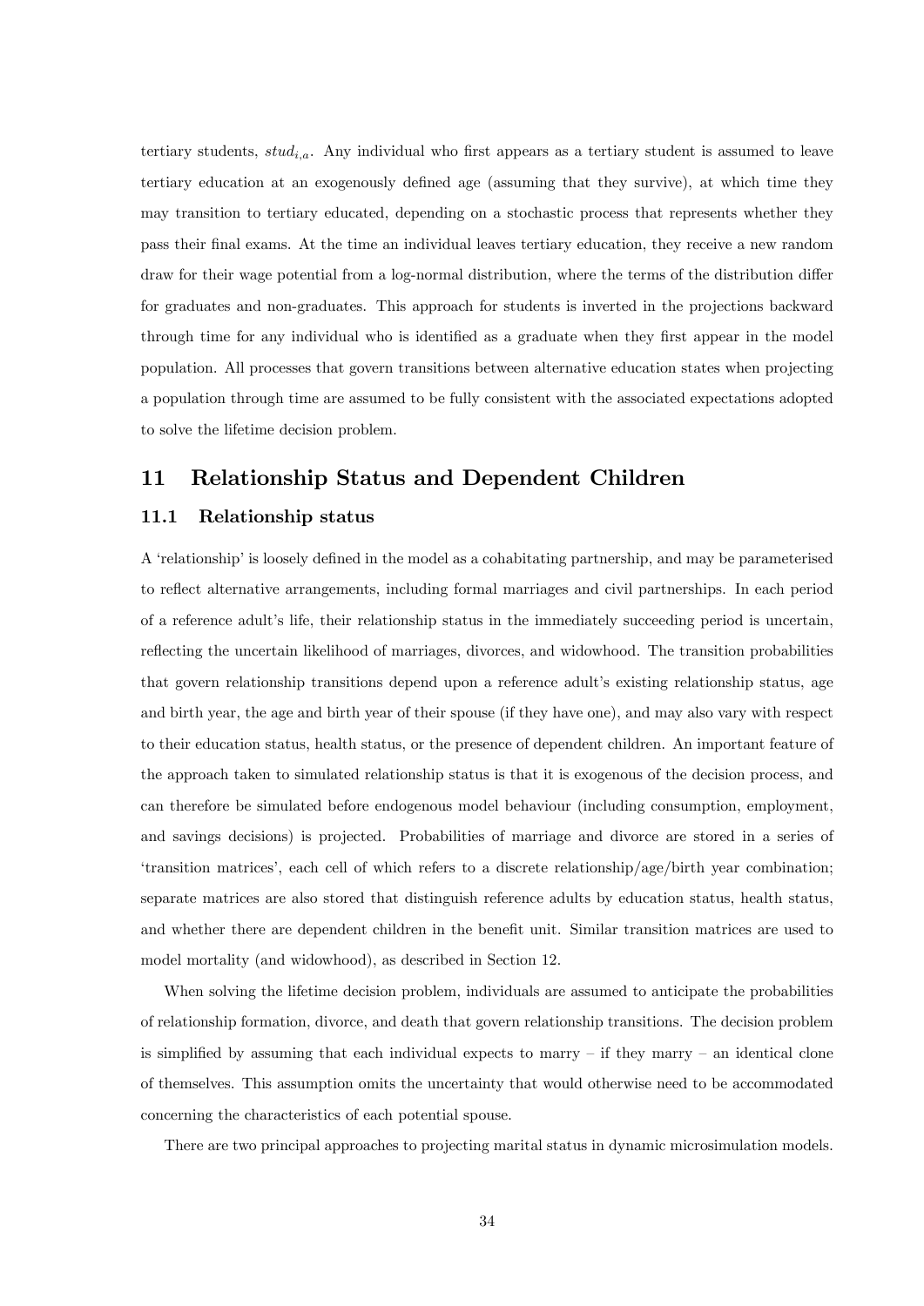tertiary students, $stud_{i,a}$. Any individual who first appears as a tertiary student is assumed to leave tertiary education at an exogenously defined age (assuming that they survive), at which time they may transition to tertiary educated, depending on a stochastic process that represents whether they pass their final exams. At the time an individual leaves tertiary education, they receive a new random draw for their wage potential from a log-normal distribution, where the terms of the distribution differ for graduates and non-graduates. This approach for students is inverted in the projections backward through time for any individual who is identified as a graduate when they first appear in the model population. All processes that govern transitions between alternative education states when projecting a population through time are assumed to be fully consistent with the associated expectations adopted to solve the lifetime decision problem.

## 11 Relationship Status and Dependent Children

### 11.1 Relationship status

A 'relationship' is loosely defined in the model as a cohabitating partnership, and may be parameterised to reflect alternative arrangements, including formal marriages and civil partnerships. In each period of a reference adult's life, their relationship status in the immediately succeeding period is uncertain, reflecting the uncertain likelihood of marriages, divorces, and widowhood. The transition probabilities that govern relationship transitions depend upon a reference adult's existing relationship status, age and birth year, the age and birth year of their spouse (if they have one), and may also vary with respect to their education status, health status, or the presence of dependent children. An important feature of the approach taken to simulated relationship status is that it is exogenous of the decision process, and can therefore be simulated before endogenous model behaviour (including consumption, employment, and savings decisions) is projected. Probabilities of marriage and divorce are stored in a series of 'transition matrices', each cell of which refers to a discrete relationship/age/birth year combination; separate matrices are also stored that distinguish reference adults by education status, health status, and whether there are dependent children in the benefit unit. Similar transition matrices are used to model mortality (and widowhood), as described in Section 12.

When solving the lifetime decision problem, individuals are assumed to anticipate the probabilities of relationship formation, divorce, and death that govern relationship transitions. The decision problem is simplified by assuming that each individual expects to marry – if they marry – an identical clone of themselves. This assumption omits the uncertainty that would otherwise need to be accommodated concerning the characteristics of each potential spouse.

There are two principal approaches to projecting marital status in dynamic microsimulation models.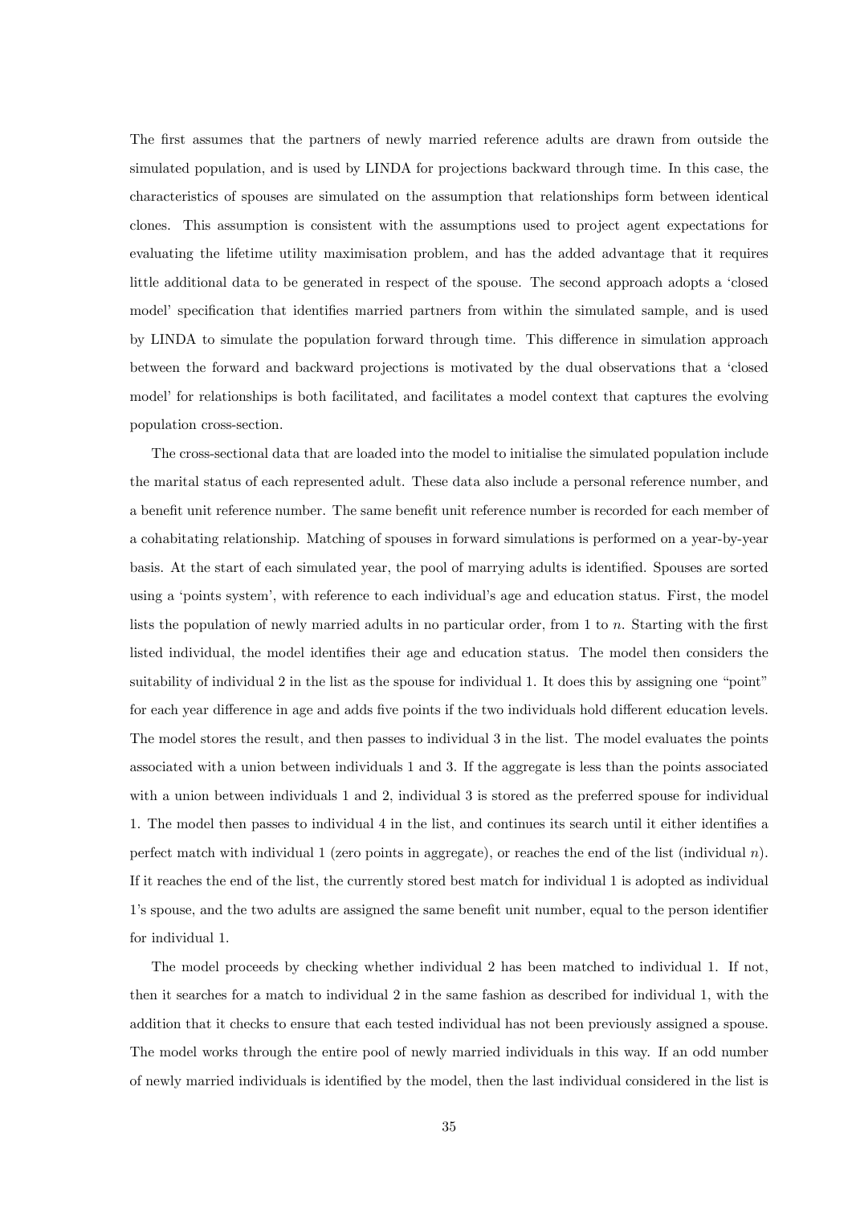The first assumes that the partners of newly married reference adults are drawn from outside the simulated population, and is used by LINDA for projections backward through time. In this case, the characteristics of spouses are simulated on the assumption that relationships form between identical clones. This assumption is consistent with the assumptions used to project agent expectations for evaluating the lifetime utility maximisation problem, and has the added advantage that it requires little additional data to be generated in respect of the spouse. The second approach adopts a 'closed model' specification that identifies married partners from within the simulated sample, and is used by LINDA to simulate the population forward through time. This difference in simulation approach between the forward and backward projections is motivated by the dual observations that a 'closed model' for relationships is both facilitated, and facilitates a model context that captures the evolving population cross-section.

The cross-sectional data that are loaded into the model to initialise the simulated population include the marital status of each represented adult. These data also include a personal reference number, and a benefit unit reference number. The same benefit unit reference number is recorded for each member of a cohabitating relationship. Matching of spouses in forward simulations is performed on a year-by-year basis. At the start of each simulated year, the pool of marrying adults is identified. Spouses are sorted using a 'points system', with reference to each individual's age and education status. First, the model lists the population of newly married adults in no particular order, from 1 to $n$. Starting with the first listed individual, the model identifies their age and education status. The model then considers the suitability of individual 2 in the list as the spouse for individual 1. It does this by assigning one "point" for each year difference in age and adds five points if the two individuals hold different education levels. The model stores the result, and then passes to individual 3 in the list. The model evaluates the points associated with a union between individuals 1 and 3. If the aggregate is less than the points associated with a union between individuals 1 and 2, individual 3 is stored as the preferred spouse for individual 1. The model then passes to individual 4 in the list, and continues its search until it either identifies a perfect match with individual 1 (zero points in aggregate), or reaches the end of the list (individual $n$). If it reaches the end of the list, the currently stored best match for individual 1 is adopted as individual 1's spouse, and the two adults are assigned the same benefit unit number, equal to the person identifier for individual 1.

The model proceeds by checking whether individual 2 has been matched to individual 1. If not, then it searches for a match to individual 2 in the same fashion as described for individual 1, with the addition that it checks to ensure that each tested individual has not been previously assigned a spouse. The model works through the entire pool of newly married individuals in this way. If an odd number of newly married individuals is identified by the model, then the last individual considered in the list is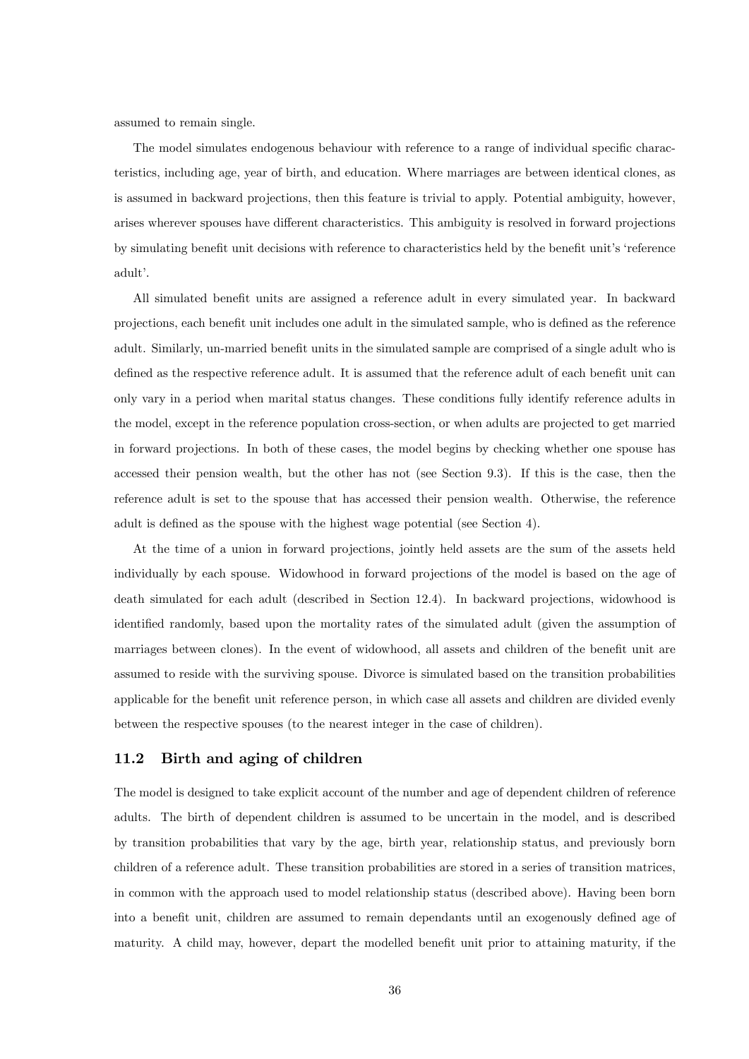assumed to remain single.

The model simulates endogenous behaviour with reference to a range of individual specific characteristics, including age, year of birth, and education. Where marriages are between identical clones, as is assumed in backward projections, then this feature is trivial to apply. Potential ambiguity, however, arises wherever spouses have different characteristics. This ambiguity is resolved in forward projections by simulating benefit unit decisions with reference to characteristics held by the benefit unit's 'reference adult'.

All simulated benefit units are assigned a reference adult in every simulated year. In backward projections, each benefit unit includes one adult in the simulated sample, who is defined as the reference adult. Similarly, un-married benefit units in the simulated sample are comprised of a single adult who is defined as the respective reference adult. It is assumed that the reference adult of each benefit unit can only vary in a period when marital status changes. These conditions fully identify reference adults in the model, except in the reference population cross-section, or when adults are projected to get married in forward projections. In both of these cases, the model begins by checking whether one spouse has accessed their pension wealth, but the other has not (see Section 9.3). If this is the case, then the reference adult is set to the spouse that has accessed their pension wealth. Otherwise, the reference adult is defined as the spouse with the highest wage potential (see Section 4).

At the time of a union in forward projections, jointly held assets are the sum of the assets held individually by each spouse. Widowhood in forward projections of the model is based on the age of death simulated for each adult (described in Section 12.4). In backward projections, widowhood is identified randomly, based upon the mortality rates of the simulated adult (given the assumption of marriages between clones). In the event of widowhood, all assets and children of the benefit unit are assumed to reside with the surviving spouse. Divorce is simulated based on the transition probabilities applicable for the benefit unit reference person, in which case all assets and children are divided evenly between the respective spouses (to the nearest integer in the case of children).

### 11.2 Birth and aging of children

The model is designed to take explicit account of the number and age of dependent children of reference adults. The birth of dependent children is assumed to be uncertain in the model, and is described by transition probabilities that vary by the age, birth year, relationship status, and previously born children of a reference adult. These transition probabilities are stored in a series of transition matrices, in common with the approach used to model relationship status (described above). Having been born into a benefit unit, children are assumed to remain dependants until an exogenously defined age of maturity. A child may, however, depart the modelled benefit unit prior to attaining maturity, if the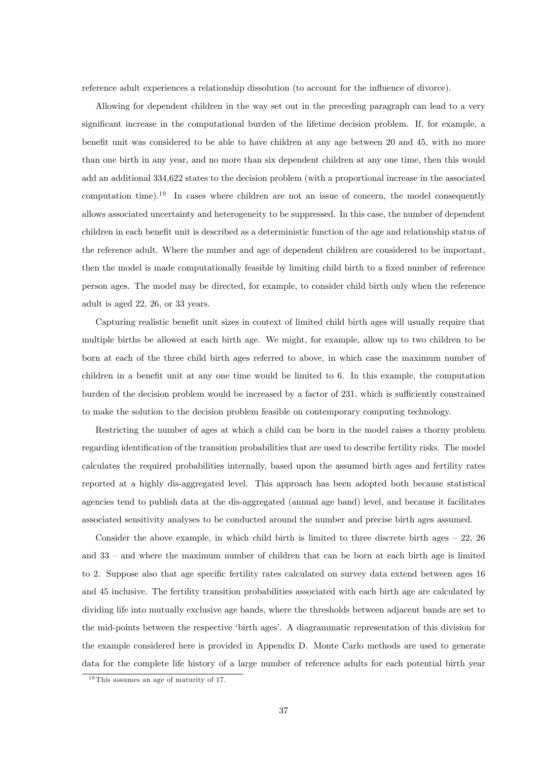reference adult experiences a relationship dissolution (to account for the influence of divorce).

Allowing for dependent children in the way set out in the preceding paragraph can lead to a very significant increase in the computational burden of the lifetime decision problem. If, for example, a benefit unit was considered to be able to have children at any age between 20 and 45, with no more than one birth in any year, and no more than six dependent children at any one time, then this would add an additional 334,622 states to the decision problem (with a proportional increase in the associated computation time).[19] In cases where children are not an issue of concern, the model consequently allows associated uncertainty and heterogeneity to be suppressed. In this case, the number of dependent children in each benefit unit is described as a deterministic function of the age and relationship status of the reference adult. Where the number and age of dependent children are considered to be important, then the model is made computationally feasible by limiting child birth to a fixed number of reference person ages. The model may be directed, for example, to consider child birth only when the reference adult is aged 22, 26, or 33 years.

Capturing realistic benefit unit sizes in context of limited child birth ages will usually require that multiple births be allowed at each birth age. We might, for example, allow up to two children to be born at each of the three child birth ages referred to above, in which case the maximum number of children in a benefit unit at any one time would be limited to 6. In this example, the computation burden of the decision problem would be increased by a factor of 231, which is sufficiently constrained to make the solution to the decision problem feasible on contemporary computing technology.

Restricting the number of ages at which a child can be born in the model raises a thorny problem regarding identification of the transition probabilities that are used to describe fertility risks. The model calculates the required probabilities internally, based upon the assumed birth ages and fertility rates reported at a highly dis-aggregated level. This approach has been adopted both because statistical agencies tend to publish data at the dis-aggregated (annual age band) level, and because it facilitates associated sensitivity analyses to be conducted around the number and precise birth ages assumed.

Consider the above example, in which child birth is limited to three discrete birth ages – 22, 26 and 33 – and where the maximum number of children that can be born at each birth age is limited to 2. Suppose also that age specific fertility rates calculated on survey data extend between ages 16 and 45 inclusive. The fertility transition probabilities associated with each birth age are calculated by dividing life into mutually exclusive age bands, where the thresholds between adjacent bands are set to the mid-points between the respective 'birth ages'. A diagrammatic representation of this division for the example considered here is provided in Appendix D. Monte Carlo methods are used to generate data for the complete life history of a large number of reference adults for each potential birth year

[19] This assumes an age of maturity of 17.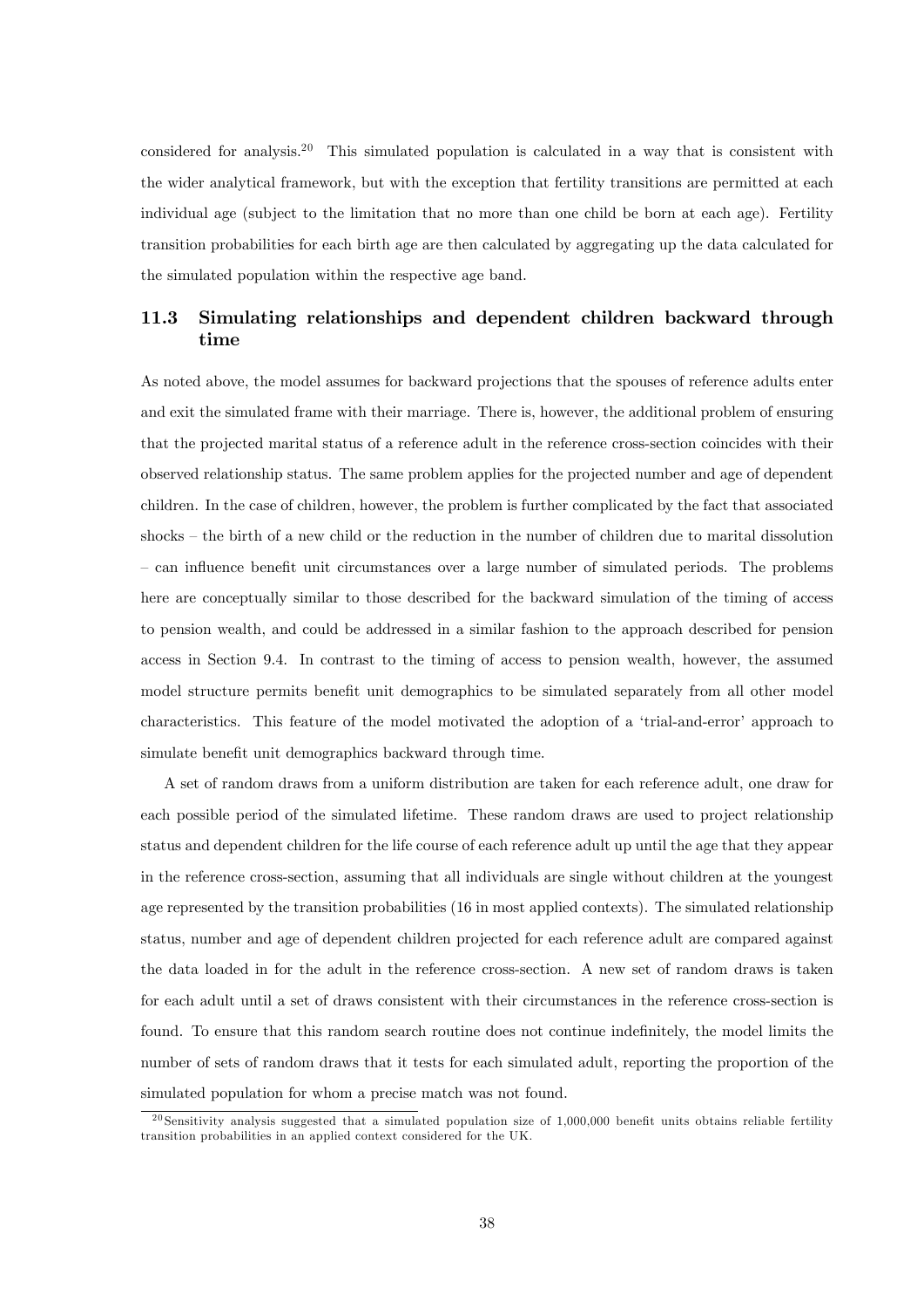considered for analysis.[20] This simulated population is calculated in a way that is consistent with the wider analytical framework, but with the exception that fertility transitions are permitted at each individual age (subject to the limitation that no more than one child be born at each age). Fertility transition probabilities for each birth age are then calculated by aggregating up the data calculated for the simulated population within the respective age band.

### 11.3 Simulating relationships and dependent children backward through time

As noted above, the model assumes for backward projections that the spouses of reference adults enter and exit the simulated frame with their marriage. There is, however, the additional problem of ensuring that the projected marital status of a reference adult in the reference cross-section coincides with their observed relationship status. The same problem applies for the projected number and age of dependent children. In the case of children, however, the problem is further complicated by the fact that associated shocks – the birth of a new child or the reduction in the number of children due to marital dissolution – can influence benefit unit circumstances over a large number of simulated periods. The problems here are conceptually similar to those described for the backward simulation of the timing of access to pension wealth, and could be addressed in a similar fashion to the approach described for pension access in Section 9.4. In contrast to the timing of access to pension wealth, however, the assumed model structure permits benefit unit demographics to be simulated separately from all other model characteristics. This feature of the model motivated the adoption of a 'trial-and-error' approach to simulate benefit unit demographics backward through time.

A set of random draws from a uniform distribution are taken for each reference adult, one draw for each possible period of the simulated lifetime. These random draws are used to project relationship status and dependent children for the life course of each reference adult up until the age that they appear in the reference cross-section, assuming that all individuals are single without children at the youngest age represented by the transition probabilities (16 in most applied contexts). The simulated relationship status, number and age of dependent children projected for each reference adult are compared against the data loaded in for the adult in the reference cross-section. A new set of random draws is taken for each adult until a set of draws consistent with their circumstances in the reference cross-section is found. To ensure that this random search routine does not continue indefinitely, the model limits the number of sets of random draws that it tests for each simulated adult, reporting the proportion of the simulated population for whom a precise match was not found.

[20] Sensitivity analysis suggested that a simulated population size of 1,000,000 benefit units obtains reliable fertility transition probabilities in an applied context considered for the UK.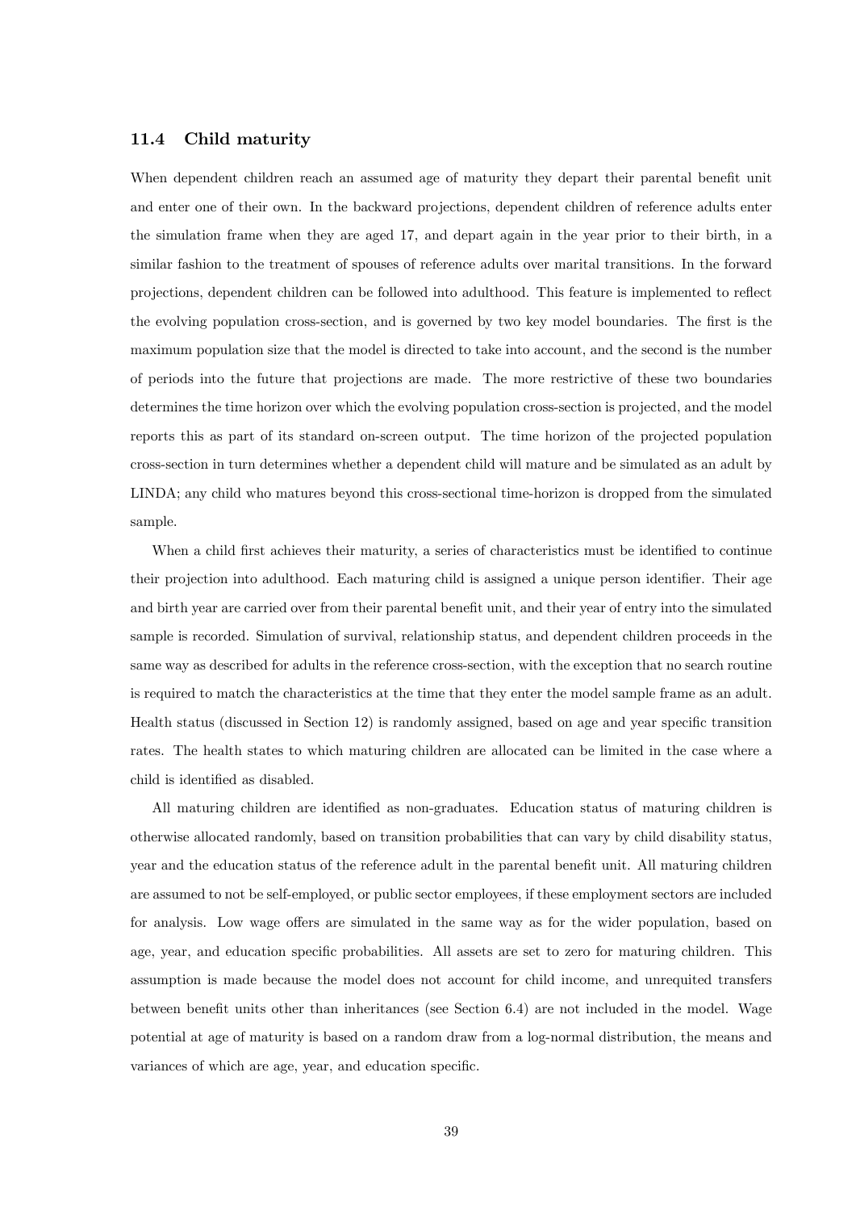### 11.4 Child maturity

When dependent children reach an assumed age of maturity they depart their parental benefit unit and enter one of their own. In the backward projections, dependent children of reference adults enter the simulation frame when they are aged 17, and depart again in the year prior to their birth, in a similar fashion to the treatment of spouses of reference adults over marital transitions. In the forward projections, dependent children can be followed into adulthood. This feature is implemented to reflect the evolving population cross-section, and is governed by two key model boundaries. The first is the maximum population size that the model is directed to take into account, and the second is the number of periods into the future that projections are made. The more restrictive of these two boundaries determines the time horizon over which the evolving population cross-section is projected, and the model reports this as part of its standard on-screen output. The time horizon of the projected population cross-section in turn determines whether a dependent child will mature and be simulated as an adult by LINDA; any child who matures beyond this cross-sectional time-horizon is dropped from the simulated sample.

When a child first achieves their maturity, a series of characteristics must be identified to continue their projection into adulthood. Each maturing child is assigned a unique person identifier. Their age and birth year are carried over from their parental benefit unit, and their year of entry into the simulated sample is recorded. Simulation of survival, relationship status, and dependent children proceeds in the same way as described for adults in the reference cross-section, with the exception that no search routine is required to match the characteristics at the time that they enter the model sample frame as an adult. Health status (discussed in Section 12) is randomly assigned, based on age and year specific transition rates. The health states to which maturing children are allocated can be limited in the case where a child is identified as disabled.

All maturing children are identified as non-graduates. Education status of maturing children is otherwise allocated randomly, based on transition probabilities that can vary by child disability status, year and the education status of the reference adult in the parental benefit unit. All maturing children are assumed to not be self-employed, or public sector employees, if these employment sectors are included for analysis. Low wage offers are simulated in the same way as for the wider population, based on age, year, and education specific probabilities. All assets are set to zero for maturing children. This assumption is made because the model does not account for child income, and unrequited transfers between benefit units other than inheritances (see Section 6.4) are not included in the model. Wage potential at age of maturity is based on a random draw from a log-normal distribution, the means and variances of which are age, year, and education specific.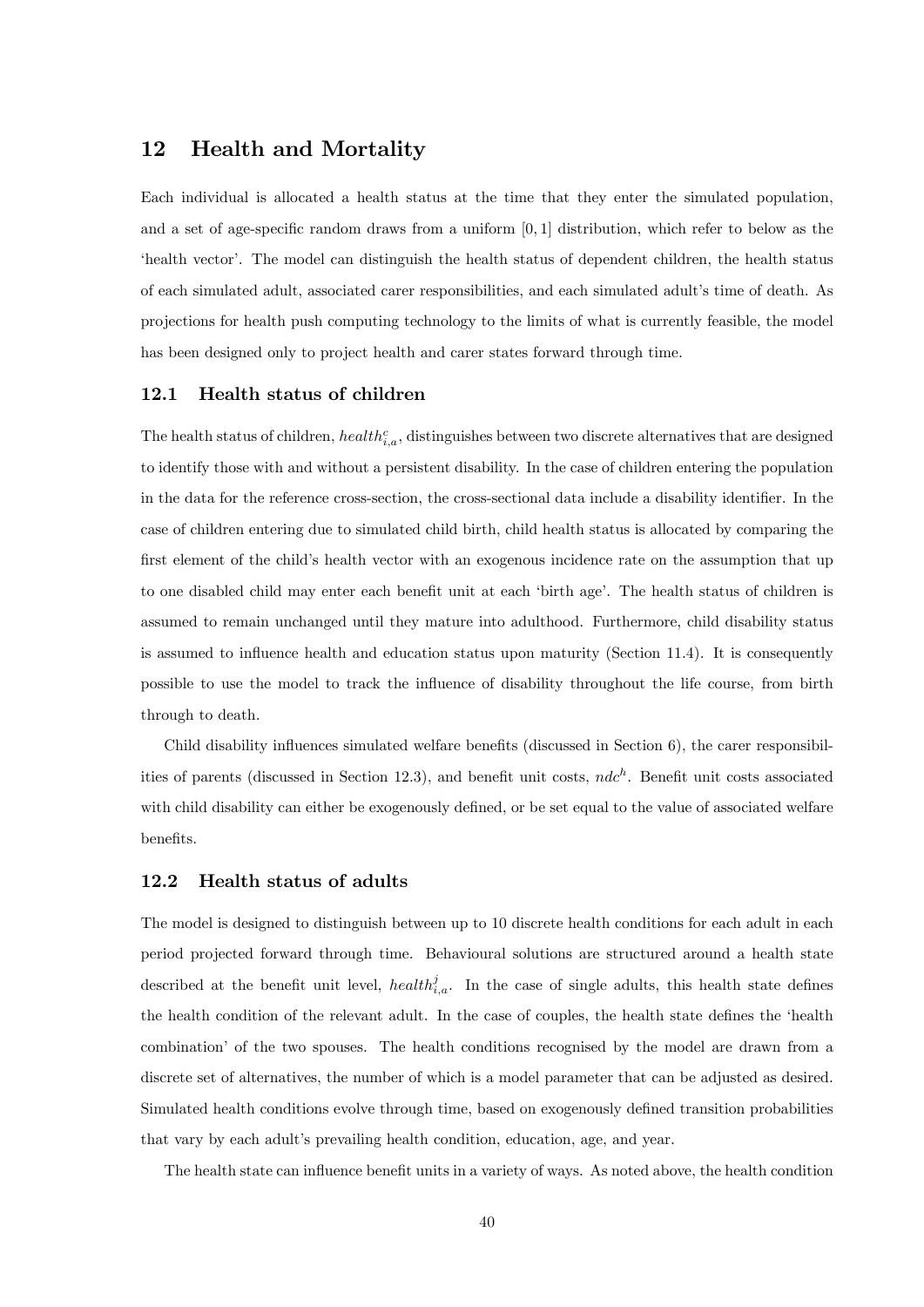# 12 Health and Mortality

Each individual is allocated a health status at the time that they enter the simulated population, and a set of age-specific random draws from a uniform $[0, 1]$ distribution, which refer to below as the 'health vector'. The model can distinguish the health status of dependent children, the health status of each simulated adult, associated carer responsibilities, and each simulated adult's time of death. As projections for health push computing technology to the limits of what is currently feasible, the model has been designed only to project health and carer states forward through time.

## 12.1 Health status of children

The health status of children, $health^c_{i,a}$, distinguishes between two discrete alternatives that are designed to identify those with and without a persistent disability. In the case of children entering the population in the data for the reference cross-section, the cross-sectional data include a disability identifier. In the case of children entering due to simulated child birth, child health status is allocated by comparing the first element of the child's health vector with an exogenous incidence rate on the assumption that up to one disabled child may enter each benefit unit at each 'birth age'. The health status of children is assumed to remain unchanged until they mature into adulthood. Furthermore, child disability status is assumed to influence health and education status upon maturity (Section 11.4). It is consequently possible to use the model to track the influence of disability throughout the life course, from birth through to death.

Child disability influences simulated welfare benefits (discussed in Section 6), the carer responsibilities of parents (discussed in Section 12.3), and benefit unit costs, $ndc^h$. Benefit unit costs associated with child disability can either be exogenously defined, or be set equal to the value of associated welfare benefits.

## 12.2 Health status of adults

The model is designed to distinguish between up to 10 discrete health conditions for each adult in each period projected forward through time. Behavioural solutions are structured around a health state described at the benefit unit level, $health^j_{i,a}$. In the case of single adults, this health state defines the health condition of the relevant adult. In the case of couples, the health state defines the 'health combination' of the two spouses. The health conditions recognised by the model are drawn from a discrete set of alternatives, the number of which is a model parameter that can be adjusted as desired. Simulated health conditions evolve through time, based on exogenously defined transition probabilities that vary by each adult's prevailing health condition, education, age, and year.

The health state can influence benefit units in a variety of ways. As noted above, the health condition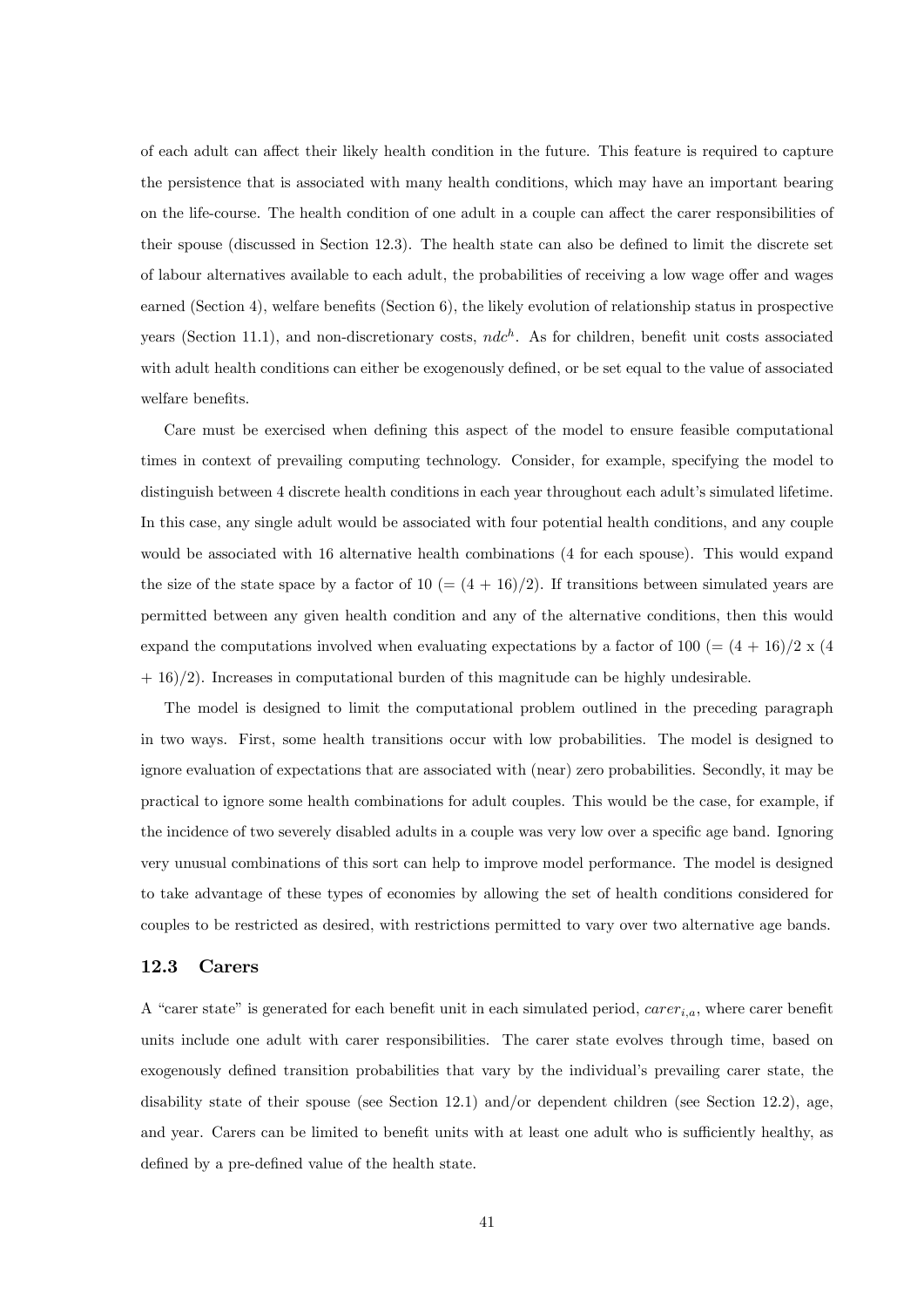of each adult can affect their likely health condition in the future. This feature is required to capture the persistence that is associated with many health conditions, which may have an important bearing on the life-course. The health condition of one adult in a couple can affect the carer responsibilities of their spouse (discussed in Section 12.3). The health state can also be defined to limit the discrete set of labour alternatives available to each adult, the probabilities of receiving a low wage offer and wages earned (Section 4), welfare benefits (Section 6), the likely evolution of relationship status in prospective years (Section 11.1), and non-discretionary costs, $ndc^h$. As for children, benefit unit costs associated with adult health conditions can either be exogenously defined, or be set equal to the value of associated welfare benefits.

Care must be exercised when defining this aspect of the model to ensure feasible computational times in context of prevailing computing technology. Consider, for example, specifying the model to distinguish between 4 discrete health conditions in each year throughout each adult's simulated lifetime. In this case, any single adult would be associated with four potential health conditions, and any couple would be associated with 16 alternative health combinations (4 for each spouse). This would expand the size of the state space by a factor of 10 (= (4 + 16)/2). If transitions between simulated years are permitted between any given health condition and any of the alternative conditions, then this would expand the computations involved when evaluating expectations by a factor of 100 (= (4 + 16)/2 x (4 + 16)/2). Increases in computational burden of this magnitude can be highly undesirable.

The model is designed to limit the computational problem outlined in the preceding paragraph in two ways. First, some health transitions occur with low probabilities. The model is designed to ignore evaluation of expectations that are associated with (near) zero probabilities. Secondly, it may be practical to ignore some health combinations for adult couples. This would be the case, for example, if the incidence of two severely disabled adults in a couple was very low over a specific age band. Ignoring very unusual combinations of this sort can help to improve model performance. The model is designed to take advantage of these types of economies by allowing the set of health conditions considered for couples to be restricted as desired, with restrictions permitted to vary over two alternative age bands.

### 12.3 Carers

A "carer state" is generated for each benefit unit in each simulated period, $carer_{i,a}$, where carer benefit units include one adult with carer responsibilities. The carer state evolves through time, based on exogenously defined transition probabilities that vary by the individual's prevailing carer state, the disability state of their spouse (see Section 12.1) and/or dependent children (see Section 12.2), age, and year. Carers can be limited to benefit units with at least one adult who is sufficiently healthy, as defined by a pre-defined value of the health state.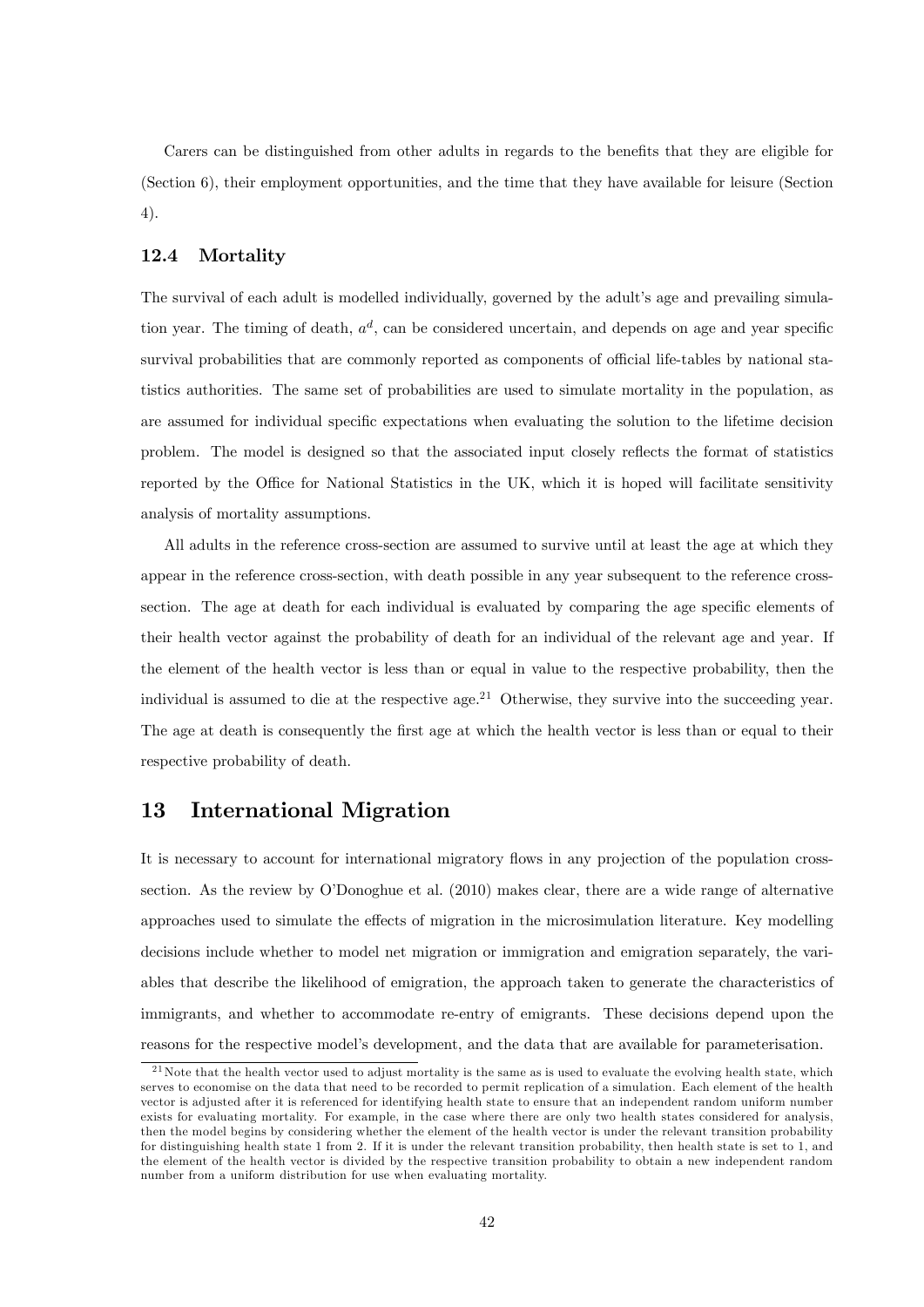Carers can be distinguished from other adults in regards to the benefits that they are eligible for (Section 6), their employment opportunities, and the time that they have available for leisure (Section 4).

### 12.4 Mortality

The survival of each adult is modelled individually, governed by the adult's age and prevailing simulation year. The timing of death, $a^d$, can be considered uncertain, and depends on age and year specific survival probabilities that are commonly reported as components of official life-tables by national statistics authorities. The same set of probabilities are used to simulate mortality in the population, as are assumed for individual specific expectations when evaluating the solution to the lifetime decision problem. The model is designed so that the associated input closely reflects the format of statistics reported by the Office for National Statistics in the UK, which it is hoped will facilitate sensitivity analysis of mortality assumptions.

All adults in the reference cross-section are assumed to survive until at least the age at which they appear in the reference cross-section, with death possible in any year subsequent to the reference cross-section. The age at death for each individual is evaluated by comparing the age specific elements of their health vector against the probability of death for an individual of the relevant age and year. If the element of the health vector is less than or equal in value to the respective probability, then the individual is assumed to die at the respective age.[21] Otherwise, they survive into the succeeding year. The age at death is consequently the first age at which the health vector is less than or equal to their respective probability of death.

## 13 International Migration

It is necessary to account for international migratory flows in any projection of the population cross-section. As the review by O'Donoghue et al. (2010) makes clear, there are a wide range of alternative approaches used to simulate the effects of migration in the microsimulation literature. Key modelling decisions include whether to model net migration or immigration and emigration separately, the variables that describe the likelihood of emigration, the approach taken to generate the characteristics of immigrants, and whether to accommodate re-entry of emigrants. These decisions depend upon the reasons for the respective model's development, and the data that are available for parameterisation.

[21] Note that the health vector used to adjust mortality is the same as is used to evaluate the evolving health state, which serves to economise on the data that need to be recorded to permit replication of a simulation. Each element of the health vector is adjusted after it is referenced for identifying health state to ensure that an independent random uniform number exists for evaluating mortality. For example, in the case where there are only two health states considered for analysis, then the model begins by considering whether the element of the health vector is under the relevant transition probability for distinguishing health state 1 from 2. If it is under the relevant transition probability, then health state is set to 1, and the element of the health vector is divided by the respective transition probability to obtain a new independent random number from a uniform distribution for use when evaluating mortality.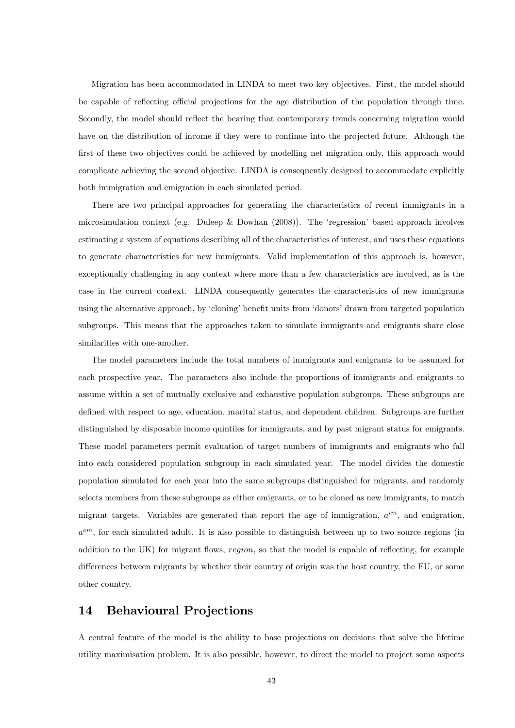Migration has been accommodated in LINDA to meet two key objectives. First, the model should be capable of reflecting official projections for the age distribution of the population through time. Secondly, the model should reflect the bearing that contemporary trends concerning migration would have on the distribution of income if they were to continue into the projected future. Although the first of these two objectives could be achieved by modelling net migration only, this approach would complicate achieving the second objective. LINDA is consequently designed to accommodate explicitly both immigration and emigration in each simulated period.

There are two principal approaches for generating the characteristics of recent immigrants in a microsimulation context (e.g. Duleep & Dowhan (2008)). The 'regression' based approach involves estimating a system of equations describing all of the characteristics of interest, and uses these equations to generate characteristics for new immigrants. Valid implementation of this approach is, however, exceptionally challenging in any context where more than a few characteristics are involved, as is the case in the current context. LINDA consequently generates the characteristics of new immigrants using the alternative approach, by 'cloning' benefit units from 'donors' drawn from targeted population subgroups. This means that the approaches taken to simulate immigrants and emigrants share close similarities with one-another.

The model parameters include the total numbers of immigrants and emigrants to be assumed for each prospective year. The parameters also include the proportions of immigrants and emigrants to assume within a set of mutually exclusive and exhaustive population subgroups. These subgroups are defined with respect to age, education, marital status, and dependent children. Subgroups are further distinguished by disposable income quintiles for immigrants, and by past migrant status for emigrants. These model parameters permit evaluation of target numbers of immigrants and emigrants who fall into each considered population subgroup in each simulated year. The model divides the domestic population simulated for each year into the same subgroups distinguished for migrants, and randomly selects members from these subgroups as either emigrants, or to be cloned as new immigrants, to match migrant targets. Variables are generated that report the age of immigration, $a^{im}$, and emigration, $a^{em}$, for each simulated adult. It is also possible to distinguish between up to two source regions (in addition to the UK) for migrant flows, *region*, so that the model is capable of reflecting, for example differences between migrants by whether their country of origin was the host country, the EU, or some other country.

# 14 Behavioural Projections

A central feature of the model is the ability to base projections on decisions that solve the lifetime utility maximisation problem. It is also possible, however, to direct the model to project some aspects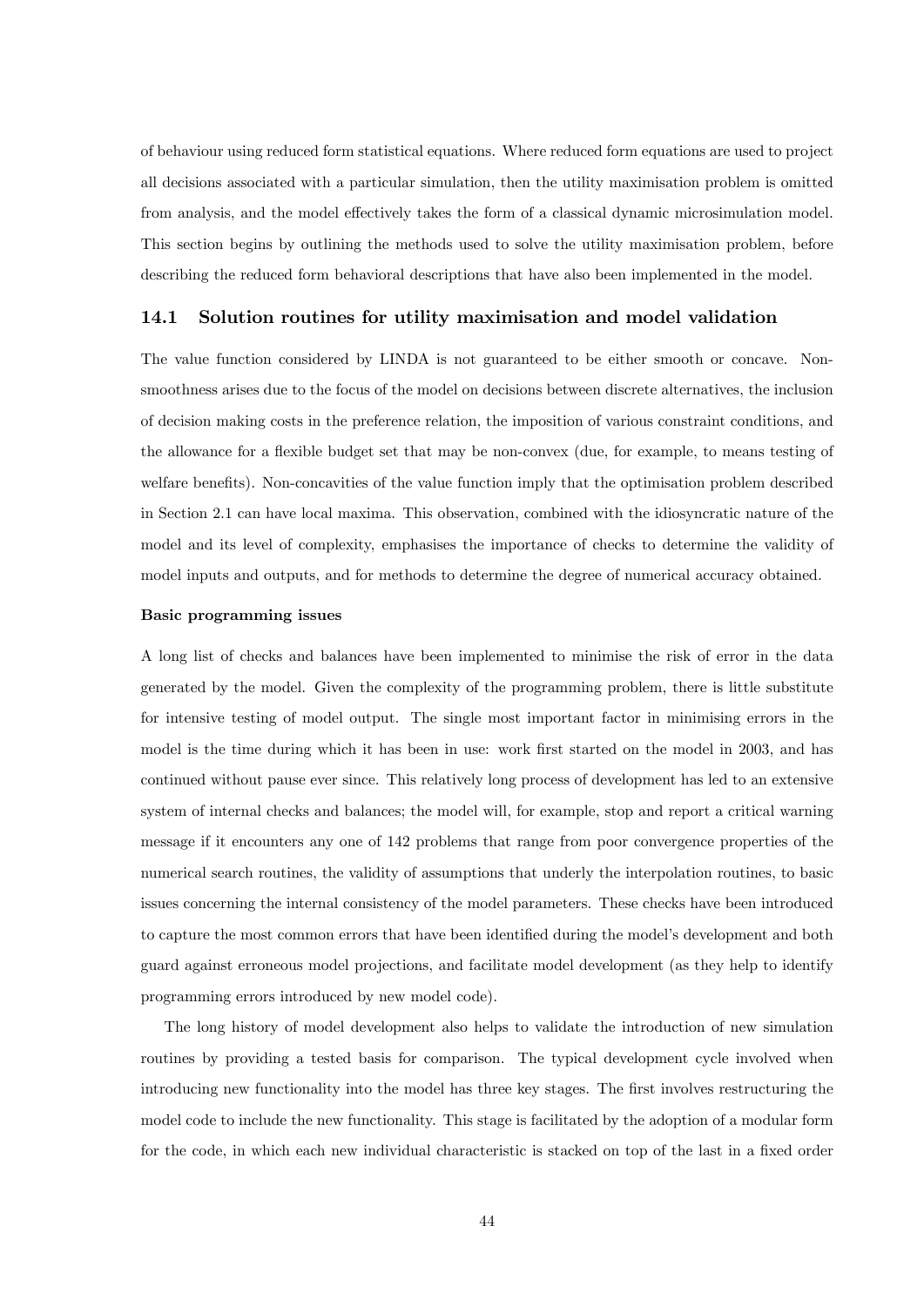of behaviour using reduced form statistical equations. Where reduced form equations are used to project all decisions associated with a particular simulation, then the utility maximisation problem is omitted from analysis, and the model effectively takes the form of a classical dynamic microsimulation model. This section begins by outlining the methods used to solve the utility maximisation problem, before describing the reduced form behavioral descriptions that have also been implemented in the model.

## 14.1 Solution routines for utility maximisation and model validation

The value function considered by LINDA is not guaranteed to be either smooth or concave. Non-smoothness arises due to the focus of the model on decisions between discrete alternatives, the inclusion of decision making costs in the preference relation, the imposition of various constraint conditions, and the allowance for a flexible budget set that may be non-convex (due, for example, to means testing of welfare benefits). Non-concavities of the value function imply that the optimisation problem described in Section 2.1 can have local maxima. This observation, combined with the idiosyncratic nature of the model and its level of complexity, emphasises the importance of checks to determine the validity of model inputs and outputs, and for methods to determine the degree of numerical accuracy obtained.

**Basic programming issues**

A long list of checks and balances have been implemented to minimise the risk of error in the data generated by the model. Given the complexity of the programming problem, there is little substitute for intensive testing of model output. The single most important factor in minimising errors in the model is the time during which it has been in use: work first started on the model in 2003, and has continued without pause ever since. This relatively long process of development has led to an extensive system of internal checks and balances; the model will, for example, stop and report a critical warning message if it encounters any one of 142 problems that range from poor convergence properties of the numerical search routines, the validity of assumptions that underly the interpolation routines, to basic issues concerning the internal consistency of the model parameters. These checks have been introduced to capture the most common errors that have been identified during the model's development and both guard against erroneous model projections, and facilitate model development (as they help to identify programming errors introduced by new model code).

The long history of model development also helps to validate the introduction of new simulation routines by providing a tested basis for comparison. The typical development cycle involved when introducing new functionality into the model has three key stages. The first involves restructuring the model code to include the new functionality. This stage is facilitated by the adoption of a modular form for the code, in which each new individual characteristic is stacked on top of the last in a fixed order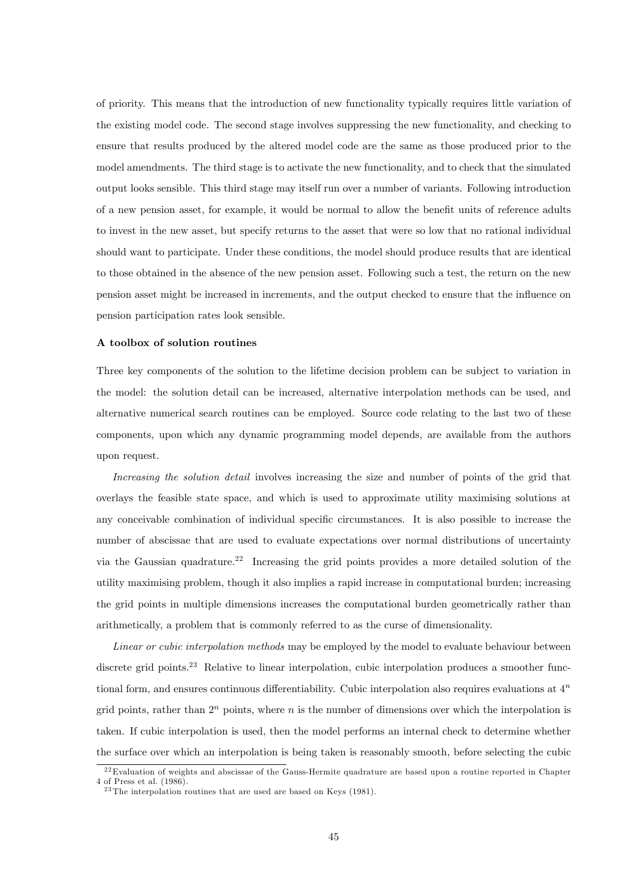of priority. This means that the introduction of new functionality typically requires little variation of the existing model code. The second stage involves suppressing the new functionality, and checking to ensure that results produced by the altered model code are the same as those produced prior to the model amendments. The third stage is to activate the new functionality, and to check that the simulated output looks sensible. This third stage may itself run over a number of variants. Following introduction of a new pension asset, for example, it would be normal to allow the benefit units of reference adults to invest in the new asset, but specify returns to the asset that were so low that no rational individual should want to participate. Under these conditions, the model should produce results that are identical to those obtained in the absence of the new pension asset. Following such a test, the return on the new pension asset might be increased in increments, and the output checked to ensure that the influence on pension participation rates look sensible.

**A toolbox of solution routines**

Three key components of the solution to the lifetime decision problem can be subject to variation in the model: the solution detail can be increased, alternative interpolation methods can be used, and alternative numerical search routines can be employed. Source code relating to the last two of these components, upon which any dynamic programming model depends, are available from the authors upon request.

*Increasing the solution detail* involves increasing the size and number of points of the grid that overlays the feasible state space, and which is used to approximate utility maximising solutions at any conceivable combination of individual specific circumstances. It is also possible to increase the number of abscissae that are used to evaluate expectations over normal distributions of uncertainty via the Gaussian quadrature.[22] Increasing the grid points provides a more detailed solution of the utility maximising problem, though it also implies a rapid increase in computational burden; increasing the grid points in multiple dimensions increases the computational burden geometrically rather than arithmetically, a problem that is commonly referred to as the curse of dimensionality.

*Linear or cubic interpolation methods* may be employed by the model to evaluate behaviour between discrete grid points.[23] Relative to linear interpolation, cubic interpolation produces a smoother functional form, and ensures continuous differentiability. Cubic interpolation also requires evaluations at $4^n$ grid points, rather than $2^n$ points, where $n$ is the number of dimensions over which the interpolation is taken. If cubic interpolation is used, then the model performs an internal check to determine whether the surface over which an interpolation is being taken is reasonably smooth, before selecting the cubic

---

[22] Evaluation of weights and abscissae of the Gauss-Hermite quadrature are based upon a routine reported in Chapter 4 of Press et al. (1986).

[23] The interpolation routines that are used are based on Keys (1981).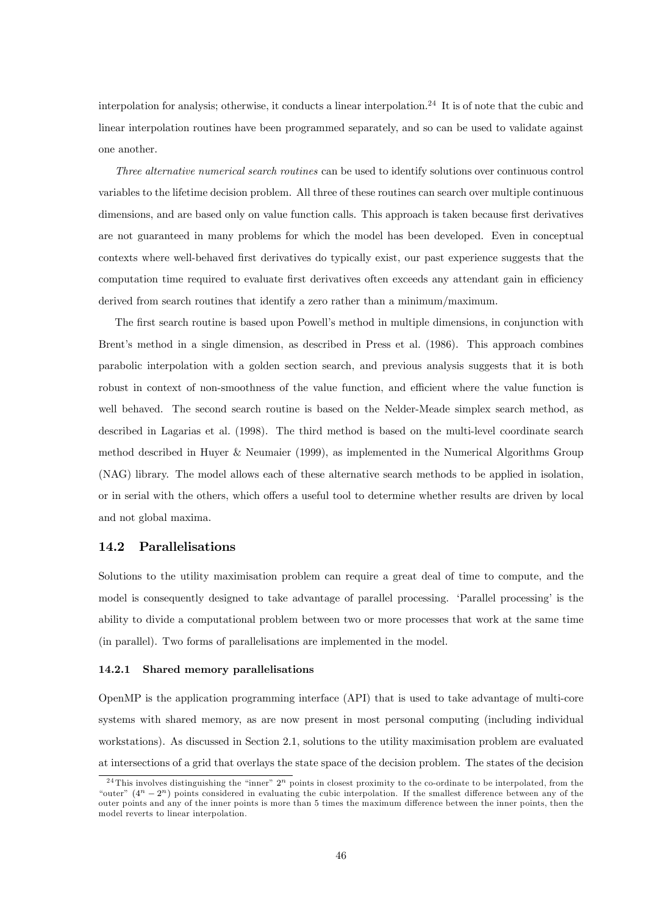interpolation for analysis; otherwise, it conducts a linear interpolation.[24] It is of note that the cubic and linear interpolation routines have been programmed separately, and so can be used to validate against one another.

*Three alternative numerical search routines* can be used to identify solutions over continuous control variables to the lifetime decision problem. All three of these routines can search over multiple continuous dimensions, and are based only on value function calls. This approach is taken because first derivatives are not guaranteed in many problems for which the model has been developed. Even in conceptual contexts where well-behaved first derivatives do typically exist, our past experience suggests that the computation time required to evaluate first derivatives often exceeds any attendant gain in efficiency derived from search routines that identify a zero rather than a minimum/maximum.

The first search routine is based upon Powell's method in multiple dimensions, in conjunction with Brent's method in a single dimension, as described in Press et al. (1986). This approach combines parabolic interpolation with a golden section search, and previous analysis suggests that it is both robust in context of non-smoothness of the value function, and efficient where the value function is well behaved. The second search routine is based on the Nelder-Meade simplex search method, as described in Lagarias et al. (1998). The third method is based on the multi-level coordinate search method described in Huyer & Neumaier (1999), as implemented in the Numerical Algorithms Group (NAG) library. The model allows each of these alternative search methods to be applied in isolation, or in serial with the others, which offers a useful tool to determine whether results are driven by local and not global maxima.

## 14.2 Parallelisations

Solutions to the utility maximisation problem can require a great deal of time to compute, and the model is consequently designed to take advantage of parallel processing. 'Parallel processing' is the ability to divide a computational problem between two or more processes that work at the same time (in parallel). Two forms of parallelisations are implemented in the model.

### 14.2.1 Shared memory parallelisations

OpenMP is the application programming interface (API) that is used to take advantage of multi-core systems with shared memory, as are now present in most personal computing (including individual workstations). As discussed in Section 2.1, solutions to the utility maximisation problem are evaluated at intersections of a grid that overlays the state space of the decision problem. The states of the decision

[24] This involves distinguishing the "inner" $2^n$ points in closest proximity to the co-ordinate to be interpolated, from the "outer" $(4^n - 2^n)$ points considered in evaluating the cubic interpolation. If the smallest difference between any of the outer points and any of the inner points is more than 5 times the maximum difference between the inner points, then the model reverts to linear interpolation.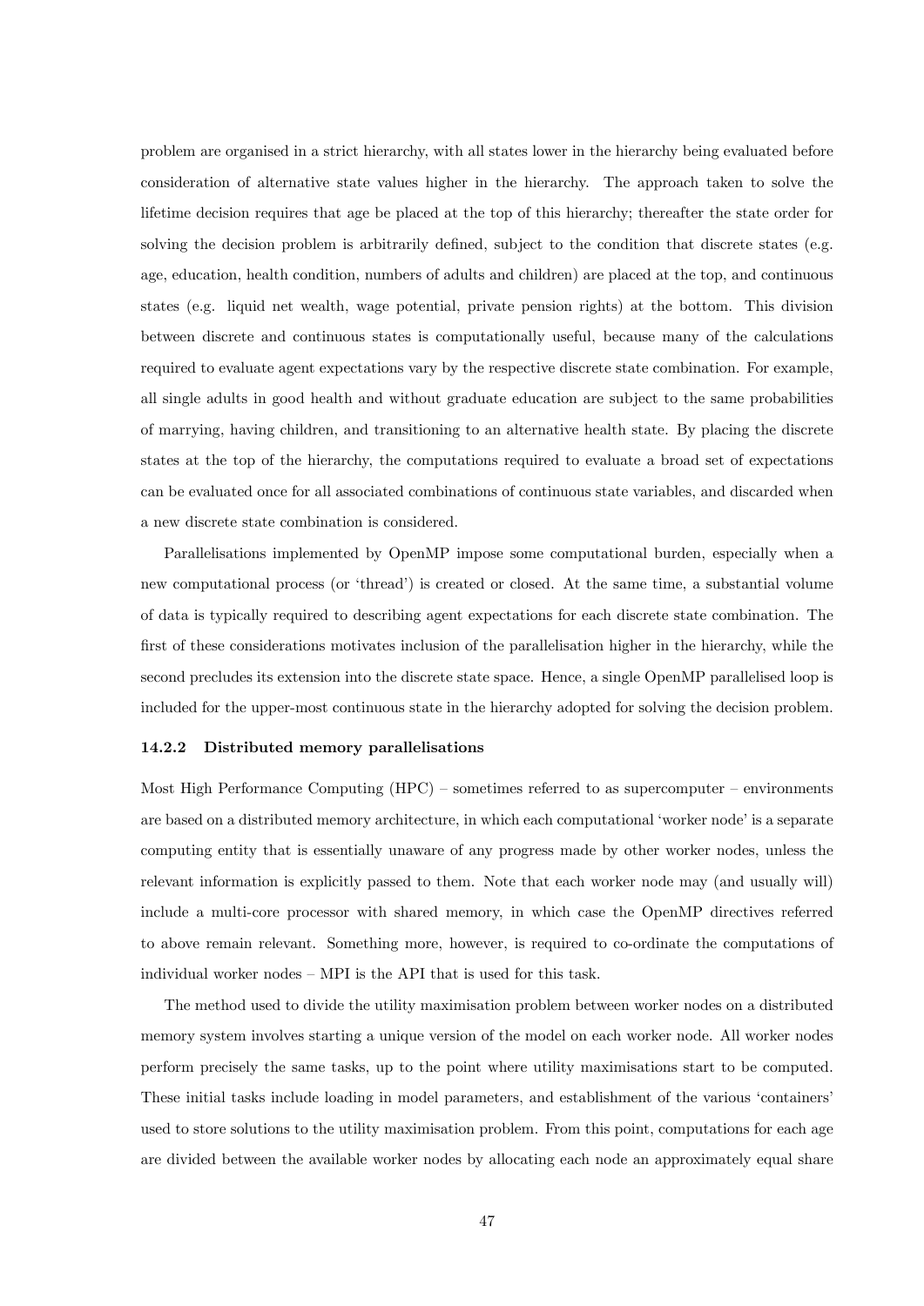problem are organised in a strict hierarchy, with all states lower in the hierarchy being evaluated before consideration of alternative state values higher in the hierarchy. The approach taken to solve the lifetime decision requires that age be placed at the top of this hierarchy; thereafter the state order for solving the decision problem is arbitrarily defined, subject to the condition that discrete states (e.g. age, education, health condition, numbers of adults and children) are placed at the top, and continuous states (e.g. liquid net wealth, wage potential, private pension rights) at the bottom. This division between discrete and continuous states is computationally useful, because many of the calculations required to evaluate agent expectations vary by the respective discrete state combination. For example, all single adults in good health and without graduate education are subject to the same probabilities of marrying, having children, and transitioning to an alternative health state. By placing the discrete states at the top of the hierarchy, the computations required to evaluate a broad set of expectations can be evaluated once for all associated combinations of continuous state variables, and discarded when a new discrete state combination is considered.

Parallelisations implemented by OpenMP impose some computational burden, especially when a new computational process (or 'thread') is created or closed. At the same time, a substantial volume of data is typically required to describing agent expectations for each discrete state combination. The first of these considerations motivates inclusion of the parallelisation higher in the hierarchy, while the second precludes its extension into the discrete state space. Hence, a single OpenMP parallelised loop is included for the upper-most continuous state in the hierarchy adopted for solving the decision problem.

### 14.2.2 Distributed memory parallelisations

Most High Performance Computing (HPC) – sometimes referred to as supercomputer – environments are based on a distributed memory architecture, in which each computational 'worker node' is a separate computing entity that is essentially unaware of any progress made by other worker nodes, unless the relevant information is explicitly passed to them. Note that each worker node may (and usually will) include a multi-core processor with shared memory, in which case the OpenMP directives referred to above remain relevant. Something more, however, is required to co-ordinate the computations of individual worker nodes – MPI is the API that is used for this task.

The method used to divide the utility maximisation problem between worker nodes on a distributed memory system involves starting a unique version of the model on each worker node. All worker nodes perform precisely the same tasks, up to the point where utility maximisations start to be computed. These initial tasks include loading in model parameters, and establishment of the various 'containers' used to store solutions to the utility maximisation problem. From this point, computations for each age are divided between the available worker nodes by allocating each node an approximately equal share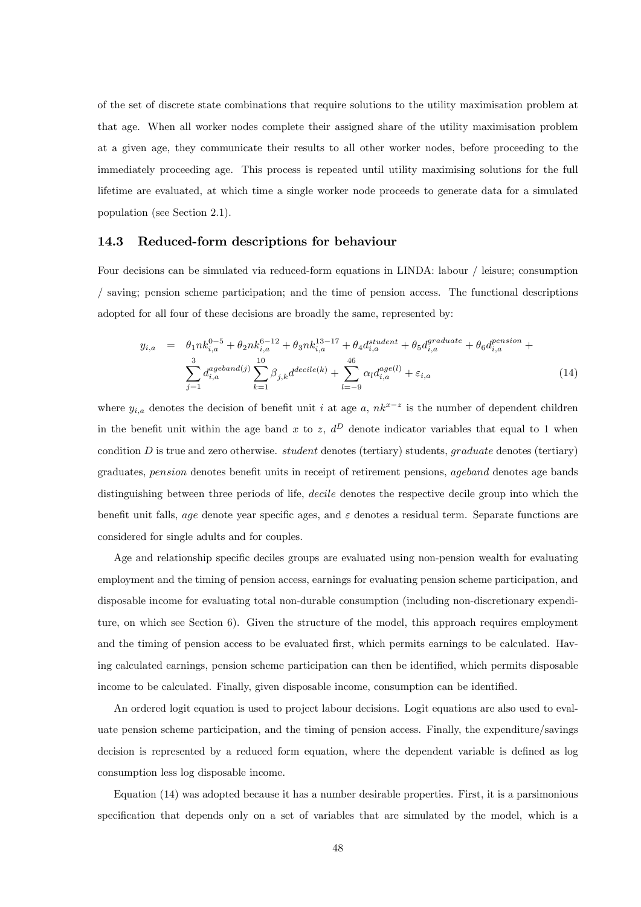of the set of discrete state combinations that require solutions to the utility maximisation problem at that age. When all worker nodes complete their assigned share of the utility maximisation problem at a given age, they communicate their results to all other worker nodes, before proceeding to the immediately proceeding age. This process is repeated until utility maximising solutions for the full lifetime are evaluated, at which time a single worker node proceeds to generate data for a simulated population (see Section 2.1).

### 14.3 Reduced-form descriptions for behaviour

Four decisions can be simulated via reduced-form equations in LINDA: labour / leisure; consumption / saving; pension scheme participation; and the time of pension access. The functional descriptions adopted for all four of these decisions are broadly the same, represented by:

$$
\begin{aligned}
y_{i,a} \;=\;& \theta_1 nk_{i,a}^{0-5} + \theta_2 nk_{i,a}^{6-12} + \theta_3 nk_{i,a}^{13-17} + \theta_4 d_{i,a}^{student} + \theta_5 d_{i,a}^{graduate} + \theta_6 d_{i,a}^{pension} + \\
& \sum_{j=1}^{3} d_{i,a}^{ageband(j)} \sum_{k=1}^{10} \beta_{j,k} d^{decile(k)} + \sum_{l=-9}^{46} \alpha_l d_{i,a}^{age(l)} + \varepsilon_{i,a}
\end{aligned} \tag{14}
$$

where $y_{i,a}$ denotes the decision of benefit unit $i$ at age $a$, $nk^{x-z}$ is the number of dependent children in the benefit unit within the age band $x$ to $z$, $d^D$ denote indicator variables that equal to 1 when condition $D$ is true and zero otherwise. *student* denotes (tertiary) students, *graduate* denotes (tertiary) graduates, *pension* denotes benefit units in receipt of retirement pensions, *ageband* denotes age bands distinguishing between three periods of life, *decile* denotes the respective decile group into which the benefit unit falls, *age* denote year specific ages, and $\varepsilon$ denotes a residual term. Separate functions are considered for single adults and for couples.

Age and relationship specific deciles groups are evaluated using non-pension wealth for evaluating employment and the timing of pension access, earnings for evaluating pension scheme participation, and disposable income for evaluating total non-durable consumption (including non-discretionary expenditure, on which see Section 6). Given the structure of the model, this approach requires employment and the timing of pension access to be evaluated first, which permits earnings to be calculated. Having calculated earnings, pension scheme participation can then be identified, which permits disposable income to be calculated. Finally, given disposable income, consumption can be identified.

An ordered logit equation is used to project labour decisions. Logit equations are also used to evaluate pension scheme participation, and the timing of pension access. Finally, the expenditure/savings decision is represented by a reduced form equation, where the dependent variable is defined as log consumption less log disposable income.

Equation (14) was adopted because it has a number desirable properties. First, it is a parsimonious specification that depends only on a set of variables that are simulated by the model, which is a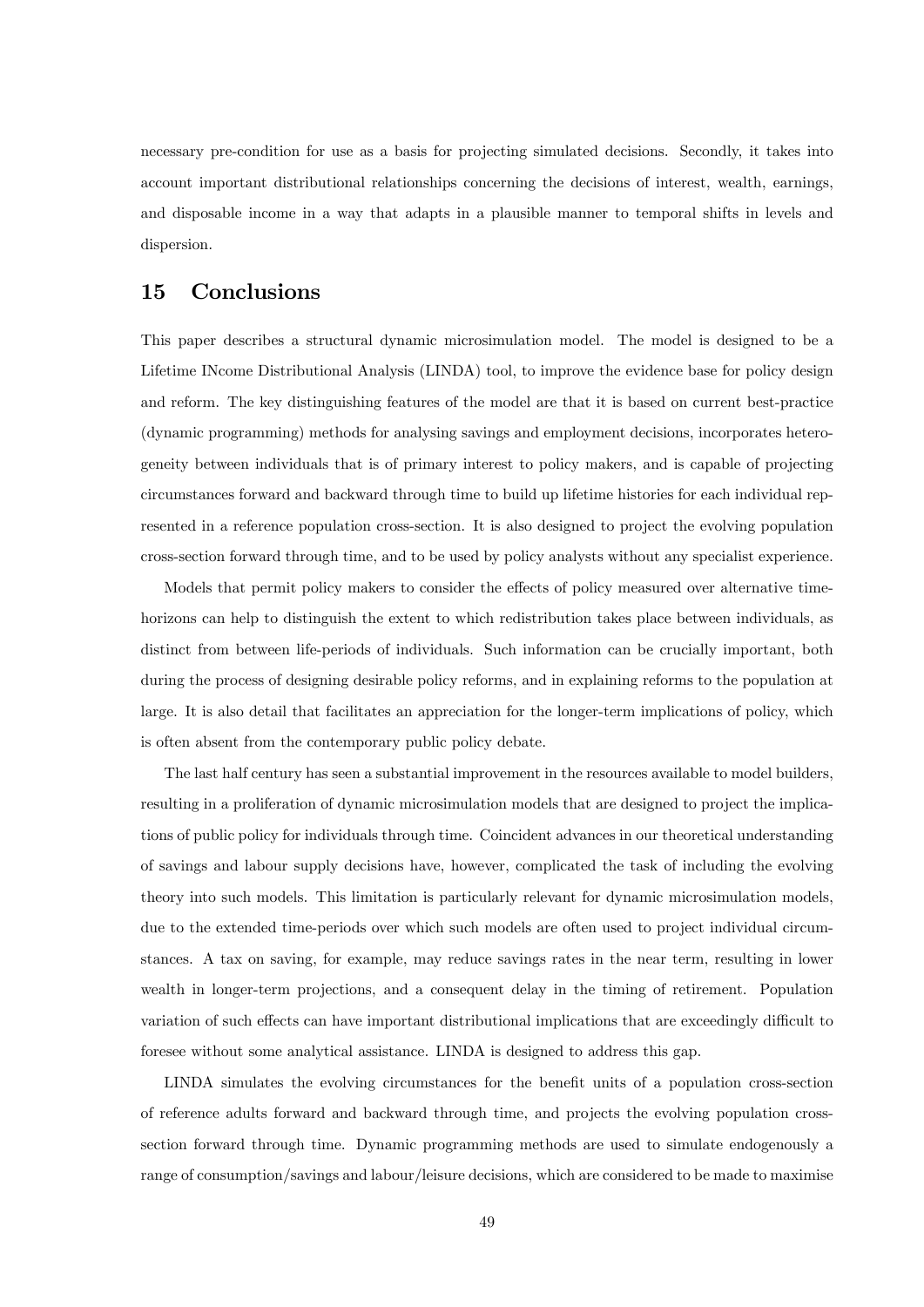necessary pre-condition for use as a basis for projecting simulated decisions. Secondly, it takes into account important distributional relationships concerning the decisions of interest, wealth, earnings, and disposable income in a way that adapts in a plausible manner to temporal shifts in levels and dispersion.

## 15 Conclusions

This paper describes a structural dynamic microsimulation model. The model is designed to be a Lifetime INcome Distributional Analysis (LINDA) tool, to improve the evidence base for policy design and reform. The key distinguishing features of the model are that it is based on current best-practice (dynamic programming) methods for analysing savings and employment decisions, incorporates heterogeneity between individuals that is of primary interest to policy makers, and is capable of projecting circumstances forward and backward through time to build up lifetime histories for each individual represented in a reference population cross-section. It is also designed to project the evolving population cross-section forward through time, and to be used by policy analysts without any specialist experience.

Models that permit policy makers to consider the effects of policy measured over alternative time-horizons can help to distinguish the extent to which redistribution takes place between individuals, as distinct from between life-periods of individuals. Such information can be crucially important, both during the process of designing desirable policy reforms, and in explaining reforms to the population at large. It is also detail that facilitates an appreciation for the longer-term implications of policy, which is often absent from the contemporary public policy debate.

The last half century has seen a substantial improvement in the resources available to model builders, resulting in a proliferation of dynamic microsimulation models that are designed to project the implications of public policy for individuals through time. Coincident advances in our theoretical understanding of savings and labour supply decisions have, however, complicated the task of including the evolving theory into such models. This limitation is particularly relevant for dynamic microsimulation models, due to the extended time-periods over which such models are often used to project individual circumstances. A tax on saving, for example, may reduce savings rates in the near term, resulting in lower wealth in longer-term projections, and a consequent delay in the timing of retirement. Population variation of such effects can have important distributional implications that are exceedingly difficult to foresee without some analytical assistance. LINDA is designed to address this gap.

LINDA simulates the evolving circumstances for the benefit units of a population cross-section of reference adults forward and backward through time, and projects the evolving population cross-section forward through time. Dynamic programming methods are used to simulate endogenously a range of consumption/savings and labour/leisure decisions, which are considered to be made to maximise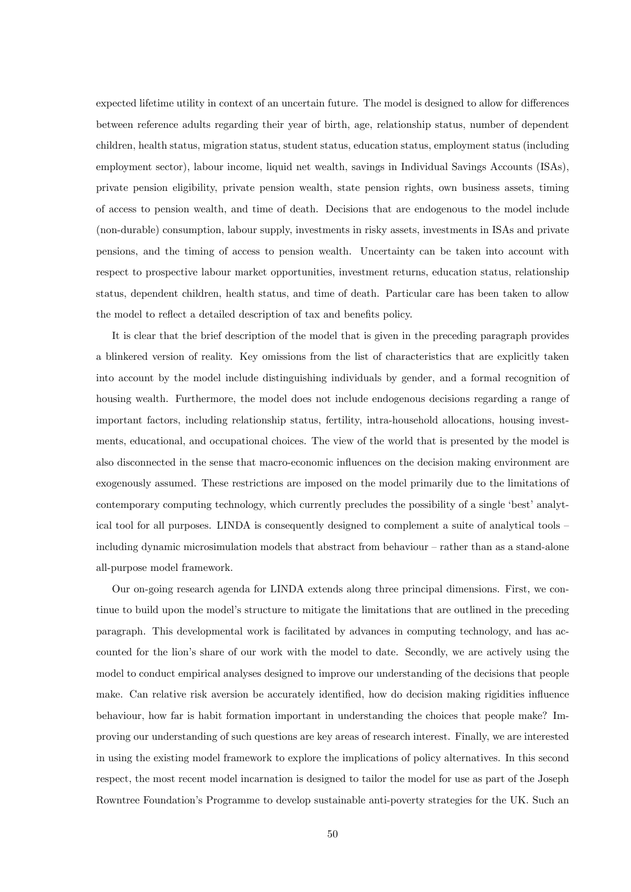expected lifetime utility in context of an uncertain future. The model is designed to allow for differences between reference adults regarding their year of birth, age, relationship status, number of dependent children, health status, migration status, student status, education status, employment status (including employment sector), labour income, liquid net wealth, savings in Individual Savings Accounts (ISAs), private pension eligibility, private pension wealth, state pension rights, own business assets, timing of access to pension wealth, and time of death. Decisions that are endogenous to the model include (non-durable) consumption, labour supply, investments in risky assets, investments in ISAs and private pensions, and the timing of access to pension wealth. Uncertainty can be taken into account with respect to prospective labour market opportunities, investment returns, education status, relationship status, dependent children, health status, and time of death. Particular care has been taken to allow the model to reflect a detailed description of tax and benefits policy.

It is clear that the brief description of the model that is given in the preceding paragraph provides a blinkered version of reality. Key omissions from the list of characteristics that are explicitly taken into account by the model include distinguishing individuals by gender, and a formal recognition of housing wealth. Furthermore, the model does not include endogenous decisions regarding a range of important factors, including relationship status, fertility, intra-household allocations, housing investments, educational, and occupational choices. The view of the world that is presented by the model is also disconnected in the sense that macro-economic influences on the decision making environment are exogenously assumed. These restrictions are imposed on the model primarily due to the limitations of contemporary computing technology, which currently precludes the possibility of a single 'best' analytical tool for all purposes. LINDA is consequently designed to complement a suite of analytical tools – including dynamic microsimulation models that abstract from behaviour – rather than as a stand-alone all-purpose model framework.

Our on-going research agenda for LINDA extends along three principal dimensions. First, we continue to build upon the model's structure to mitigate the limitations that are outlined in the preceding paragraph. This developmental work is facilitated by advances in computing technology, and has accounted for the lion's share of our work with the model to date. Secondly, we are actively using the model to conduct empirical analyses designed to improve our understanding of the decisions that people make. Can relative risk aversion be accurately identified, how do decision making rigidities influence behaviour, how far is habit formation important in understanding the choices that people make? Improving our understanding of such questions are key areas of research interest. Finally, we are interested in using the existing model framework to explore the implications of policy alternatives. In this second respect, the most recent model incarnation is designed to tailor the model for use as part of the Joseph Rowntree Foundation's Programme to develop sustainable anti-poverty strategies for the UK. Such an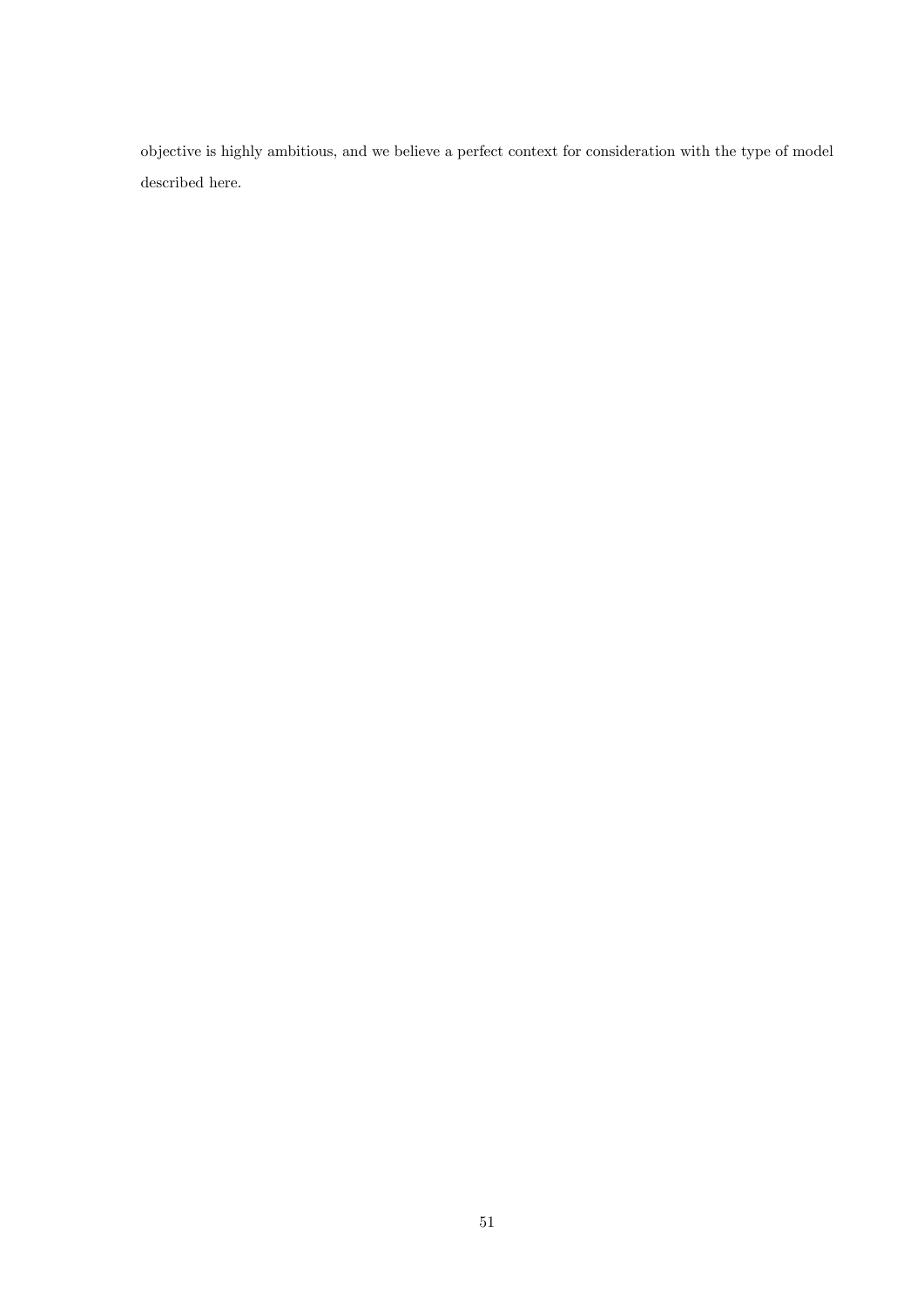objective is highly ambitious, and we believe a perfect context for consideration with the type of model described here.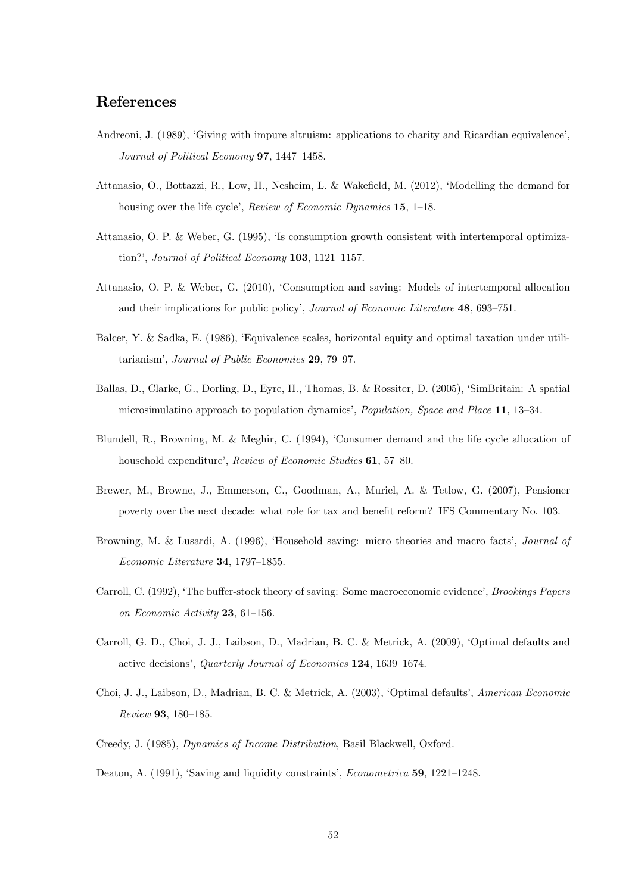## References

Andreoni, J. (1989), 'Giving with impure altruism: applications to charity and Ricardian equivalence', *Journal of Political Economy* **97**, 1447–1458.

Attanasio, O., Bottazzi, R., Low, H., Nesheim, L. & Wakefield, M. (2012), 'Modelling the demand for housing over the life cycle', *Review of Economic Dynamics* **15**, 1–18.

Attanasio, O. P. & Weber, G. (1995), 'Is consumption growth consistent with intertemporal optimization?', *Journal of Political Economy* **103**, 1121–1157.

Attanasio, O. P. & Weber, G. (2010), 'Consumption and saving: Models of intertemporal allocation and their implications for public policy', *Journal of Economic Literature* **48**, 693–751.

Balcer, Y. & Sadka, E. (1986), 'Equivalence scales, horizontal equity and optimal taxation under utilitarianism', *Journal of Public Economics* **29**, 79–97.

Ballas, D., Clarke, G., Dorling, D., Eyre, H., Thomas, B. & Rossiter, D. (2005), 'SimBritain: A spatial microsimulatino approach to population dynamics', *Population, Space and Place* **11**, 13–34.

Blundell, R., Browning, M. & Meghir, C. (1994), 'Consumer demand and the life cycle allocation of household expenditure', *Review of Economic Studies* **61**, 57–80.

Brewer, M., Browne, J., Emmerson, C., Goodman, A., Muriel, A. & Tetlow, G. (2007), Pensioner poverty over the next decade: what role for tax and benefit reform? IFS Commentary No. 103.

Browning, M. & Lusardi, A. (1996), 'Household saving: micro theories and macro facts', *Journal of Economic Literature* **34**, 1797–1855.

Carroll, C. (1992), 'The buffer-stock theory of saving: Some macroeconomic evidence', *Brookings Papers on Economic Activity* **23**, 61–156.

Carroll, G. D., Choi, J. J., Laibson, D., Madrian, B. C. & Metrick, A. (2009), 'Optimal defaults and active decisions', *Quarterly Journal of Economics* **124**, 1639–1674.

Choi, J. J., Laibson, D., Madrian, B. C. & Metrick, A. (2003), 'Optimal defaults', *American Economic Review* **93**, 180–185.

Creedy, J. (1985), *Dynamics of Income Distribution*, Basil Blackwell, Oxford.

Deaton, A. (1991), 'Saving and liquidity constraints', *Econometrica* **59**, 1221–1248.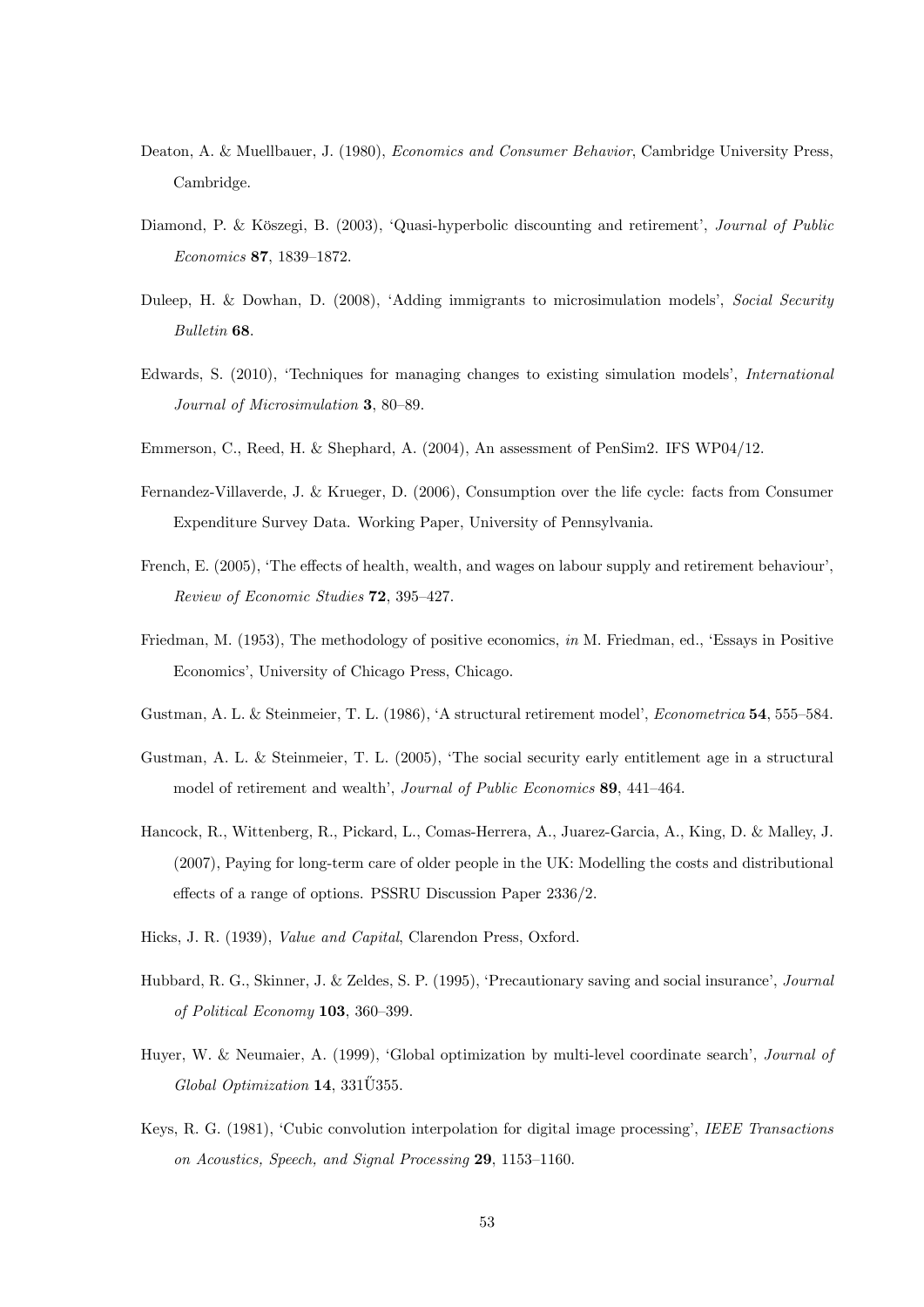Deaton, A. & Muellbauer, J. (1980), *Economics and Consumer Behavior*, Cambridge University Press, Cambridge.

Diamond, P. & Köszegi, B. (2003), 'Quasi-hyperbolic discounting and retirement', *Journal of Public Economics* **87**, 1839–1872.

Duleep, H. & Dowhan, D. (2008), 'Adding immigrants to microsimulation models', *Social Security Bulletin* **68**.

Edwards, S. (2010), 'Techniques for managing changes to existing simulation models', *International Journal of Microsimulation* **3**, 80–89.

Emmerson, C., Reed, H. & Shephard, A. (2004), An assessment of PenSim2. IFS WP04/12.

Fernandez-Villaverde, J. & Krueger, D. (2006), Consumption over the life cycle: facts from Consumer Expenditure Survey Data. Working Paper, University of Pennsylvania.

French, E. (2005), 'The effects of health, wealth, and wages on labour supply and retirement behaviour', *Review of Economic Studies* **72**, 395–427.

Friedman, M. (1953), The methodology of positive economics, *in* M. Friedman, ed., 'Essays in Positive Economics', University of Chicago Press, Chicago.

Gustman, A. L. & Steinmeier, T. L. (1986), 'A structural retirement model', *Econometrica* **54**, 555–584.

Gustman, A. L. & Steinmeier, T. L. (2005), 'The social security early entitlement age in a structural model of retirement and wealth', *Journal of Public Economics* **89**, 441–464.

Hancock, R., Wittenberg, R., Pickard, L., Comas-Herrera, A., Juarez-Garcia, A., King, D. & Malley, J. (2007), Paying for long-term care of older people in the UK: Modelling the costs and distributional effects of a range of options. PSSRU Discussion Paper 2336/2.

Hicks, J. R. (1939), *Value and Capital*, Clarendon Press, Oxford.

Hubbard, R. G., Skinner, J. & Zeldes, S. P. (1995), 'Precautionary saving and social insurance', *Journal of Political Economy* **103**, 360–399.

Huyer, W. & Neumaier, A. (1999), 'Global optimization by multi-level coordinate search', *Journal of Global Optimization* **14**, 331Ű355.

Keys, R. G. (1981), 'Cubic convolution interpolation for digital image processing', *IEEE Transactions on Acoustics, Speech, and Signal Processing* **29**, 1153–1160.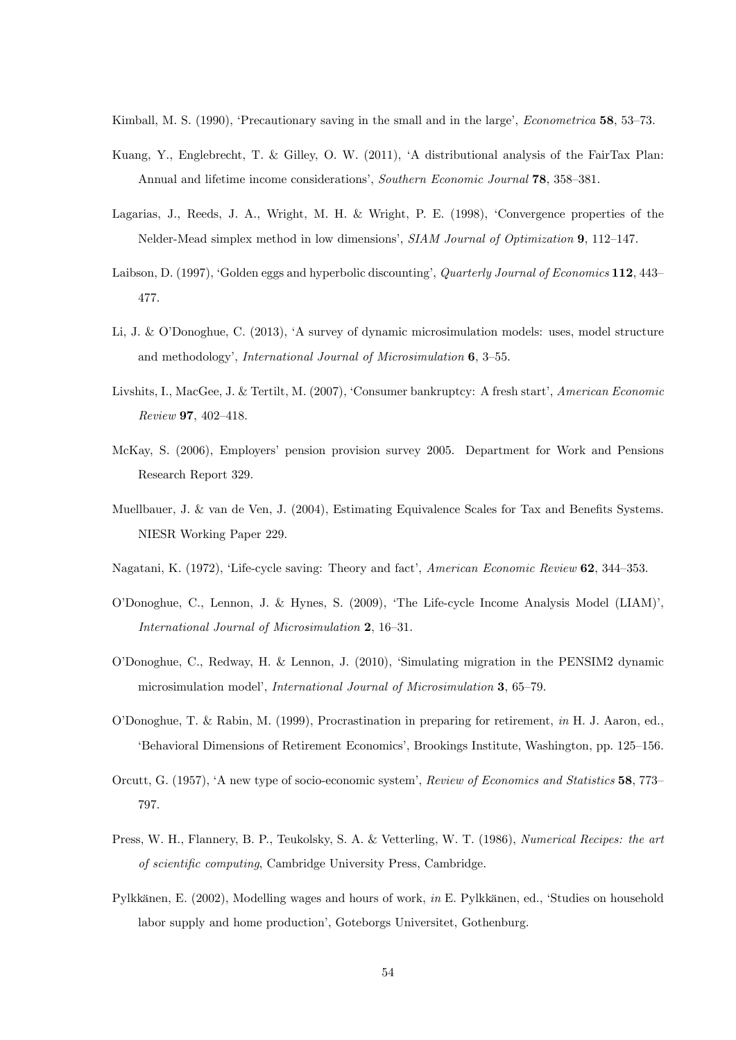Kimball, M. S. (1990), 'Precautionary saving in the small and in the large', *Econometrica* **58**, 53–73.

Kuang, Y., Englebrecht, T. & Gilley, O. W. (2011), 'A distributional analysis of the FairTax Plan: Annual and lifetime income considerations', *Southern Economic Journal* **78**, 358–381.

Lagarias, J., Reeds, J. A., Wright, M. H. & Wright, P. E. (1998), 'Convergence properties of the Nelder-Mead simplex method in low dimensions', *SIAM Journal of Optimization* **9**, 112–147.

Laibson, D. (1997), 'Golden eggs and hyperbolic discounting', *Quarterly Journal of Economics* **112**, 443–477.

Li, J. & O'Donoghue, C. (2013), 'A survey of dynamic microsimulation models: uses, model structure and methodology', *International Journal of Microsimulation* **6**, 3–55.

Livshits, I., MacGee, J. & Tertilt, M. (2007), 'Consumer bankruptcy: A fresh start', *American Economic Review* **97**, 402–418.

McKay, S. (2006), Employers' pension provision survey 2005. Department for Work and Pensions Research Report 329.

Muellbauer, J. & van de Ven, J. (2004), Estimating Equivalence Scales for Tax and Benefits Systems. NIESR Working Paper 229.

Nagatani, K. (1972), 'Life-cycle saving: Theory and fact', *American Economic Review* **62**, 344–353.

O'Donoghue, C., Lennon, J. & Hynes, S. (2009), 'The Life-cycle Income Analysis Model (LIAM)', *International Journal of Microsimulation* **2**, 16–31.

O'Donoghue, C., Redway, H. & Lennon, J. (2010), 'Simulating migration in the PENSIM2 dynamic microsimulation model', *International Journal of Microsimulation* **3**, 65–79.

O'Donoghue, T. & Rabin, M. (1999), Procrastination in preparing for retirement, *in* H. J. Aaron, ed., 'Behavioral Dimensions of Retirement Economics', Brookings Institute, Washington, pp. 125–156.

Orcutt, G. (1957), 'A new type of socio-economic system', *Review of Economics and Statistics* **58**, 773–797.

Press, W. H., Flannery, B. P., Teukolsky, S. A. & Vetterling, W. T. (1986), *Numerical Recipes: the art of scientific computing*, Cambridge University Press, Cambridge.

Pylkkänen, E. (2002), Modelling wages and hours of work, *in* E. Pylkkänen, ed., 'Studies on household labor supply and home production', Goteborgs Universitet, Gothenburg.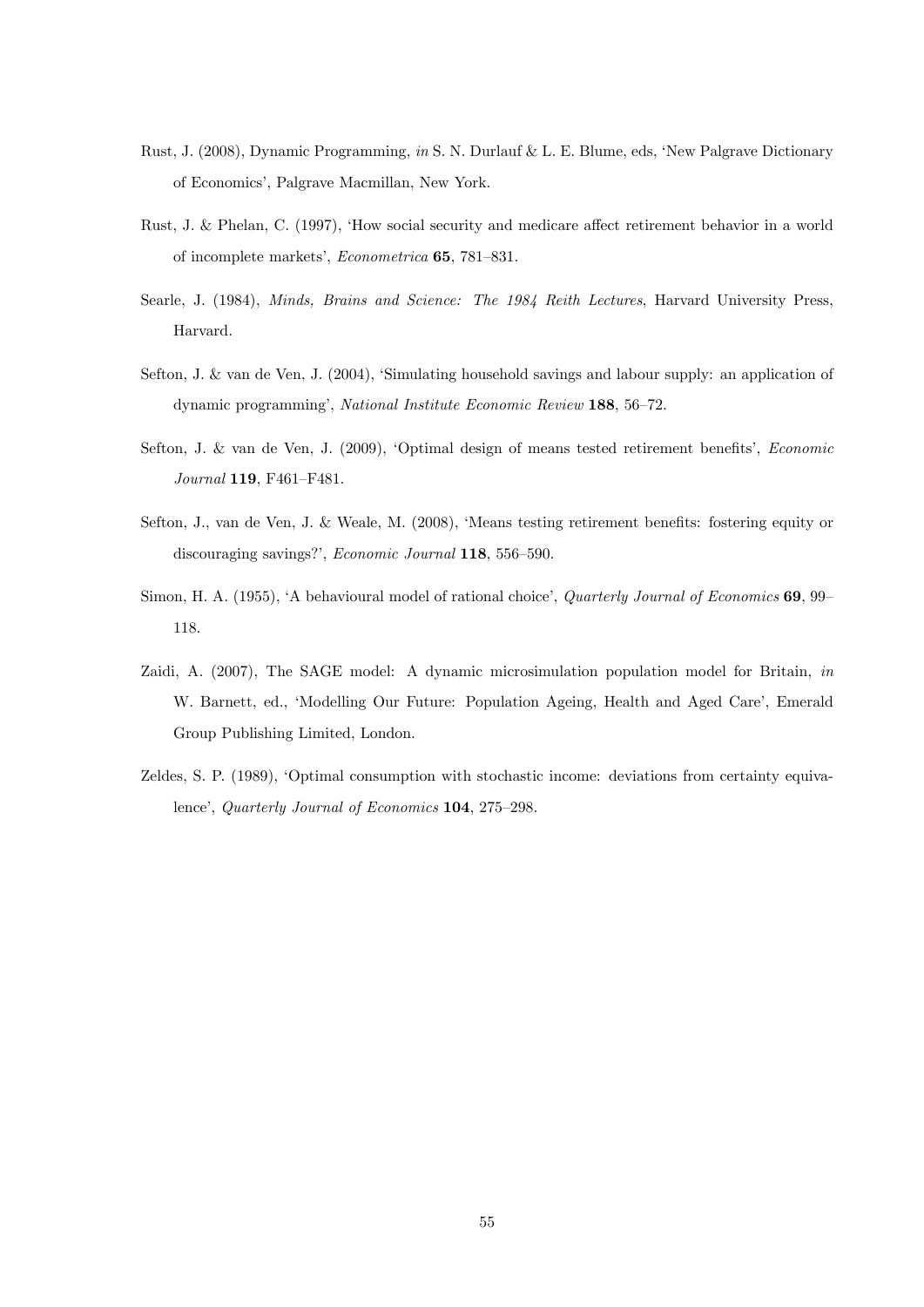Rust, J. (2008), Dynamic Programming, *in* S. N. Durlauf & L. E. Blume, eds, 'New Palgrave Dictionary of Economics', Palgrave Macmillan, New York.

Rust, J. & Phelan, C. (1997), 'How social security and medicare affect retirement behavior in a world of incomplete markets', *Econometrica* **65**, 781–831.

Searle, J. (1984), *Minds, Brains and Science: The 1984 Reith Lectures*, Harvard University Press, Harvard.

Sefton, J. & van de Ven, J. (2004), 'Simulating household savings and labour supply: an application of dynamic programming', *National Institute Economic Review* **188**, 56–72.

Sefton, J. & van de Ven, J. (2009), 'Optimal design of means tested retirement benefits', *Economic Journal* **119**, F461–F481.

Sefton, J., van de Ven, J. & Weale, M. (2008), 'Means testing retirement benefits: fostering equity or discouraging savings?', *Economic Journal* **118**, 556–590.

Simon, H. A. (1955), 'A behavioural model of rational choice', *Quarterly Journal of Economics* **69**, 99–118.

Zaidi, A. (2007), The SAGE model: A dynamic microsimulation population model for Britain, *in* W. Barnett, ed., 'Modelling Our Future: Population Ageing, Health and Aged Care', Emerald Group Publishing Limited, London.

Zeldes, S. P. (1989), 'Optimal consumption with stochastic income: deviations from certainty equivalence', *Quarterly Journal of Economics* **104**, 275–298.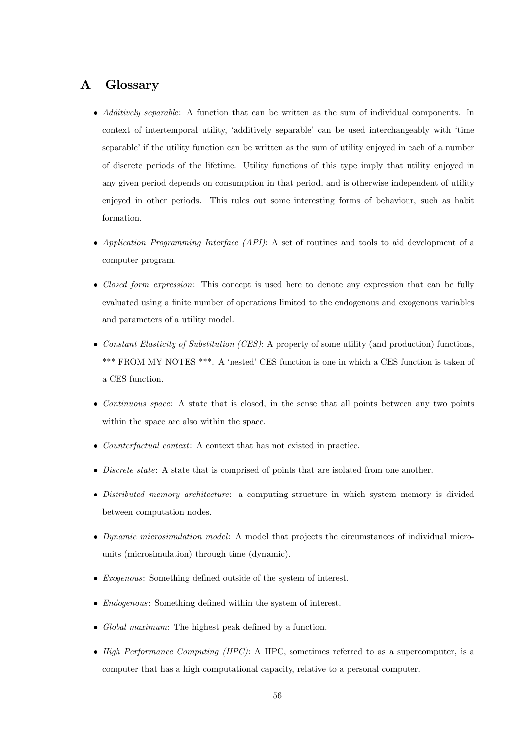# A Glossary

- *Additively separable*: A function that can be written as the sum of individual components. In context of intertemporal utility, 'additively separable' can be used interchangeably with 'time separable' if the utility function can be written as the sum of utility enjoyed in each of a number of discrete periods of the lifetime. Utility functions of this type imply that utility enjoyed in any given period depends on consumption in that period, and is otherwise independent of utility enjoyed in other periods. This rules out some interesting forms of behaviour, such as habit formation.

- *Application Programming Interface (API)*: A set of routines and tools to aid development of a computer program.

- *Closed form expression*: This concept is used here to denote any expression that can be fully evaluated using a finite number of operations limited to the endogenous and exogenous variables and parameters of a utility model.

- *Constant Elasticity of Substitution (CES)*: A property of some utility (and production) functions, *** FROM MY NOTES ***. A 'nested' CES function is one in which a CES function is taken of a CES function.

- *Continuous space*: A state that is closed, in the sense that all points between any two points within the space are also within the space.

- *Counterfactual context*: A context that has not existed in practice.

- *Discrete state*: A state that is comprised of points that are isolated from one another.

- *Distributed memory architecture*: a computing structure in which system memory is divided between computation nodes.

- *Dynamic microsimulation model*: A model that projects the circumstances of individual micro-units (microsimulation) through time (dynamic).

- *Exogenous*: Something defined outside of the system of interest.

- *Endogenous*: Something defined within the system of interest.

- *Global maximum*: The highest peak defined by a function.

- *High Performance Computing (HPC)*: A HPC, sometimes referred to as a supercomputer, is a computer that has a high computational capacity, relative to a personal computer.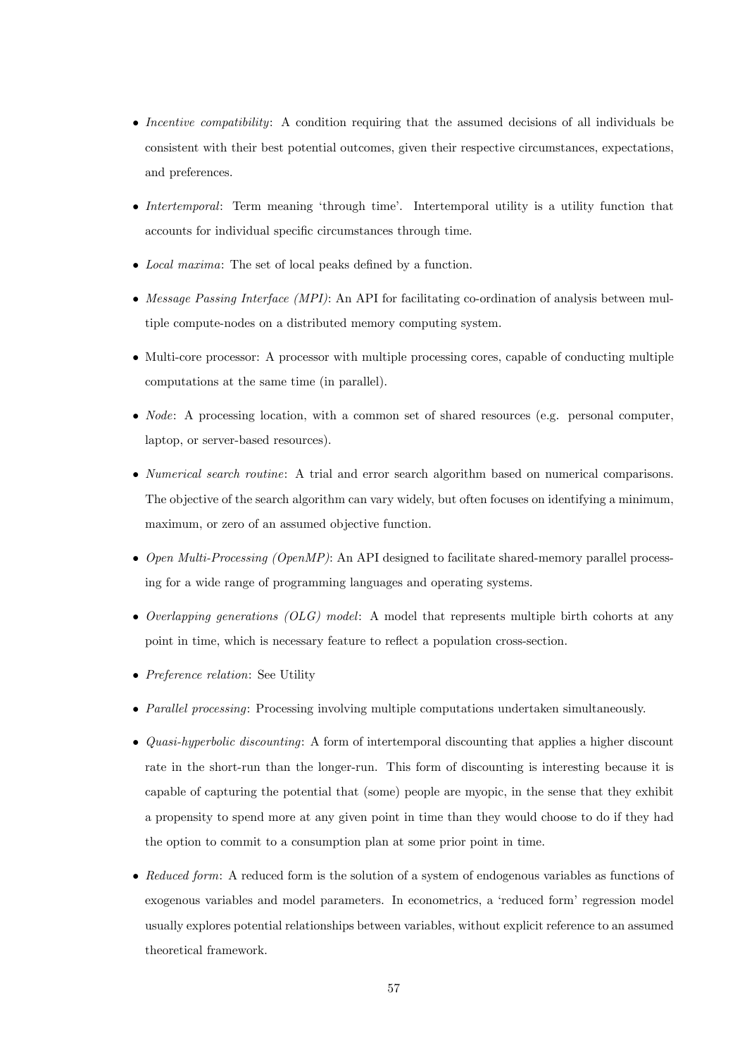- *Incentive compatibility*: A condition requiring that the assumed decisions of all individuals be consistent with their best potential outcomes, given their respective circumstances, expectations, and preferences.

- *Intertemporal*: Term meaning 'through time'. Intertemporal utility is a utility function that accounts for individual specific circumstances through time.

- *Local maxima*: The set of local peaks defined by a function.

- *Message Passing Interface (MPI)*: An API for facilitating co-ordination of analysis between multiple compute-nodes on a distributed memory computing system.

- Multi-core processor: A processor with multiple processing cores, capable of conducting multiple computations at the same time (in parallel).

- *Node*: A processing location, with a common set of shared resources (e.g. personal computer, laptop, or server-based resources).

- *Numerical search routine*: A trial and error search algorithm based on numerical comparisons. The objective of the search algorithm can vary widely, but often focuses on identifying a minimum, maximum, or zero of an assumed objective function.

- *Open Multi-Processing (OpenMP)*: An API designed to facilitate shared-memory parallel processing for a wide range of programming languages and operating systems.

- *Overlapping generations (OLG) model*: A model that represents multiple birth cohorts at any point in time, which is necessary feature to reflect a population cross-section.

- *Preference relation*: See Utility

- *Parallel processing*: Processing involving multiple computations undertaken simultaneously.

- *Quasi-hyperbolic discounting*: A form of intertemporal discounting that applies a higher discount rate in the short-run than the longer-run. This form of discounting is interesting because it is capable of capturing the potential that (some) people are myopic, in the sense that they exhibit a propensity to spend more at any given point in time than they would choose to do if they had the option to commit to a consumption plan at some prior point in time.

- *Reduced form*: A reduced form is the solution of a system of endogenous variables as functions of exogenous variables and model parameters. In econometrics, a 'reduced form' regression model usually explores potential relationships between variables, without explicit reference to an assumed theoretical framework.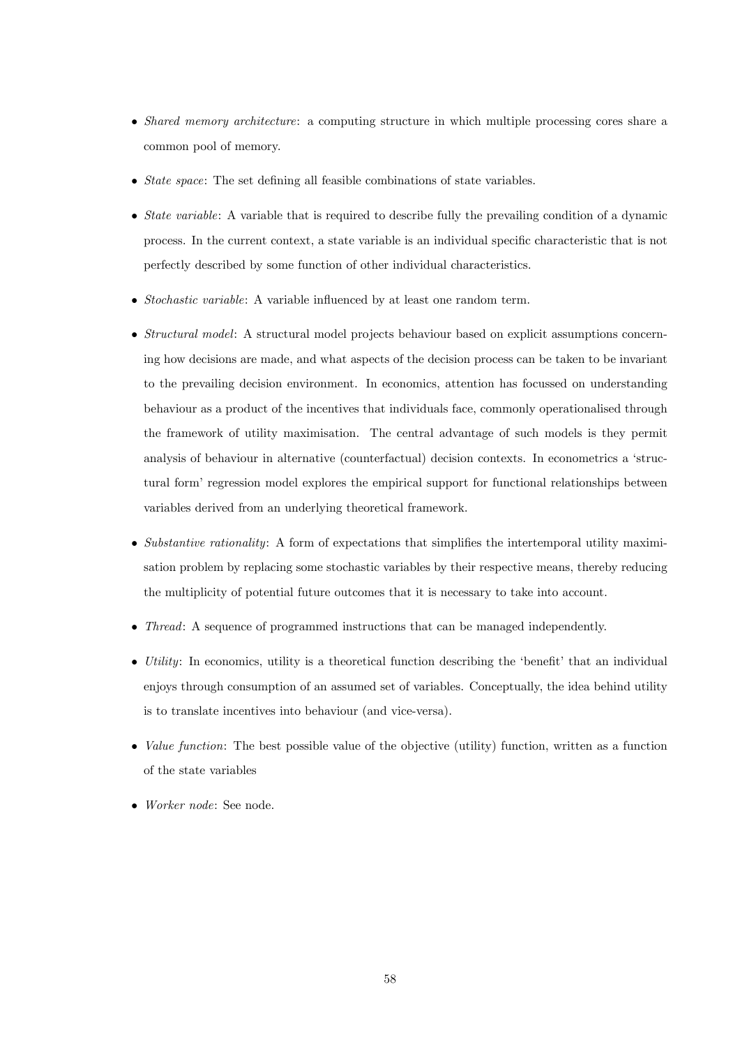- *Shared memory architecture*: a computing structure in which multiple processing cores share a common pool of memory.

- *State space*: The set defining all feasible combinations of state variables.

- *State variable*: A variable that is required to describe fully the prevailing condition of a dynamic process. In the current context, a state variable is an individual specific characteristic that is not perfectly described by some function of other individual characteristics.

- *Stochastic variable*: A variable influenced by at least one random term.

- *Structural model*: A structural model projects behaviour based on explicit assumptions concerning how decisions are made, and what aspects of the decision process can be taken to be invariant to the prevailing decision environment. In economics, attention has focussed on understanding behaviour as a product of the incentives that individuals face, commonly operationalised through the framework of utility maximisation. The central advantage of such models is they permit analysis of behaviour in alternative (counterfactual) decision contexts. In econometrics a 'structural form' regression model explores the empirical support for functional relationships between variables derived from an underlying theoretical framework.

- *Substantive rationality*: A form of expectations that simplifies the intertemporal utility maximisation problem by replacing some stochastic variables by their respective means, thereby reducing the multiplicity of potential future outcomes that it is necessary to take into account.

- *Thread*: A sequence of programmed instructions that can be managed independently.

- *Utility*: In economics, utility is a theoretical function describing the 'benefit' that an individual enjoys through consumption of an assumed set of variables. Conceptually, the idea behind utility is to translate incentives into behaviour (and vice-versa).

- *Value function*: The best possible value of the objective (utility) function, written as a function of the state variables

- *Worker node*: See node.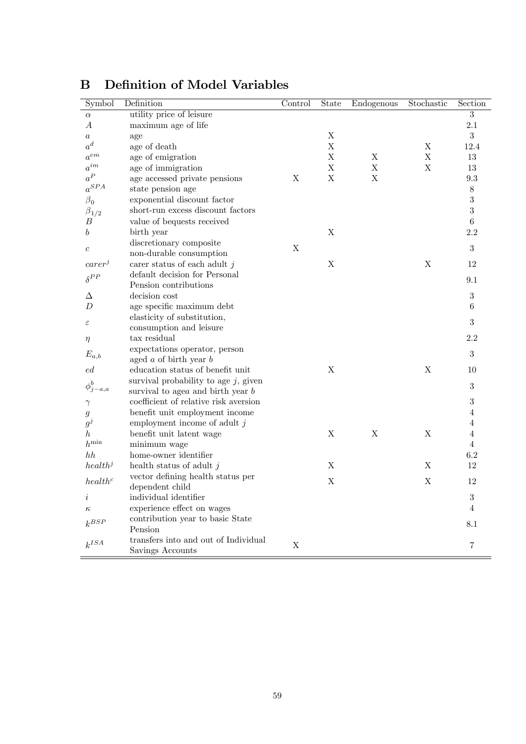# B Definition of Model Variables

| Symbol | Definition | Control | State | Endogenous | Stochastic | Section |
|---|---|---|---|---|---|---|
| $\alpha$ | utility price of leisure | | | | | 3 |
| $A$ | maximum age of life | | | | | 2.1 |
| $a$ | age | | X | | | 3 |
| $a^d$ | age of death | | X | | X | 12.4 |
| $a^{em}$ | age of emigration | | X | X | X | 13 |
| $a^{im}$ | age of immigration | | X | X | X | 13 |
| $a^P$ | age accessed private pensions | X | X | X | | 9.3 |
| $a^{SPA}$ | state pension age | | | | | 8 |
| $\beta_0$ | exponential discount factor | | | | | 3 |
| $\beta_{1/2}$ | short-run excess discount factors | | | | | 3 |
| $B$ | value of bequests received | | | | | 6 |
| $b$ | birth year | | X | | | 2.2 |
| $c$ | discretionary composite non-durable consumption | X | | | | 3 |
| $carer^j$ | carer status of each adult $j$ | | X | | X | 12 |
| $\delta^{PP}$ | default decision for Personal Pension contributions | | | | | 9.1 |
| $\Delta$ | decision cost | | | | | 3 |
| $D$ | age specific maximum debt | | | | | 6 |
| $\varepsilon$ | elasticity of substitution, consumption and leisure | | | | | 3 |
| $\eta$ | tax residual | | | | | 2.2 |
| $E_{a,b}$ | expectations operator, person aged $a$ of birth year $b$ | | | | | 3 |
| $ed$ | education status of benefit unit | | X | | X | 10 |
| $\phi^b_{j-a,a}$ | survival probability to age $j$, given survival to age$a$ and birth year $b$ | | | | | 3 |
| $\gamma$ | coefficient of relative risk aversion | | | | | 3 |
| $g$ | benefit unit employment income | | | | | 4 |
| $g^j$ | employment income of adult $j$ | | | | | 4 |
| $h$ | benefit unit latent wage | | X | X | X | 4 |
| $h^{\min}$ | minimum wage | | | | | 4 |
| $hh$ | home-owner identifier | | | | | 6.2 |
| $health^j$ | health status of adult $j$ | | X | | X | 12 |
| $health^c$ | vector defining health status per dependent child | | X | | X | 12 |
| $i$ | individual identifier | | | | | 3 |
| $\kappa$ | experience effect on wages | | | | | 4 |
| $k^{BSP}$ | contribution year to basic State Pension | | | | | 8.1 |
| $k^{ISA}$ | transfers into and out of Individual Savings Accounts | X | | | | 7 |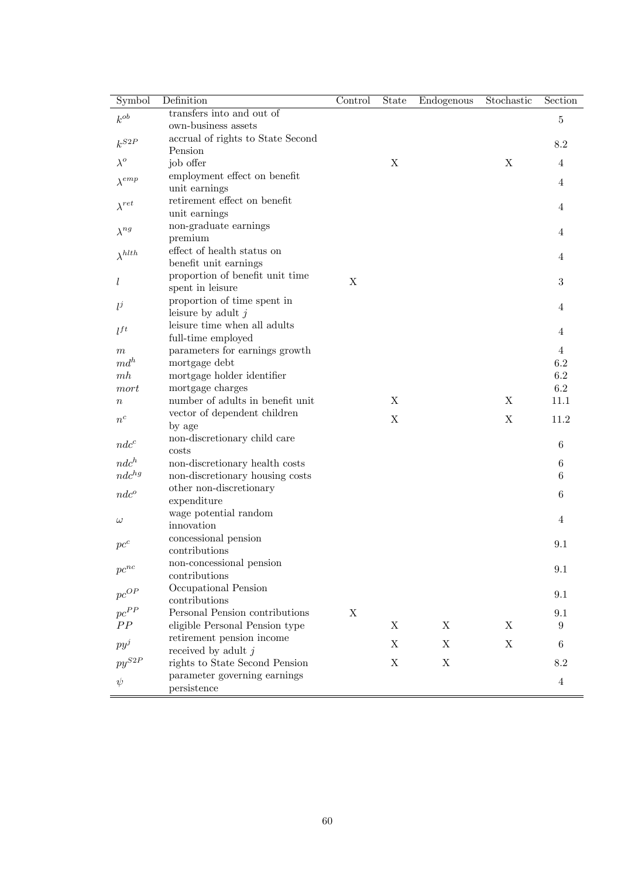| Symbol | Definition | Control | State | Endogenous | Stochastic | Section |
|---|---|---|---|---|---|---|
| $k^{ob}$ | transfers into and out of own-business assets | | | | | 5 |
| $k^{S2P}$ | accrual of rights to State Second Pension | | | | | 8.2 |
| $\lambda^{o}$ | job offer | | X | | X | 4 |
| $\lambda^{emp}$ | employment effect on benefit unit earnings | | | | | 4 |
| $\lambda^{ret}$ | retirement effect on benefit unit earnings | | | | | 4 |
| $\lambda^{ng}$ | non-graduate earnings premium | | | | | 4 |
| $\lambda^{hlth}$ | effect of health status on benefit unit earnings | | | | | 4 |
| $l$ | proportion of benefit unit time spent in leisure | X | | | | 3 |
| $l^{j}$ | proportion of time spent in leisure by adult $j$ | | | | | 4 |
| $l^{ft}$ | leisure time when all adults full-time employed | | | | | 4 |
| $m$ | parameters for earnings growth | | | | | 4 |
| $md^{h}$ | mortgage debt | | | | | 6.2 |
| $mh$ | mortgage holder identifier | | | | | 6.2 |
| $mort$ | mortgage charges | | | | | 6.2 |
| $n$ | number of adults in benefit unit | | X | | X | 11.1 |
| $n^{c}$ | vector of dependent children by age | | X | | X | 11.2 |
| $ndc^{c}$ | non-discretionary child care costs | | | | | 6 |
| $ndc^{h}$ | non-discretionary health costs | | | | | 6 |
| $ndc^{hg}$ | non-discretionary housing costs | | | | | 6 |
| $ndc^{o}$ | other non-discretionary expenditure | | | | | 6 |
| $\omega$ | wage potential random innovation | | | | | 4 |
| $pc^{c}$ | concessional pension contributions | | | | | 9.1 |
| $pc^{nc}$ | non-concessional pension contributions | | | | | 9.1 |
| $pc^{OP}$ | Occupational Pension contributions | | | | | 9.1 |
| $pc^{PP}$ | Personal Pension contributions | X | | | | 9.1 |
| $PP$ | eligible Personal Pension type | | X | X | X | 9 |
| $py^{j}$ | retirement pension income received by adult $j$ | | X | X | X | 6 |
| $py^{S2P}$ | rights to State Second Pension | | X | X | | 8.2 |
| $\psi$ | parameter governing earnings persistence | | | | | 4 |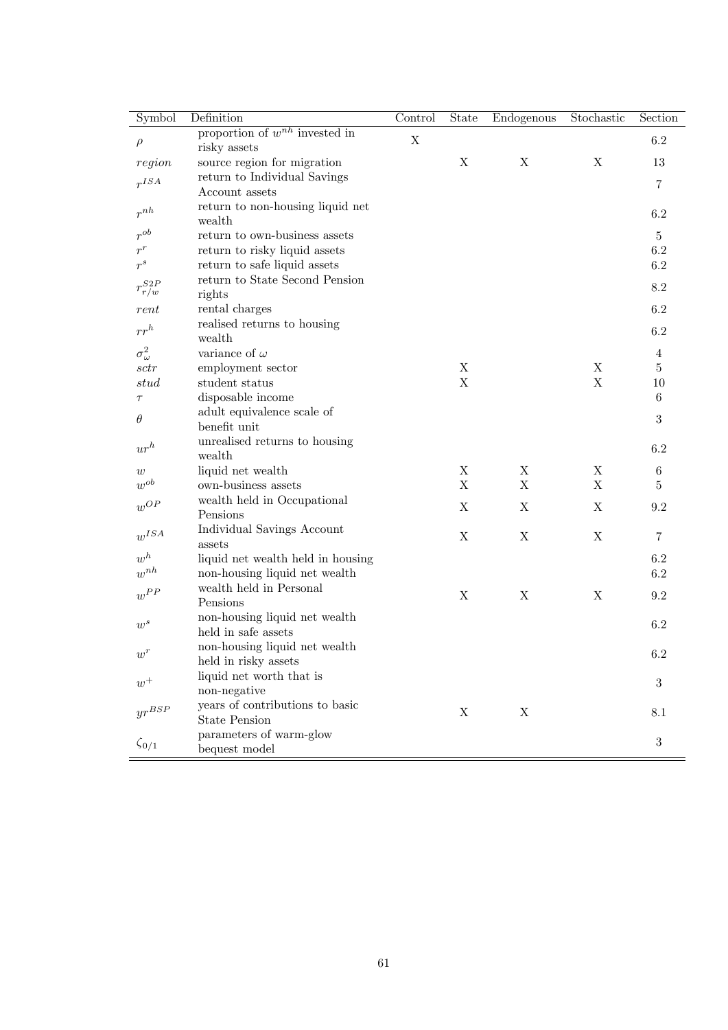| Symbol | Definition | Control | State | Endogenous | Stochastic | Section |
|---|---|---|---|---|---|---|
| $\rho$ | proportion of $w^{nh}$ invested in risky assets | X | | | | 6.2 |
| $region$ | source region for migration | | X | X | X | 13 |
| $r^{ISA}$ | return to Individual Savings Account assets | | | | | 7 |
| $r^{nh}$ | return to non-housing liquid net wealth | | | | | 6.2 |
| $r^{ob}$ | return to own-business assets | | | | | 5 |
| $r^{r}$ | return to risky liquid assets | | | | | 6.2 |
| $r^{s}$ | return to safe liquid assets | | | | | 6.2 |
| $r^{S2P}_{r/w}$ | return to State Second Pension rights | | | | | 8.2 |
| $rent$ | rental charges | | | | | 6.2 |
| $rr^{h}$ | realised returns to housing wealth | | | | | 6.2 |
| $\sigma^2_{\omega}$ | variance of $\omega$ | | | | | 4 |
| $sctr$ | employment sector | | X | | X | 5 |
| $stud$ | student status | | X | | X | 10 |
| $\tau$ | disposable income | | | | | 6 |
| $\theta$ | adult equivalence scale of benefit unit | | | | | 3 |
| $ur^{h}$ | unrealised returns to housing wealth | | | | | 6.2 |
| $w$ | liquid net wealth | | X | X | X | 6 |
| $w^{ob}$ | own-business assets | | X | X | X | 5 |
| $w^{OP}$ | wealth held in Occupational Pensions | | X | X | X | 9.2 |
| $w^{ISA}$ | Individual Savings Account assets | | X | X | X | 7 |
| $w^{h}$ | liquid net wealth held in housing | | | | | 6.2 |
| $w^{nh}$ | non-housing liquid net wealth | | | | | 6.2 |
| $w^{PP}$ | wealth held in Personal Pensions | | X | X | X | 9.2 |
| $w^{s}$ | non-housing liquid net wealth held in safe assets | | | | | 6.2 |
| $w^{r}$ | non-housing liquid net wealth held in risky assets | | | | | 6.2 |
| $w^{+}$ | liquid net worth that is non-negative | | | | | 3 |
| $yr^{BSP}$ | years of contributions to basic State Pension | | X | X | | 8.1 |
| $\zeta_{0/1}$ | parameters of warm-glow bequest model | | | | | 3 |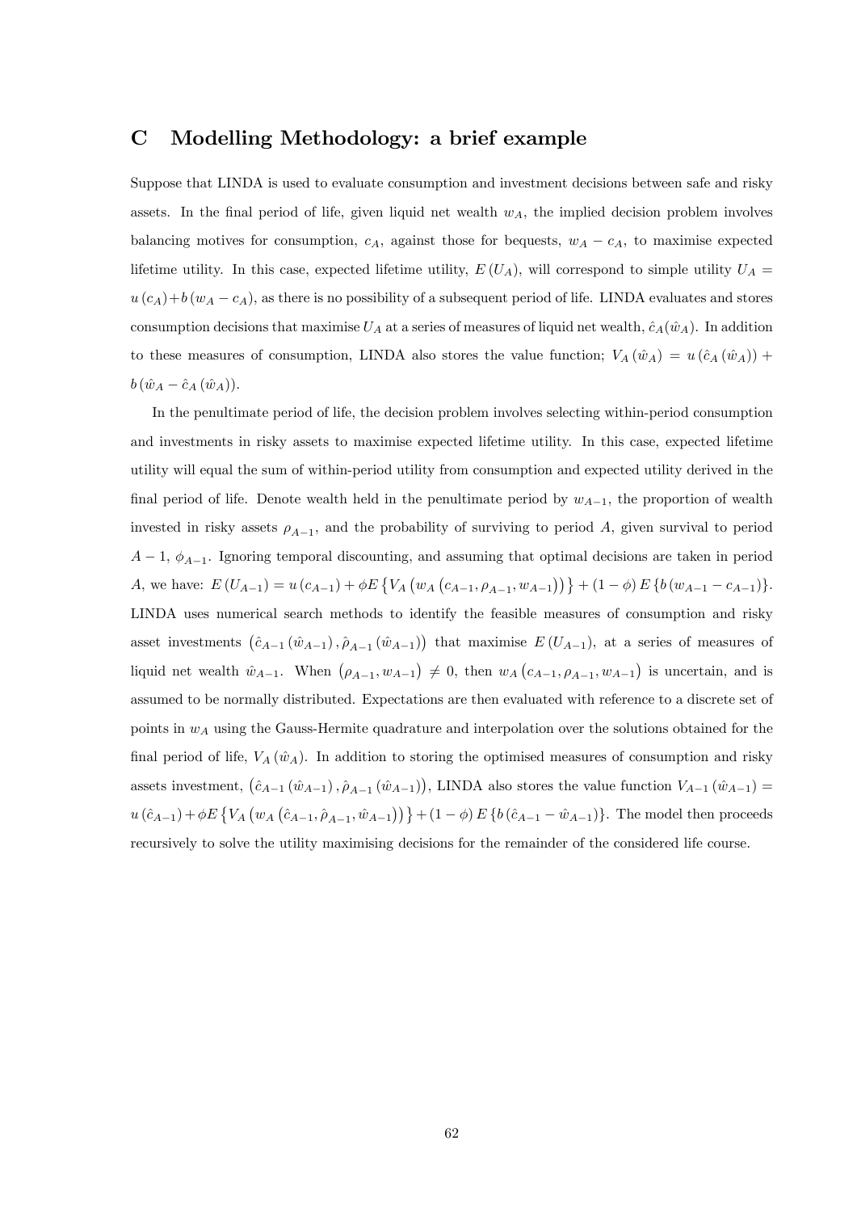# C Modelling Methodology: a brief example

Suppose that LINDA is used to evaluate consumption and investment decisions between safe and risky assets. In the final period of life, given liquid net wealth $w_A$, the implied decision problem involves balancing motives for consumption, $c_A$, against those for bequests, $w_A - c_A$, to maximise expected lifetime utility. In this case, expected lifetime utility, $E(U_A)$, will correspond to simple utility $U_A = u(c_A) + b(w_A - c_A)$, as there is no possibility of a subsequent period of life. LINDA evaluates and stores consumption decisions that maximise $U_A$ at a series of measures of liquid net wealth, $\hat{c}_A(\hat{w}_A)$. In addition to these measures of consumption, LINDA also stores the value function; $V_A(\hat{w}_A) = u(\hat{c}_A(\hat{w}_A)) + b(\hat{w}_A - \hat{c}_A(\hat{w}_A))$.

In the penultimate period of life, the decision problem involves selecting within-period consumption and investments in risky assets to maximise expected lifetime utility. In this case, expected lifetime utility will equal the sum of within-period utility from consumption and expected utility derived in the final period of life. Denote wealth held in the penultimate period by $w_{A-1}$, the proportion of wealth invested in risky assets $\rho_{A-1}$, and the probability of surviving to period $A$, given survival to period $A-1$, $\phi_{A-1}$. Ignoring temporal discounting, and assuming that optimal decisions are taken in period $A$, we have: $E(U_{A-1}) = u(c_{A-1}) + \phi E\{V_A(w_A(c_{A-1}, \rho_{A-1}, w_{A-1}))\} + (1-\phi) E\{b(w_{A-1} - c_{A-1})\}$. LINDA uses numerical search methods to identify the feasible measures of consumption and risky asset investments $(\hat{c}_{A-1}(\hat{w}_{A-1}), \hat{\rho}_{A-1}(\hat{w}_{A-1}))$ that maximise $E(U_{A-1})$, at a series of measures of liquid net wealth $\hat{w}_{A-1}$. When $(\rho_{A-1}, w_{A-1}) \neq 0$, then $w_A(c_{A-1}, \rho_{A-1}, w_{A-1})$ is uncertain, and is assumed to be normally distributed. Expectations are then evaluated with reference to a discrete set of points in $w_A$ using the Gauss-Hermite quadrature and interpolation over the solutions obtained for the final period of life, $V_A(\hat{w}_A)$. In addition to storing the optimised measures of consumption and risky assets investment, $(\hat{c}_{A-1}(\hat{w}_{A-1}), \hat{\rho}_{A-1}(\hat{w}_{A-1}))$, LINDA also stores the value function $V_{A-1}(\hat{w}_{A-1}) = u(\hat{c}_{A-1}) + \phi E\{V_A(w_A(\hat{c}_{A-1}, \hat{\rho}_{A-1}, \hat{w}_{A-1}))\} + (1-\phi) E\{b(\hat{c}_{A-1} - \hat{w}_{A-1})\}$. The model then proceeds recursively to solve the utility maximising decisions for the remainder of the considered life course.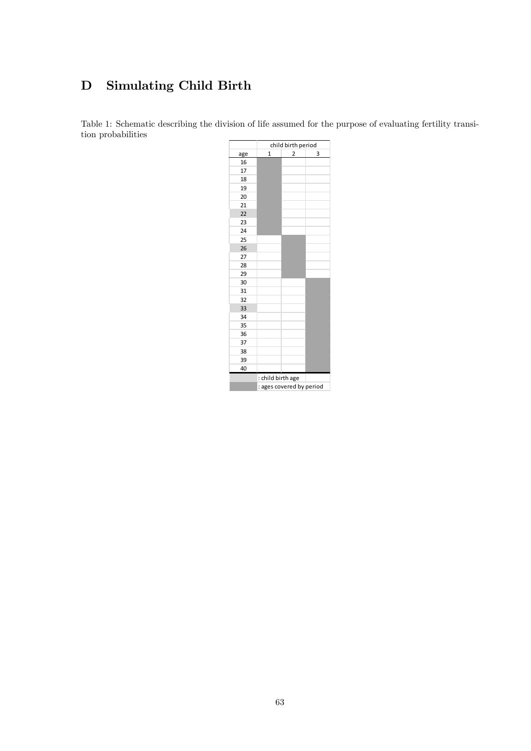# D Simulating Child Birth

Table 1: Schematic describing the division of life assumed for the purpose of evaluating fertility transition probabilities

| | child birth period | | |
|---|---|---|---|
| age | 1 | 2 | 3 |
| 16 | | | |
| 17 | | | |
| 18 | | | |
| 19 | | | |
| 20 | | | |
| 21 | | | |
| 22 | | | |
| 23 | | | |
| 24 | | | |
| 25 | | | |
| 26 | | | |
| 27 | | | |
| 28 | | | |
| 29 | | | |
| 30 | | | |
| 31 | | | |
| 32 | | | |
| 33 | | | |
| 34 | | | |
| 35 | | | |
| 36 | | | |
| 37 | | | |
| 38 | | | |
| 39 | | | |
| 40 | | | |
| | : child birth age | | |
| | : ages covered by period | | |